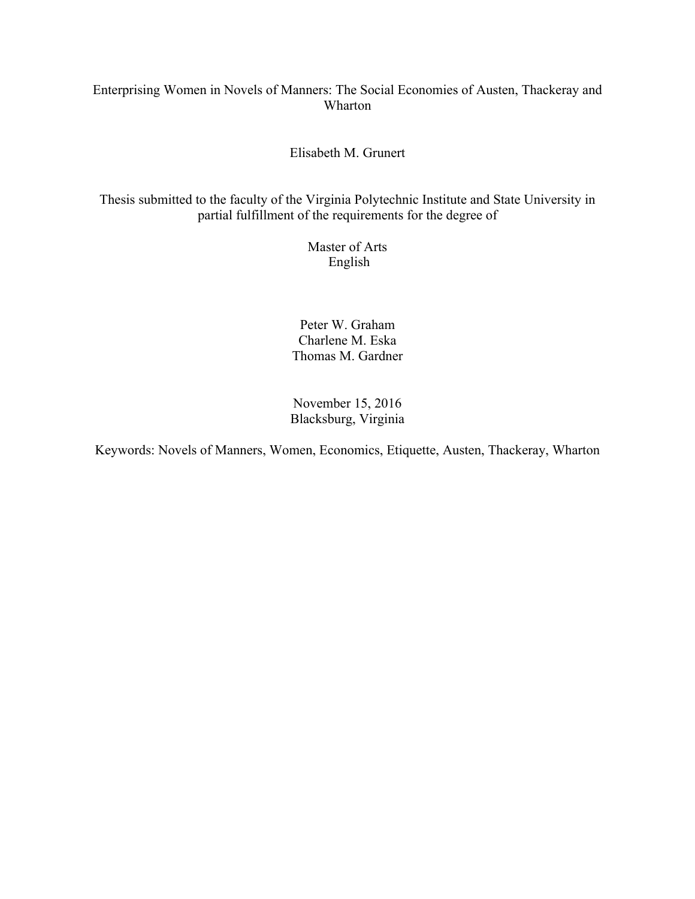# Enterprising Women in Novels of Manners: The Social Economies of Austen, Thackeray and Wharton

Elisabeth M. Grunert

Thesis submitted to the faculty of the Virginia Polytechnic Institute and State University in partial fulfillment of the requirements for the degree of

Master of Arts
English

Peter W. Graham
Charlene M. Eska
Thomas M. Gardner

November 15, 2016
Blacksburg, Virginia

Keywords: Novels of Manners, Women, Economics, Etiquette, Austen, Thackeray, Wharton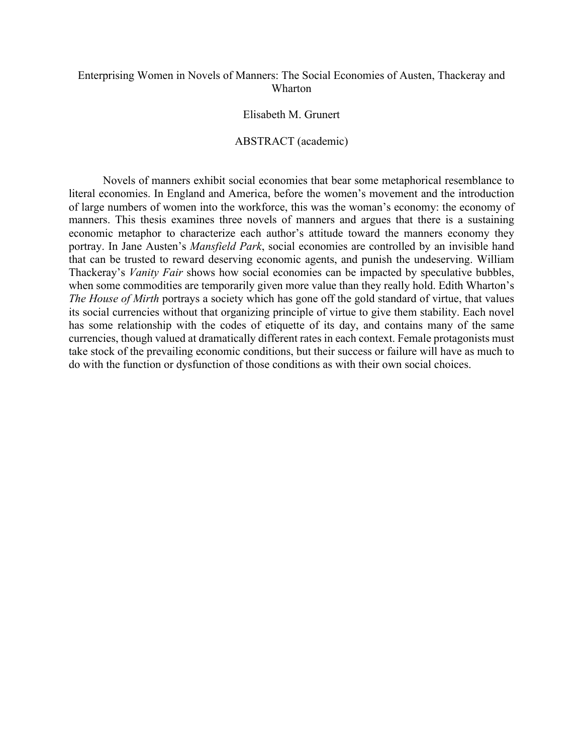Enterprising Women in Novels of Manners: The Social Economies of Austen, Thackeray and Wharton

Elisabeth M. Grunert

ABSTRACT (academic)

Novels of manners exhibit social economies that bear some metaphorical resemblance to literal economies. In England and America, before the women's movement and the introduction of large numbers of women into the workforce, this was the woman's economy: the economy of manners. This thesis examines three novels of manners and argues that there is a sustaining economic metaphor to characterize each author's attitude toward the manners economy they portray. In Jane Austen's *Mansfield Park*, social economies are controlled by an invisible hand that can be trusted to reward deserving economic agents, and punish the undeserving. William Thackeray's *Vanity Fair* shows how social economies can be impacted by speculative bubbles, when some commodities are temporarily given more value than they really hold. Edith Wharton's *The House of Mirth* portrays a society which has gone off the gold standard of virtue, that values its social currencies without that organizing principle of virtue to give them stability. Each novel has some relationship with the codes of etiquette of its day, and contains many of the same currencies, though valued at dramatically different rates in each context. Female protagonists must take stock of the prevailing economic conditions, but their success or failure will have as much to do with the function or dysfunction of those conditions as with their own social choices.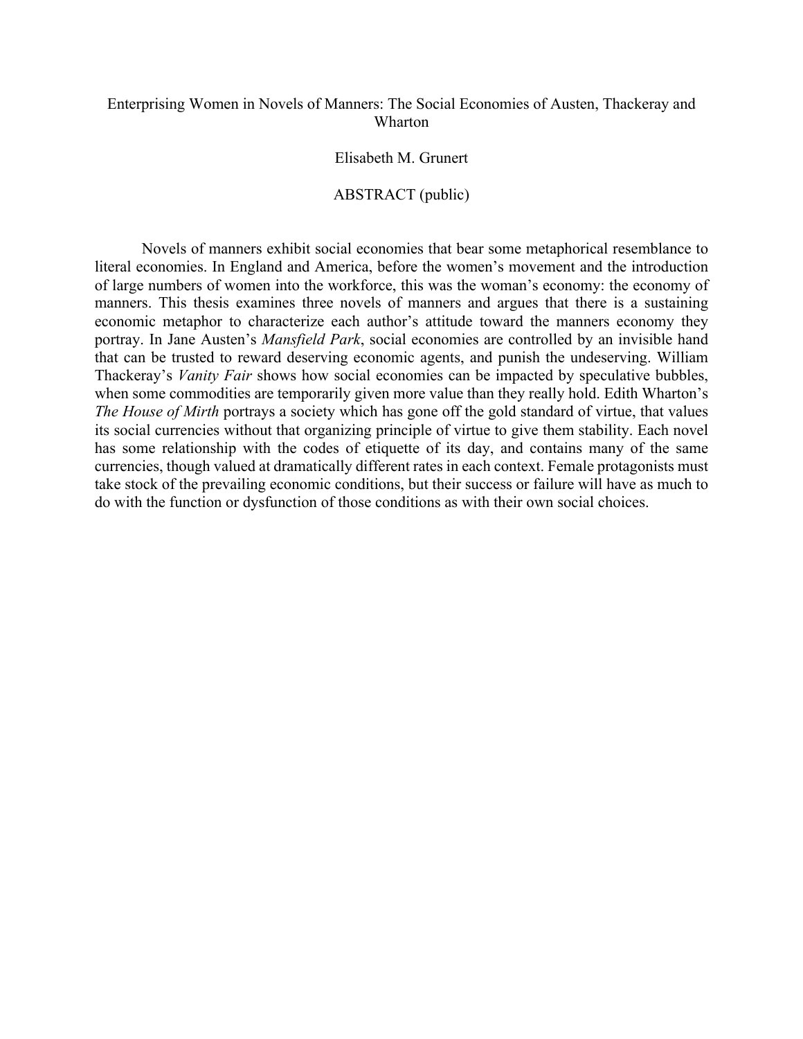# Enterprising Women in Novels of Manners: The Social Economies of Austen, Thackeray and Wharton

Elisabeth M. Grunert

ABSTRACT (public)

Novels of manners exhibit social economies that bear some metaphorical resemblance to literal economies. In England and America, before the women's movement and the introduction of large numbers of women into the workforce, this was the woman's economy: the economy of manners. This thesis examines three novels of manners and argues that there is a sustaining economic metaphor to characterize each author's attitude toward the manners economy they portray. In Jane Austen's *Mansfield Park*, social economies are controlled by an invisible hand that can be trusted to reward deserving economic agents, and punish the undeserving. William Thackeray's *Vanity Fair* shows how social economies can be impacted by speculative bubbles, when some commodities are temporarily given more value than they really hold. Edith Wharton's *The House of Mirth* portrays a society which has gone off the gold standard of virtue, that values its social currencies without that organizing principle of virtue to give them stability. Each novel has some relationship with the codes of etiquette of its day, and contains many of the same currencies, though valued at dramatically different rates in each context. Female protagonists must take stock of the prevailing economic conditions, but their success or failure will have as much to do with the function or dysfunction of those conditions as with their own social choices.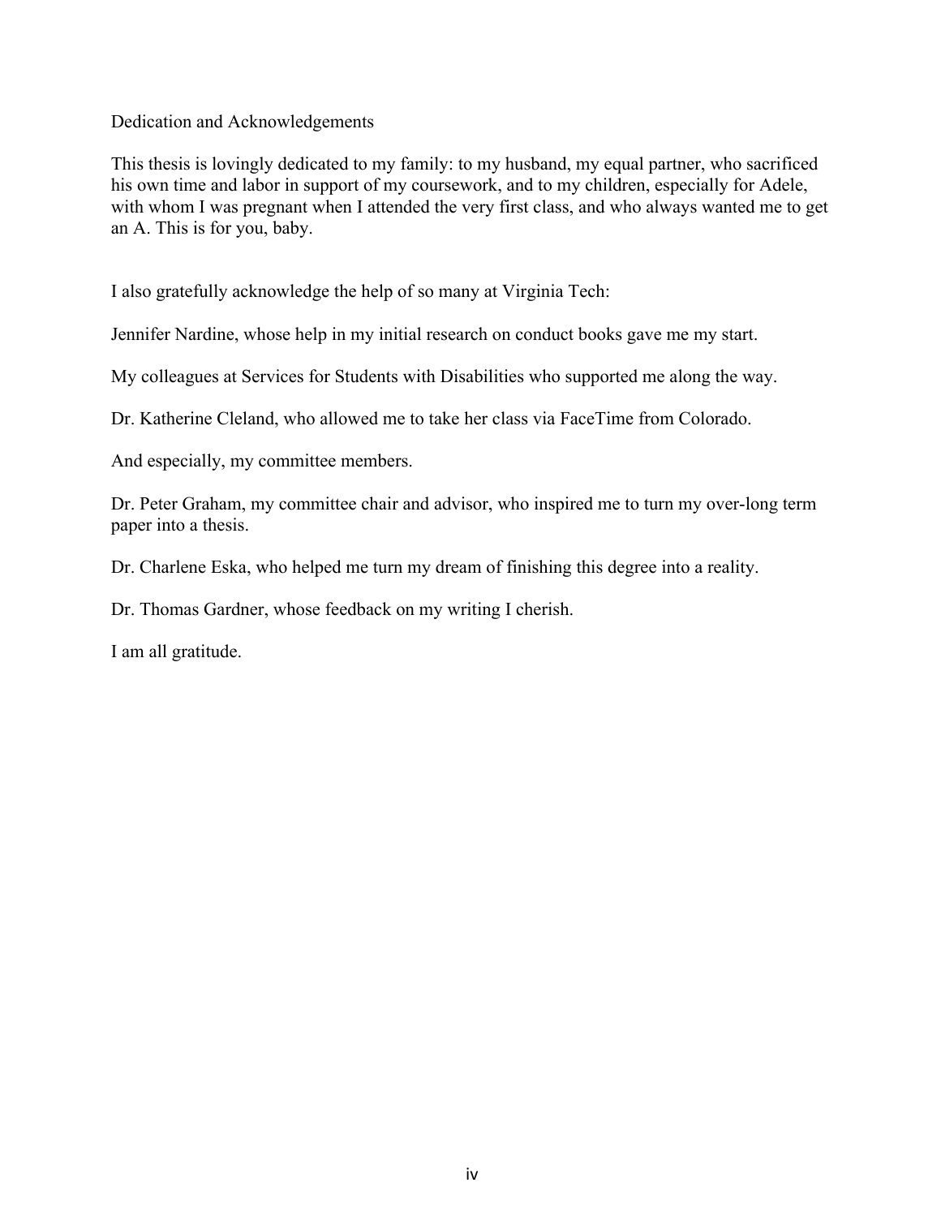# Dedication and Acknowledgements

This thesis is lovingly dedicated to my family: to my husband, my equal partner, who sacrificed his own time and labor in support of my coursework, and to my children, especially for Adele, with whom I was pregnant when I attended the very first class, and who always wanted me to get an A. This is for you, baby.

I also gratefully acknowledge the help of so many at Virginia Tech:

Jennifer Nardine, whose help in my initial research on conduct books gave me my start.

My colleagues at Services for Students with Disabilities who supported me along the way.

Dr. Katherine Cleland, who allowed me to take her class via FaceTime from Colorado.

And especially, my committee members.

Dr. Peter Graham, my committee chair and advisor, who inspired me to turn my over-long term paper into a thesis.

Dr. Charlene Eska, who helped me turn my dream of finishing this degree into a reality.

Dr. Thomas Gardner, whose feedback on my writing I cherish.

I am all gratitude.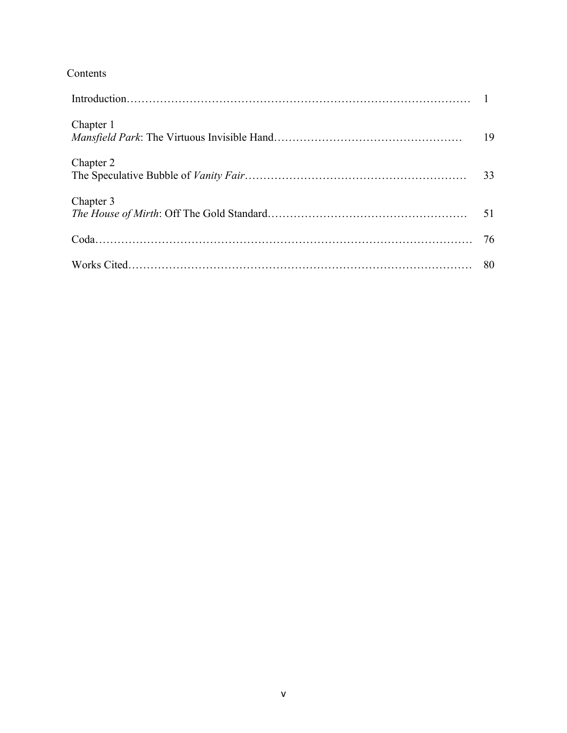# Contents

| | |
|---|---|
| Introduction | 1 |
| Chapter 1<br>*Mansfield Park*: The Virtuous Invisible Hand | 19 |
| Chapter 2<br>The Speculative Bubble of *Vanity Fair* | 33 |
| Chapter 3<br>*The House of Mirth*: Off The Gold Standard | 51 |
| Coda | 76 |
| Works Cited | 80 |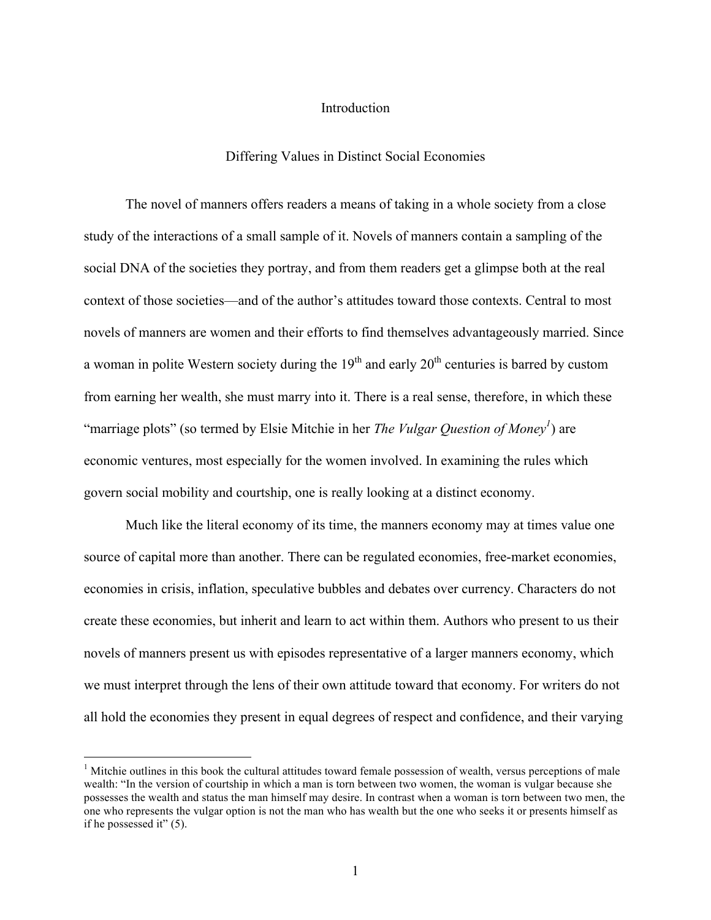# Introduction

## Differing Values in Distinct Social Economies

The novel of manners offers readers a means of taking in a whole society from a close study of the interactions of a small sample of it. Novels of manners contain a sampling of the social DNA of the societies they portray, and from them readers get a glimpse both at the real context of those societies—and of the author's attitudes toward those contexts. Central to most novels of manners are women and their efforts to find themselves advantageously married. Since a woman in polite Western society during the 19th and early 20th centuries is barred by custom from earning her wealth, she must marry into it. There is a real sense, therefore, in which these "marriage plots" (so termed by Elsie Mitchie in her *The Vulgar Question of Money*[1]) are economic ventures, most especially for the women involved. In examining the rules which govern social mobility and courtship, one is really looking at a distinct economy.

Much like the literal economy of its time, the manners economy may at times value one source of capital more than another. There can be regulated economies, free-market economies, economies in crisis, inflation, speculative bubbles and debates over currency. Characters do not create these economies, but inherit and learn to act within them. Authors who present to us their novels of manners present us with episodes representative of a larger manners economy, which we must interpret through the lens of their own attitude toward that economy. For writers do not all hold the economies they present in equal degrees of respect and confidence, and their varying

---

[1] Mitchie outlines in this book the cultural attitudes toward female possession of wealth, versus perceptions of male wealth: "In the version of courtship in which a man is torn between two women, the woman is vulgar because she possesses the wealth and status the man himself may desire. In contrast when a woman is torn between two men, the one who represents the vulgar option is not the man who has wealth but the one who seeks it or presents himself as if he possessed it" (5).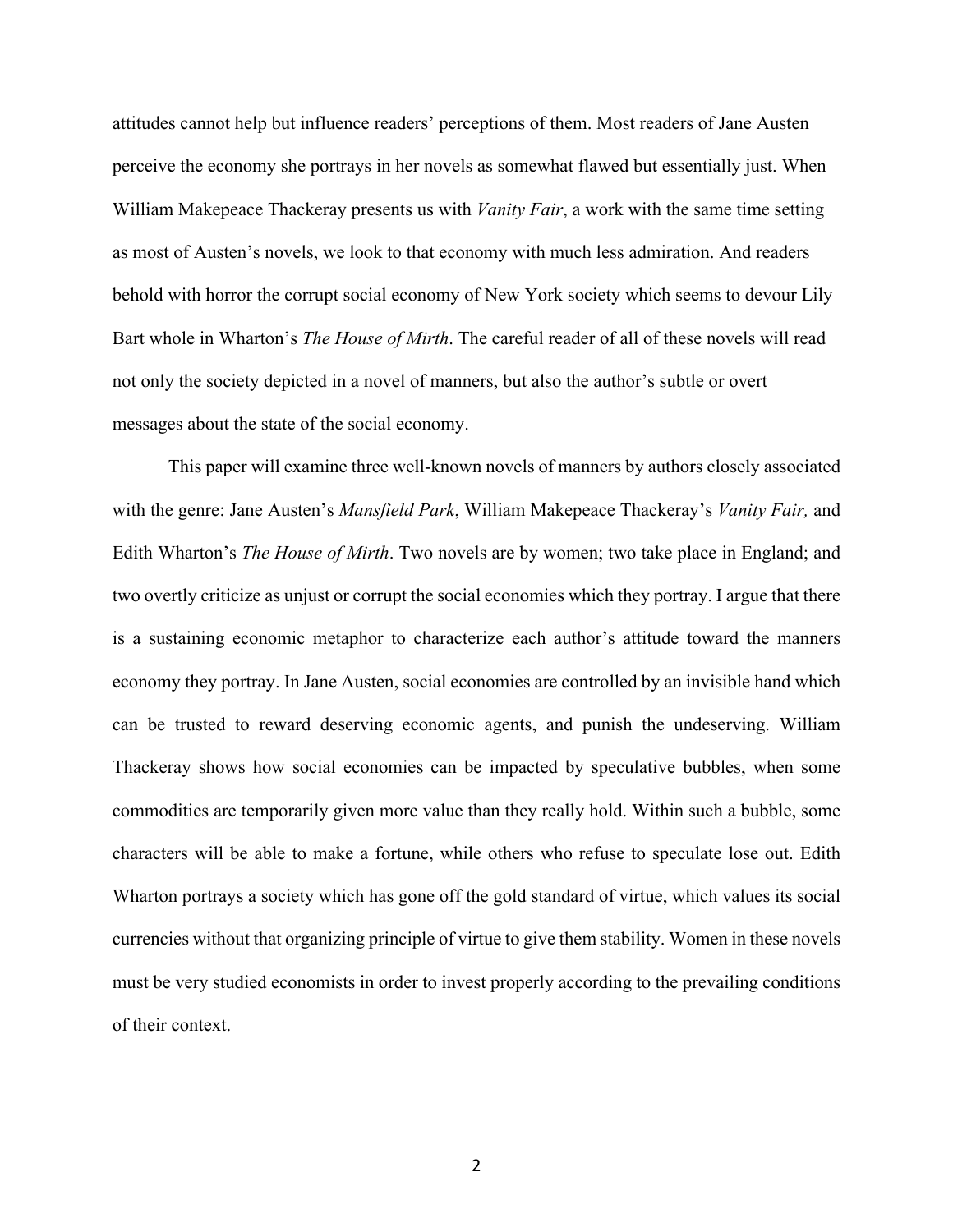attitudes cannot help but influence readers' perceptions of them. Most readers of Jane Austen perceive the economy she portrays in her novels as somewhat flawed but essentially just. When William Makepeace Thackeray presents us with *Vanity Fair*, a work with the same time setting as most of Austen's novels, we look to that economy with much less admiration. And readers behold with horror the corrupt social economy of New York society which seems to devour Lily Bart whole in Wharton's *The House of Mirth*. The careful reader of all of these novels will read not only the society depicted in a novel of manners, but also the author's subtle or overt messages about the state of the social economy.

This paper will examine three well-known novels of manners by authors closely associated with the genre: Jane Austen's *Mansfield Park*, William Makepeace Thackeray's *Vanity Fair,* and Edith Wharton's *The House of Mirth*. Two novels are by women; two take place in England; and two overtly criticize as unjust or corrupt the social economies which they portray. I argue that there is a sustaining economic metaphor to characterize each author's attitude toward the manners economy they portray. In Jane Austen, social economies are controlled by an invisible hand which can be trusted to reward deserving economic agents, and punish the undeserving. William Thackeray shows how social economies can be impacted by speculative bubbles, when some commodities are temporarily given more value than they really hold. Within such a bubble, some characters will be able to make a fortune, while others who refuse to speculate lose out. Edith Wharton portrays a society which has gone off the gold standard of virtue, which values its social currencies without that organizing principle of virtue to give them stability. Women in these novels must be very studied economists in order to invest properly according to the prevailing conditions of their context.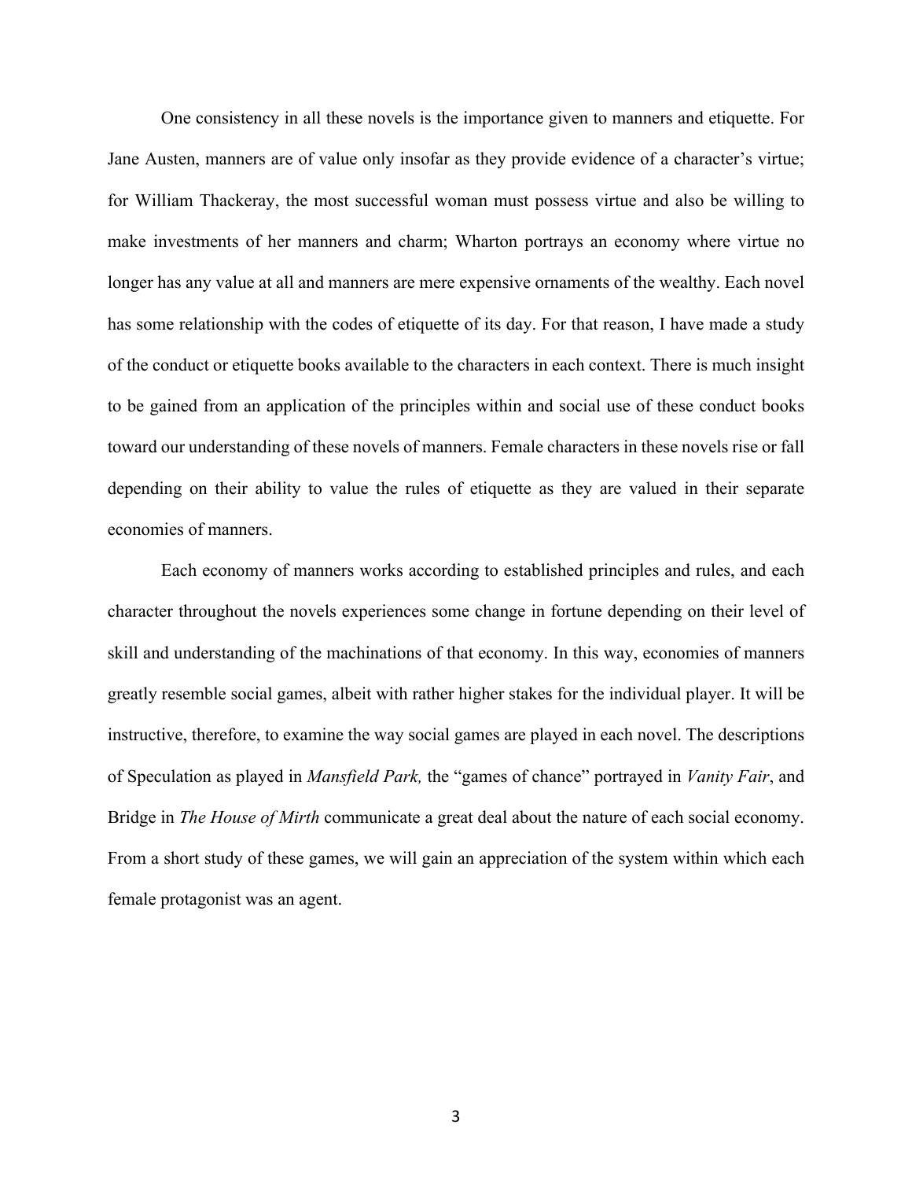One consistency in all these novels is the importance given to manners and etiquette. For Jane Austen, manners are of value only insofar as they provide evidence of a character's virtue; for William Thackeray, the most successful woman must possess virtue and also be willing to make investments of her manners and charm; Wharton portrays an economy where virtue no longer has any value at all and manners are mere expensive ornaments of the wealthy. Each novel has some relationship with the codes of etiquette of its day. For that reason, I have made a study of the conduct or etiquette books available to the characters in each context. There is much insight to be gained from an application of the principles within and social use of these conduct books toward our understanding of these novels of manners. Female characters in these novels rise or fall depending on their ability to value the rules of etiquette as they are valued in their separate economies of manners.

Each economy of manners works according to established principles and rules, and each character throughout the novels experiences some change in fortune depending on their level of skill and understanding of the machinations of that economy. In this way, economies of manners greatly resemble social games, albeit with rather higher stakes for the individual player. It will be instructive, therefore, to examine the way social games are played in each novel. The descriptions of Speculation as played in *Mansfield Park,* the "games of chance" portrayed in *Vanity Fair*, and Bridge in *The House of Mirth* communicate a great deal about the nature of each social economy. From a short study of these games, we will gain an appreciation of the system within which each female protagonist was an agent.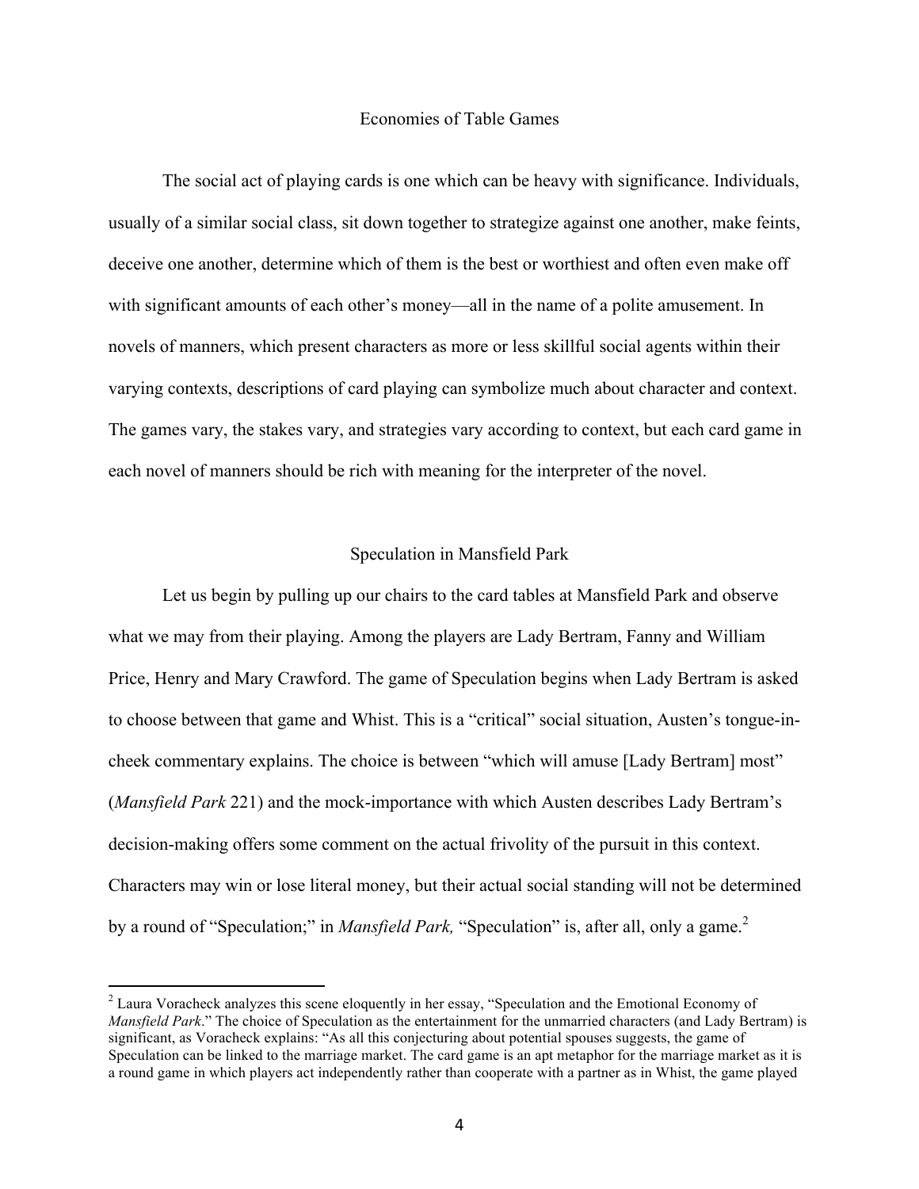## Economies of Table Games

The social act of playing cards is one which can be heavy with significance. Individuals, usually of a similar social class, sit down together to strategize against one another, make feints, deceive one another, determine which of them is the best or worthiest and often even make off with significant amounts of each other's money—all in the name of a polite amusement. In novels of manners, which present characters as more or less skillful social agents within their varying contexts, descriptions of card playing can symbolize much about character and context. The games vary, the stakes vary, and strategies vary according to context, but each card game in each novel of manners should be rich with meaning for the interpreter of the novel.

### Speculation in Mansfield Park

Let us begin by pulling up our chairs to the card tables at Mansfield Park and observe what we may from their playing. Among the players are Lady Bertram, Fanny and William Price, Henry and Mary Crawford. The game of Speculation begins when Lady Bertram is asked to choose between that game and Whist. This is a "critical" social situation, Austen's tongue-in-cheek commentary explains. The choice is between "which will amuse [Lady Bertram] most" (*Mansfield Park* 221) and the mock-importance with which Austen describes Lady Bertram's decision-making offers some comment on the actual frivolity of the pursuit in this context. Characters may win or lose literal money, but their actual social standing will not be determined by a round of "Speculation;" in *Mansfield Park,* "Speculation" is, after all, only a game.[2]

---

[2] Laura Voracheck analyzes this scene eloquently in her essay, "Speculation and the Emotional Economy of *Mansfield Park*." The choice of Speculation as the entertainment for the unmarried characters (and Lady Bertram) is significant, as Voracheck explains: "As all this conjecturing about potential spouses suggests, the game of Speculation can be linked to the marriage market. The card game is an apt metaphor for the marriage market as it is a round game in which players act independently rather than cooperate with a partner as in Whist, the game played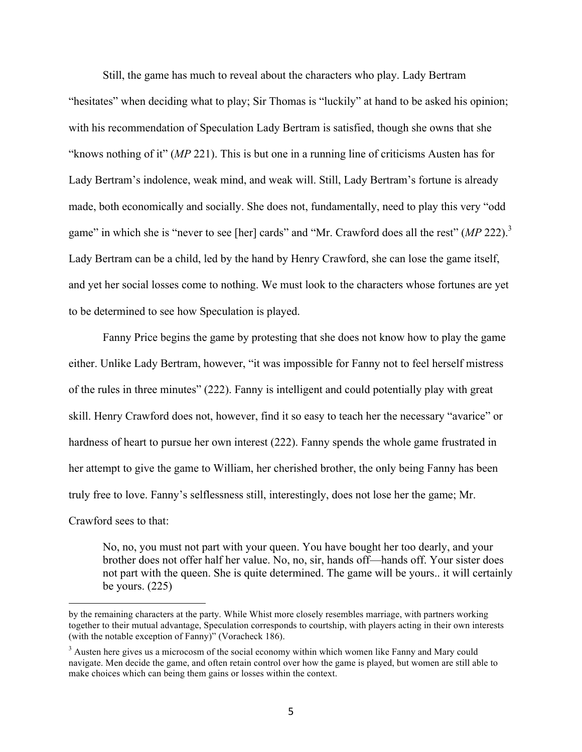Still, the game has much to reveal about the characters who play. Lady Bertram "hesitates" when deciding what to play; Sir Thomas is "luckily" at hand to be asked his opinion; with his recommendation of Speculation Lady Bertram is satisfied, though she owns that she "knows nothing of it" (*MP* 221). This is but one in a running line of criticisms Austen has for Lady Bertram's indolence, weak mind, and weak will. Still, Lady Bertram's fortune is already made, both economically and socially. She does not, fundamentally, need to play this very "odd game" in which she is "never to see [her] cards" and "Mr. Crawford does all the rest" (*MP* 222).[3] Lady Bertram can be a child, led by the hand by Henry Crawford, she can lose the game itself, and yet her social losses come to nothing. We must look to the characters whose fortunes are yet to be determined to see how Speculation is played.

Fanny Price begins the game by protesting that she does not know how to play the game either. Unlike Lady Bertram, however, "it was impossible for Fanny not to feel herself mistress of the rules in three minutes" (222). Fanny is intelligent and could potentially play with great skill. Henry Crawford does not, however, find it so easy to teach her the necessary "avarice" or hardness of heart to pursue her own interest (222). Fanny spends the whole game frustrated in her attempt to give the game to William, her cherished brother, the only being Fanny has been truly free to love. Fanny's selflessness still, interestingly, does not lose her the game; Mr. Crawford sees to that:

> No, no, you must not part with your queen. You have bought her too dearly, and your brother does not offer half her value. No, no, sir, hands off—hands off. Your sister does not part with the queen. She is quite determined. The game will be yours.. it will certainly be yours. (225)

---

by the remaining characters at the party. While Whist more closely resembles marriage, with partners working together to their mutual advantage, Speculation corresponds to courtship, with players acting in their own interests (with the notable exception of Fanny)" (Voracheck 186).

[3] Austen here gives us a microcosm of the social economy within which women like Fanny and Mary could navigate. Men decide the game, and often retain control over how the game is played, but women are still able to make choices which can being them gains or losses within the context.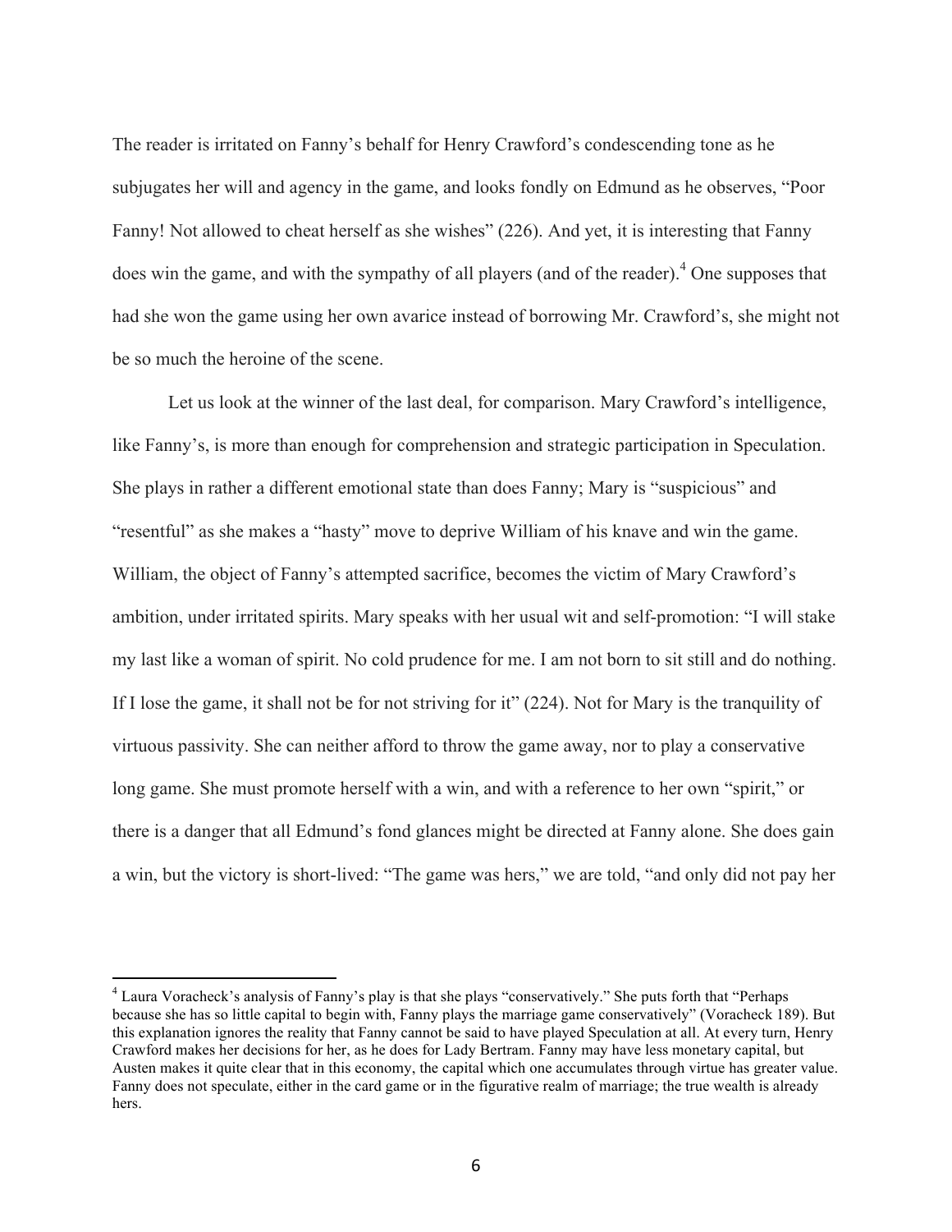The reader is irritated on Fanny's behalf for Henry Crawford's condescending tone as he subjugates her will and agency in the game, and looks fondly on Edmund as he observes, "Poor Fanny! Not allowed to cheat herself as she wishes" (226). And yet, it is interesting that Fanny does win the game, and with the sympathy of all players (and of the reader).[4] One supposes that had she won the game using her own avarice instead of borrowing Mr. Crawford's, she might not be so much the heroine of the scene.

Let us look at the winner of the last deal, for comparison. Mary Crawford's intelligence, like Fanny's, is more than enough for comprehension and strategic participation in Speculation. She plays in rather a different emotional state than does Fanny; Mary is "suspicious" and "resentful" as she makes a "hasty" move to deprive William of his knave and win the game. William, the object of Fanny's attempted sacrifice, becomes the victim of Mary Crawford's ambition, under irritated spirits. Mary speaks with her usual wit and self-promotion: "I will stake my last like a woman of spirit. No cold prudence for me. I am not born to sit still and do nothing. If I lose the game, it shall not be for not striving for it" (224). Not for Mary is the tranquility of virtuous passivity. She can neither afford to throw the game away, nor to play a conservative long game. She must promote herself with a win, and with a reference to her own "spirit," or there is a danger that all Edmund's fond glances might be directed at Fanny alone. She does gain a win, but the victory is short-lived: "The game was hers," we are told, "and only did not pay her

[4] Laura Voracheck's analysis of Fanny's play is that she plays "conservatively." She puts forth that "Perhaps because she has so little capital to begin with, Fanny plays the marriage game conservatively" (Voracheck 189). But this explanation ignores the reality that Fanny cannot be said to have played Speculation at all. At every turn, Henry Crawford makes her decisions for her, as he does for Lady Bertram. Fanny may have less monetary capital, but Austen makes it quite clear that in this economy, the capital which one accumulates through virtue has greater value. Fanny does not speculate, either in the card game or in the figurative realm of marriage; the true wealth is already hers.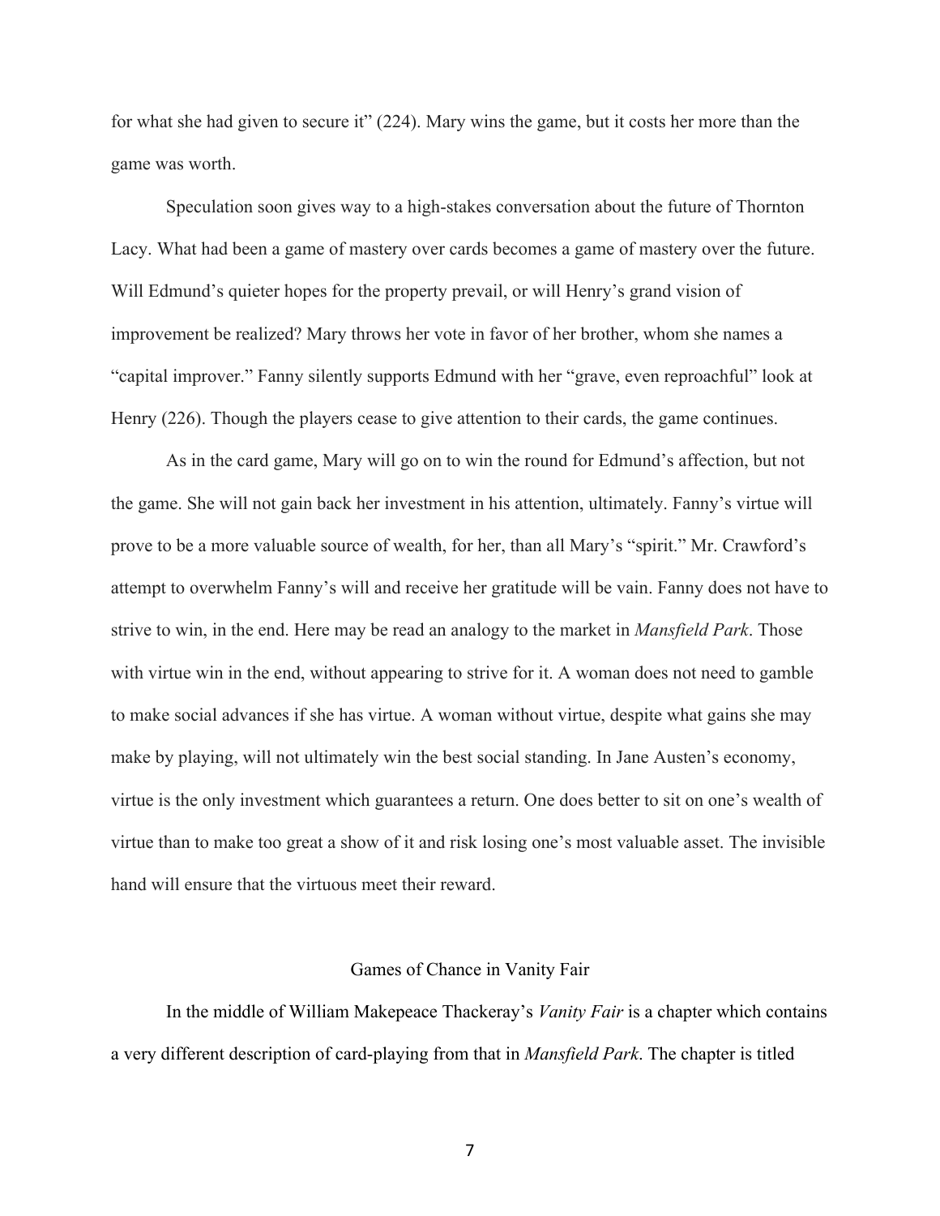for what she had given to secure it" (224). Mary wins the game, but it costs her more than the game was worth.

Speculation soon gives way to a high-stakes conversation about the future of Thornton Lacy. What had been a game of mastery over cards becomes a game of mastery over the future. Will Edmund's quieter hopes for the property prevail, or will Henry's grand vision of improvement be realized? Mary throws her vote in favor of her brother, whom she names a "capital improver." Fanny silently supports Edmund with her "grave, even reproachful" look at Henry (226). Though the players cease to give attention to their cards, the game continues.

As in the card game, Mary will go on to win the round for Edmund's affection, but not the game. She will not gain back her investment in his attention, ultimately. Fanny's virtue will prove to be a more valuable source of wealth, for her, than all Mary's "spirit." Mr. Crawford's attempt to overwhelm Fanny's will and receive her gratitude will be vain. Fanny does not have to strive to win, in the end. Here may be read an analogy to the market in *Mansfield Park*. Those with virtue win in the end, without appearing to strive for it. A woman does not need to gamble to make social advances if she has virtue. A woman without virtue, despite what gains she may make by playing, will not ultimately win the best social standing. In Jane Austen's economy, virtue is the only investment which guarantees a return. One does better to sit on one's wealth of virtue than to make too great a show of it and risk losing one's most valuable asset. The invisible hand will ensure that the virtuous meet their reward.

## Games of Chance in Vanity Fair

In the middle of William Makepeace Thackeray's *Vanity Fair* is a chapter which contains a very different description of card-playing from that in *Mansfield Park*. The chapter is titled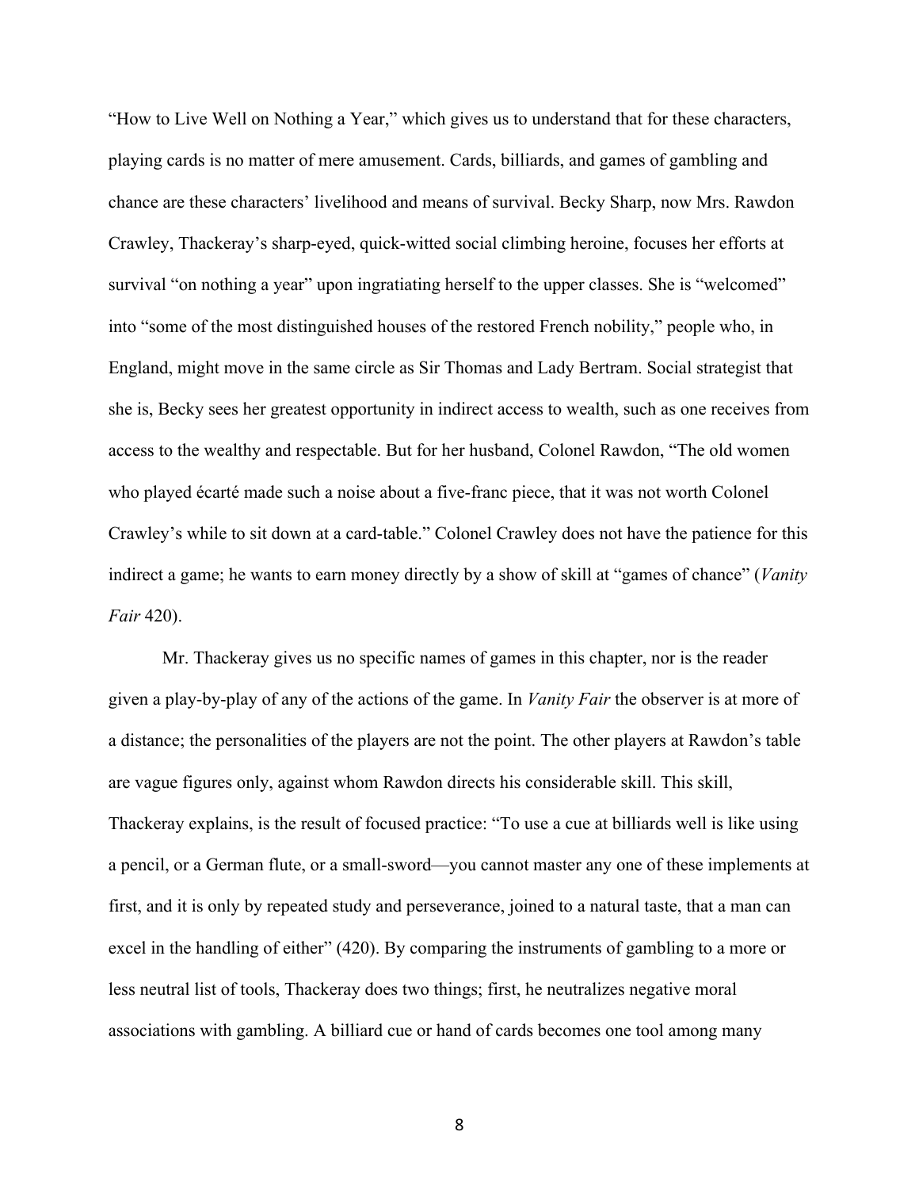"How to Live Well on Nothing a Year," which gives us to understand that for these characters, playing cards is no matter of mere amusement. Cards, billiards, and games of gambling and chance are these characters' livelihood and means of survival. Becky Sharp, now Mrs. Rawdon Crawley, Thackeray's sharp-eyed, quick-witted social climbing heroine, focuses her efforts at survival "on nothing a year" upon ingratiating herself to the upper classes. She is "welcomed" into "some of the most distinguished houses of the restored French nobility," people who, in England, might move in the same circle as Sir Thomas and Lady Bertram. Social strategist that she is, Becky sees her greatest opportunity in indirect access to wealth, such as one receives from access to the wealthy and respectable. But for her husband, Colonel Rawdon, "The old women who played écarté made such a noise about a five-franc piece, that it was not worth Colonel Crawley's while to sit down at a card-table." Colonel Crawley does not have the patience for this indirect a game; he wants to earn money directly by a show of skill at "games of chance" (*Vanity Fair* 420).

Mr. Thackeray gives us no specific names of games in this chapter, nor is the reader given a play-by-play of any of the actions of the game. In *Vanity Fair* the observer is at more of a distance; the personalities of the players are not the point. The other players at Rawdon's table are vague figures only, against whom Rawdon directs his considerable skill. This skill, Thackeray explains, is the result of focused practice: "To use a cue at billiards well is like using a pencil, or a German flute, or a small-sword—you cannot master any one of these implements at first, and it is only by repeated study and perseverance, joined to a natural taste, that a man can excel in the handling of either" (420). By comparing the instruments of gambling to a more or less neutral list of tools, Thackeray does two things; first, he neutralizes negative moral associations with gambling. A billiard cue or hand of cards becomes one tool among many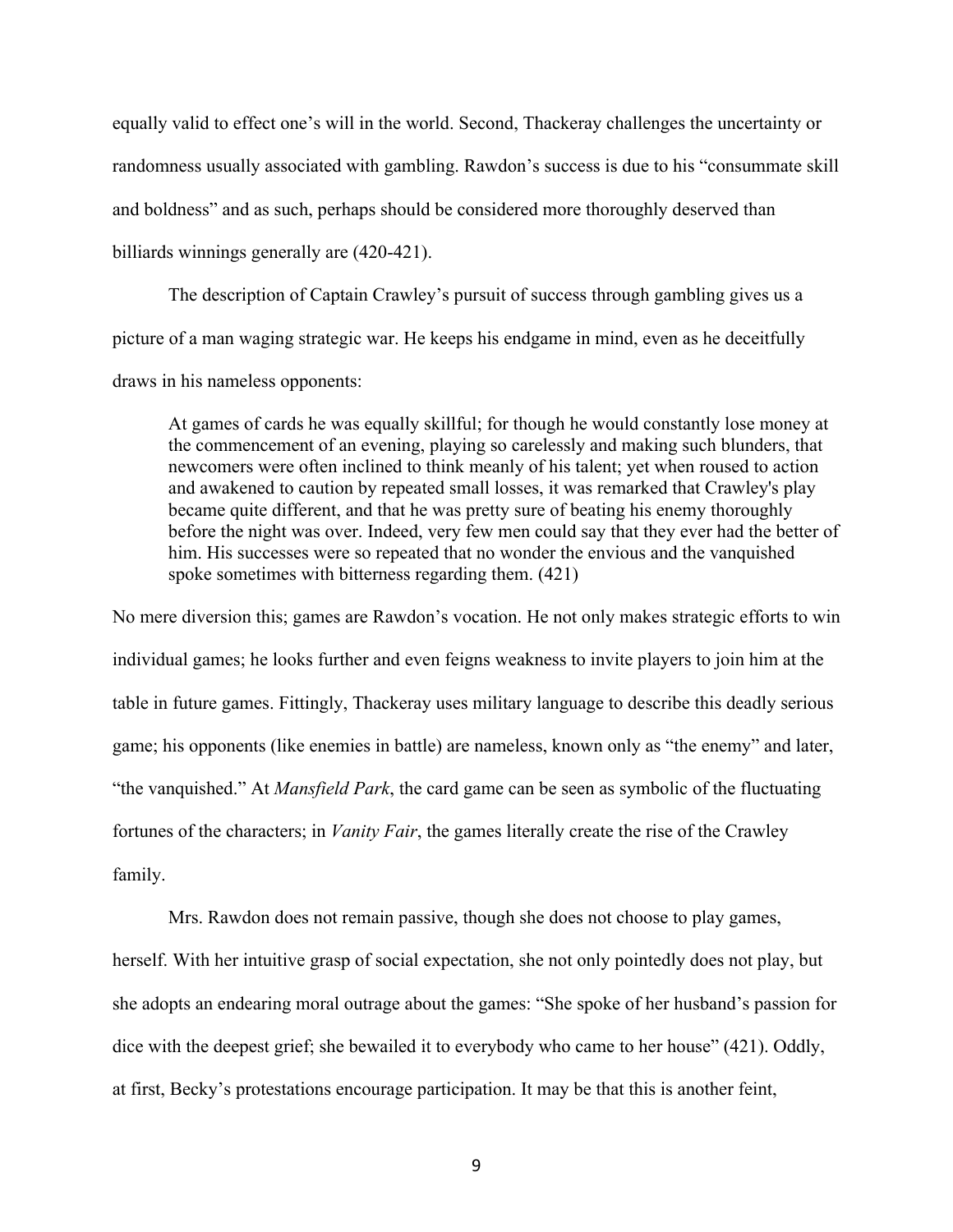equally valid to effect one's will in the world. Second, Thackeray challenges the uncertainty or randomness usually associated with gambling. Rawdon's success is due to his "consummate skill and boldness" and as such, perhaps should be considered more thoroughly deserved than billiards winnings generally are (420-421).

The description of Captain Crawley's pursuit of success through gambling gives us a picture of a man waging strategic war. He keeps his endgame in mind, even as he deceitfully draws in his nameless opponents:

> At games of cards he was equally skillful; for though he would constantly lose money at the commencement of an evening, playing so carelessly and making such blunders, that newcomers were often inclined to think meanly of his talent; yet when roused to action and awakened to caution by repeated small losses, it was remarked that Crawley's play became quite different, and that he was pretty sure of beating his enemy thoroughly before the night was over. Indeed, very few men could say that they ever had the better of him. His successes were so repeated that no wonder the envious and the vanquished spoke sometimes with bitterness regarding them. (421)

No mere diversion this; games are Rawdon's vocation. He not only makes strategic efforts to win individual games; he looks further and even feigns weakness to invite players to join him at the table in future games. Fittingly, Thackeray uses military language to describe this deadly serious game; his opponents (like enemies in battle) are nameless, known only as "the enemy" and later, "the vanquished." At *Mansfield Park*, the card game can be seen as symbolic of the fluctuating fortunes of the characters; in *Vanity Fair*, the games literally create the rise of the Crawley family.

Mrs. Rawdon does not remain passive, though she does not choose to play games, herself. With her intuitive grasp of social expectation, she not only pointedly does not play, but she adopts an endearing moral outrage about the games: "She spoke of her husband's passion for dice with the deepest grief; she bewailed it to everybody who came to her house" (421). Oddly, at first, Becky's protestations encourage participation. It may be that this is another feint,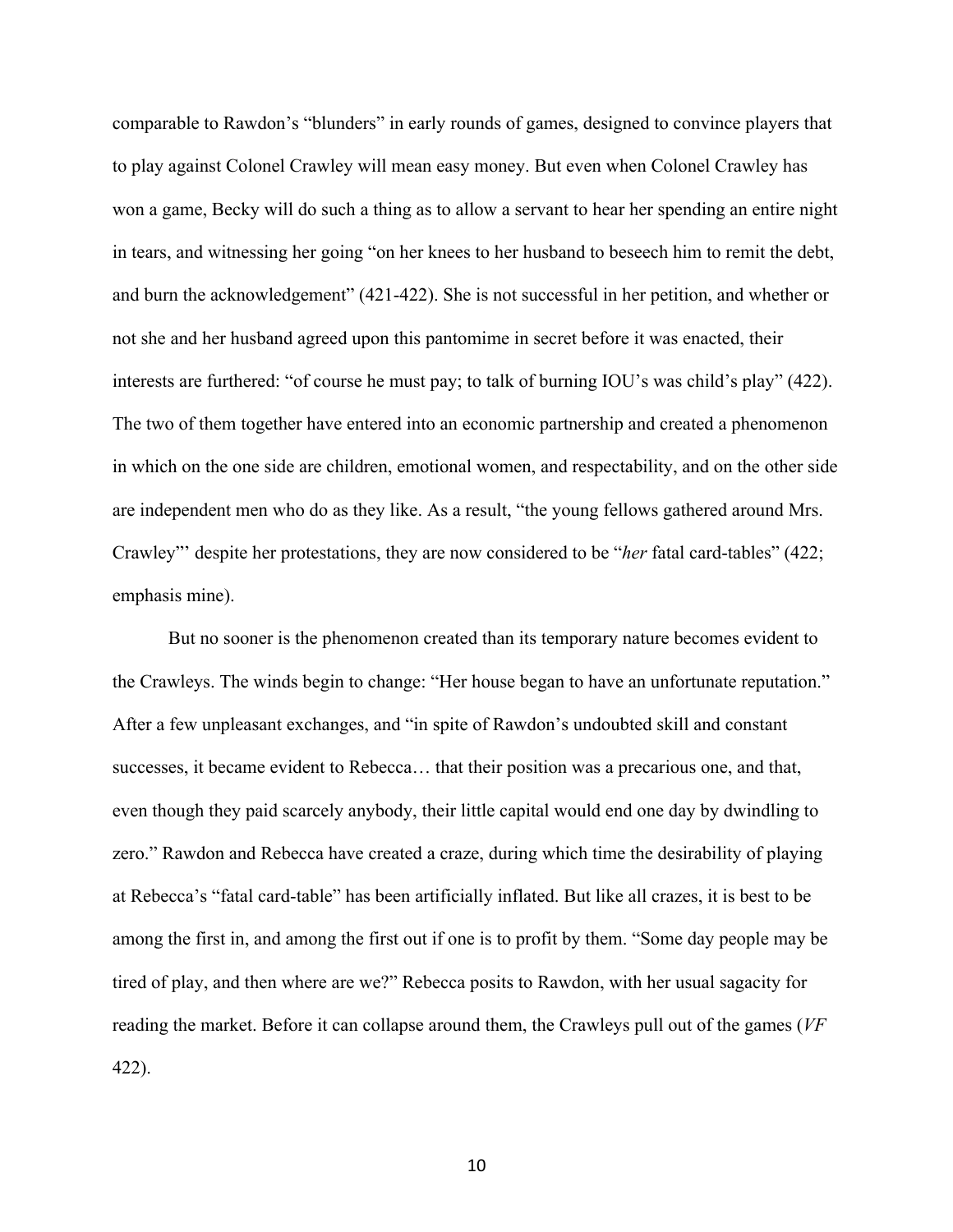comparable to Rawdon's "blunders" in early rounds of games, designed to convince players that to play against Colonel Crawley will mean easy money. But even when Colonel Crawley has won a game, Becky will do such a thing as to allow a servant to hear her spending an entire night in tears, and witnessing her going "on her knees to her husband to beseech him to remit the debt, and burn the acknowledgement" (421-422). She is not successful in her petition, and whether or not she and her husband agreed upon this pantomime in secret before it was enacted, their interests are furthered: "of course he must pay; to talk of burning IOU's was child's play" (422). The two of them together have entered into an economic partnership and created a phenomenon in which on the one side are children, emotional women, and respectability, and on the other side are independent men who do as they like. As a result, "the young fellows gathered around Mrs. Crawley"' despite her protestations, they are now considered to be "*her* fatal card-tables" (422; emphasis mine).

But no sooner is the phenomenon created than its temporary nature becomes evident to the Crawleys. The winds begin to change: "Her house began to have an unfortunate reputation." After a few unpleasant exchanges, and "in spite of Rawdon's undoubted skill and constant successes, it became evident to Rebecca… that their position was a precarious one, and that, even though they paid scarcely anybody, their little capital would end one day by dwindling to zero." Rawdon and Rebecca have created a craze, during which time the desirability of playing at Rebecca's "fatal card-table" has been artificially inflated. But like all crazes, it is best to be among the first in, and among the first out if one is to profit by them. "Some day people may be tired of play, and then where are we?" Rebecca posits to Rawdon, with her usual sagacity for reading the market. Before it can collapse around them, the Crawleys pull out of the games (*VF* 422).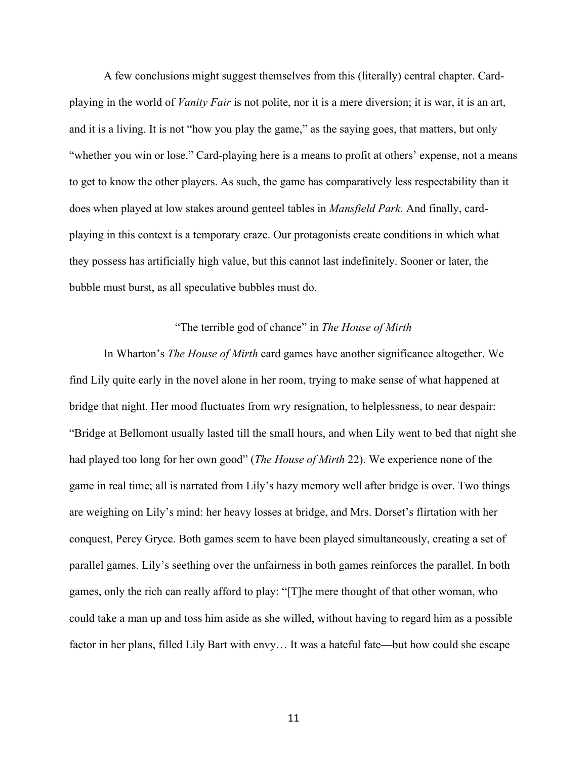A few conclusions might suggest themselves from this (literally) central chapter. Card-playing in the world of *Vanity Fair* is not polite, nor it is a mere diversion; it is war, it is an art, and it is a living. It is not "how you play the game," as the saying goes, that matters, but only "whether you win or lose." Card-playing here is a means to profit at others' expense, not a means to get to know the other players. As such, the game has comparatively less respectability than it does when played at low stakes around genteel tables in *Mansfield Park.* And finally, card-playing in this context is a temporary craze. Our protagonists create conditions in which what they possess has artificially high value, but this cannot last indefinitely. Sooner or later, the bubble must burst, as all speculative bubbles must do.

### "The terrible god of chance" in *The House of Mirth*

In Wharton's *The House of Mirth* card games have another significance altogether. We find Lily quite early in the novel alone in her room, trying to make sense of what happened at bridge that night. Her mood fluctuates from wry resignation, to helplessness, to near despair: "Bridge at Bellomont usually lasted till the small hours, and when Lily went to bed that night she had played too long for her own good" (*The House of Mirth* 22). We experience none of the game in real time; all is narrated from Lily's hazy memory well after bridge is over. Two things are weighing on Lily's mind: her heavy losses at bridge, and Mrs. Dorset's flirtation with her conquest, Percy Gryce. Both games seem to have been played simultaneously, creating a set of parallel games. Lily's seething over the unfairness in both games reinforces the parallel. In both games, only the rich can really afford to play: "[T]he mere thought of that other woman, who could take a man up and toss him aside as she willed, without having to regard him as a possible factor in her plans, filled Lily Bart with envy… It was a hateful fate—but how could she escape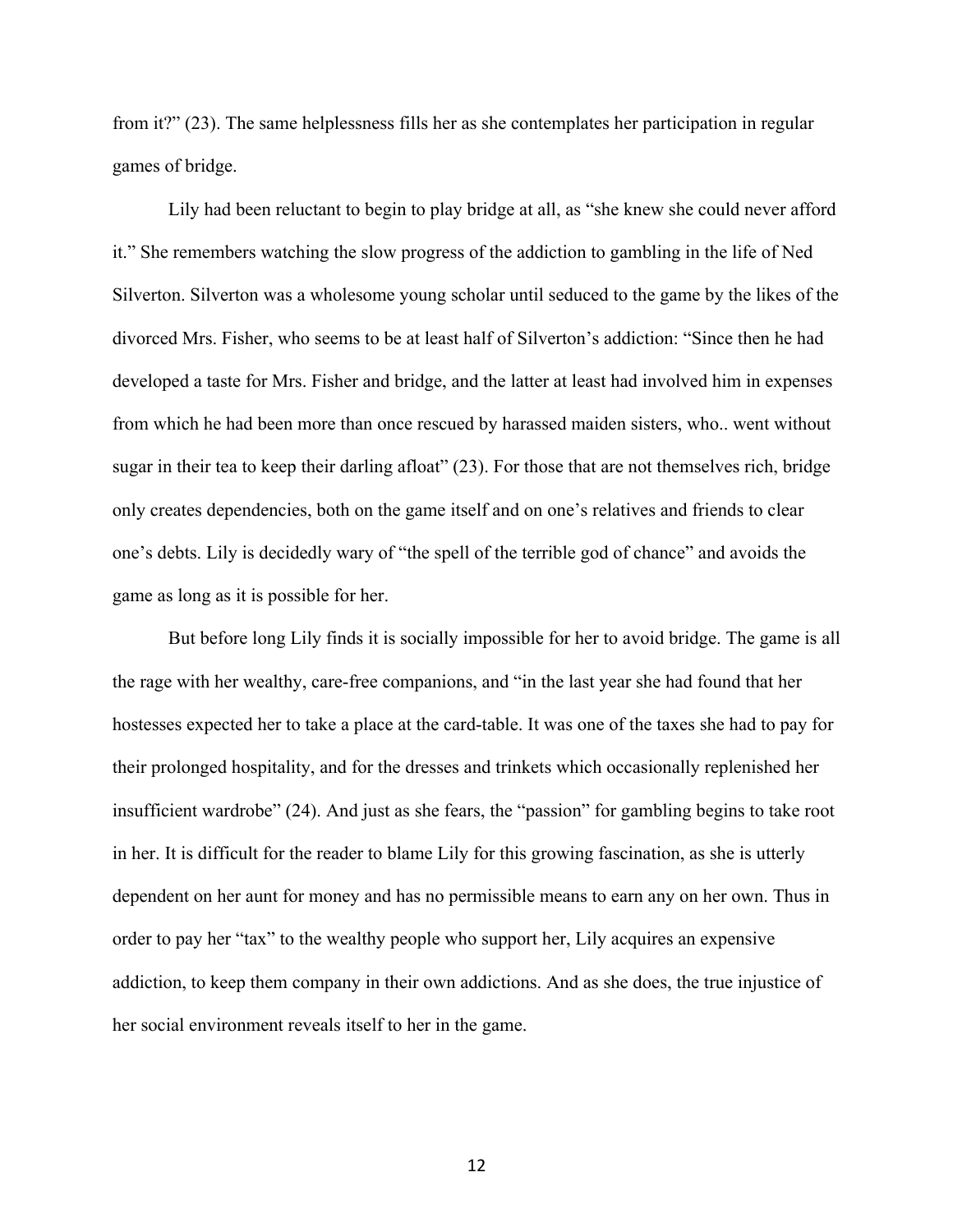from it?" (23). The same helplessness fills her as she contemplates her participation in regular games of bridge.

Lily had been reluctant to begin to play bridge at all, as "she knew she could never afford it." She remembers watching the slow progress of the addiction to gambling in the life of Ned Silverton. Silverton was a wholesome young scholar until seduced to the game by the likes of the divorced Mrs. Fisher, who seems to be at least half of Silverton's addiction: "Since then he had developed a taste for Mrs. Fisher and bridge, and the latter at least had involved him in expenses from which he had been more than once rescued by harassed maiden sisters, who.. went without sugar in their tea to keep their darling afloat" (23). For those that are not themselves rich, bridge only creates dependencies, both on the game itself and on one's relatives and friends to clear one's debts. Lily is decidedly wary of "the spell of the terrible god of chance" and avoids the game as long as it is possible for her.

But before long Lily finds it is socially impossible for her to avoid bridge. The game is all the rage with her wealthy, care-free companions, and "in the last year she had found that her hostesses expected her to take a place at the card-table. It was one of the taxes she had to pay for their prolonged hospitality, and for the dresses and trinkets which occasionally replenished her insufficient wardrobe" (24). And just as she fears, the "passion" for gambling begins to take root in her. It is difficult for the reader to blame Lily for this growing fascination, as she is utterly dependent on her aunt for money and has no permissible means to earn any on her own. Thus in order to pay her "tax" to the wealthy people who support her, Lily acquires an expensive addiction, to keep them company in their own addictions. And as she does, the true injustice of her social environment reveals itself to her in the game.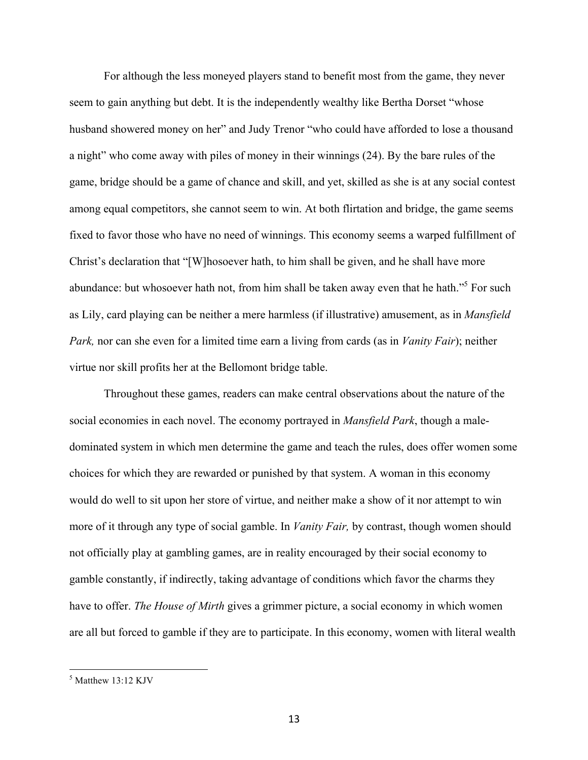For although the less moneyed players stand to benefit most from the game, they never seem to gain anything but debt. It is the independently wealthy like Bertha Dorset "whose husband showered money on her" and Judy Trenor "who could have afforded to lose a thousand a night" who come away with piles of money in their winnings (24). By the bare rules of the game, bridge should be a game of chance and skill, and yet, skilled as she is at any social contest among equal competitors, she cannot seem to win. At both flirtation and bridge, the game seems fixed to favor those who have no need of winnings. This economy seems a warped fulfillment of Christ's declaration that "[W]hosoever hath, to him shall be given, and he shall have more abundance: but whosoever hath not, from him shall be taken away even that he hath."[5] For such as Lily, card playing can be neither a mere harmless (if illustrative) amusement, as in *Mansfield Park,* nor can she even for a limited time earn a living from cards (as in *Vanity Fair*); neither virtue nor skill profits her at the Bellomont bridge table.

Throughout these games, readers can make central observations about the nature of the social economies in each novel. The economy portrayed in *Mansfield Park*, though a male-dominated system in which men determine the game and teach the rules, does offer women some choices for which they are rewarded or punished by that system. A woman in this economy would do well to sit upon her store of virtue, and neither make a show of it nor attempt to win more of it through any type of social gamble. In *Vanity Fair,* by contrast, though women should not officially play at gambling games, are in reality encouraged by their social economy to gamble constantly, if indirectly, taking advantage of conditions which favor the charms they have to offer. *The House of Mirth* gives a grimmer picture, a social economy in which women are all but forced to gamble if they are to participate. In this economy, women with literal wealth

---

[5] Matthew 13:12 KJV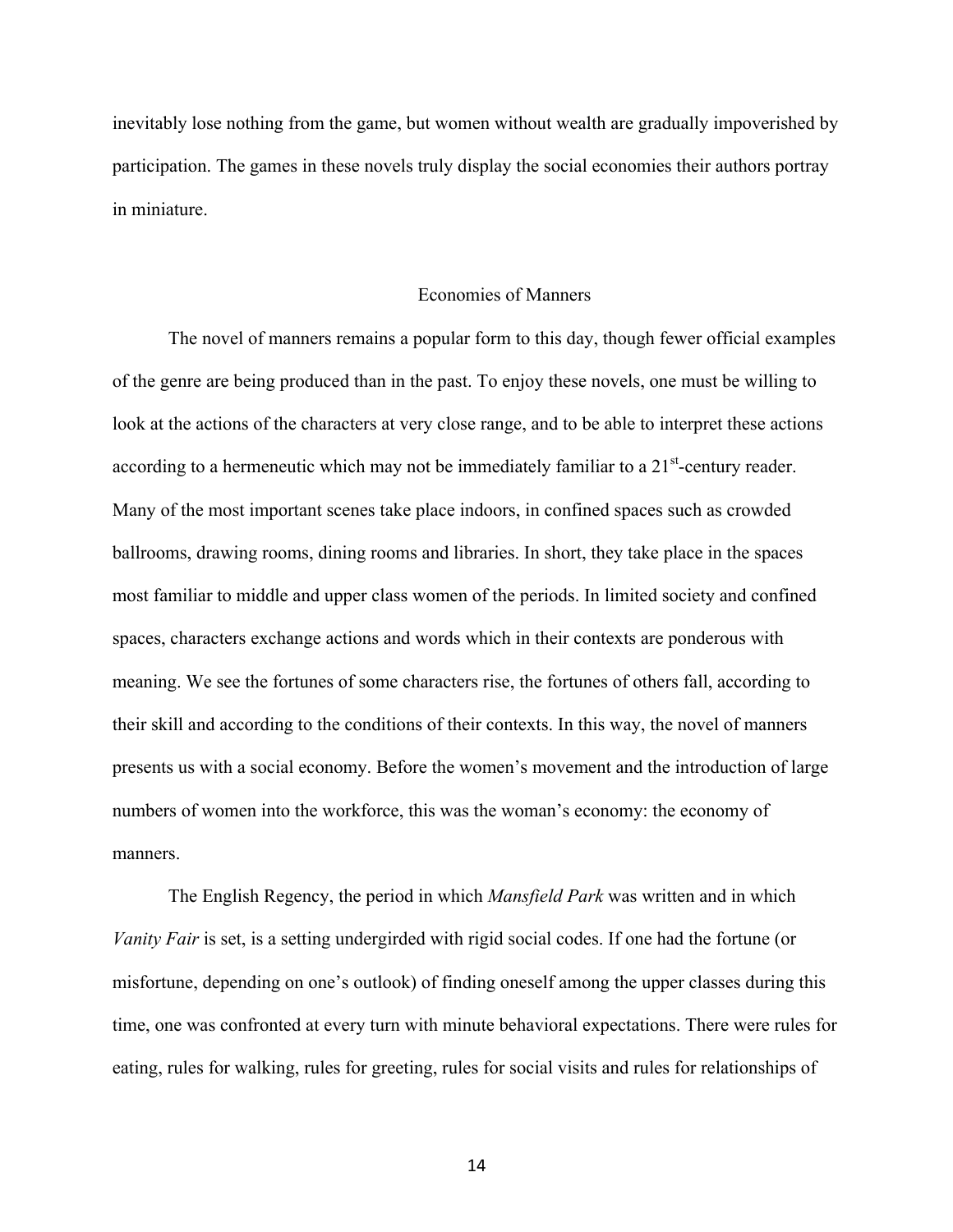inevitably lose nothing from the game, but women without wealth are gradually impoverished by participation. The games in these novels truly display the social economies their authors portray in miniature.

## Economies of Manners

The novel of manners remains a popular form to this day, though fewer official examples of the genre are being produced than in the past. To enjoy these novels, one must be willing to look at the actions of the characters at very close range, and to be able to interpret these actions according to a hermeneutic which may not be immediately familiar to a 21st-century reader. Many of the most important scenes take place indoors, in confined spaces such as crowded ballrooms, drawing rooms, dining rooms and libraries. In short, they take place in the spaces most familiar to middle and upper class women of the periods. In limited society and confined spaces, characters exchange actions and words which in their contexts are ponderous with meaning. We see the fortunes of some characters rise, the fortunes of others fall, according to their skill and according to the conditions of their contexts. In this way, the novel of manners presents us with a social economy. Before the women's movement and the introduction of large numbers of women into the workforce, this was the woman's economy: the economy of manners.

The English Regency, the period in which *Mansfield Park* was written and in which *Vanity Fair* is set, is a setting undergirded with rigid social codes. If one had the fortune (or misfortune, depending on one's outlook) of finding oneself among the upper classes during this time, one was confronted at every turn with minute behavioral expectations. There were rules for eating, rules for walking, rules for greeting, rules for social visits and rules for relationships of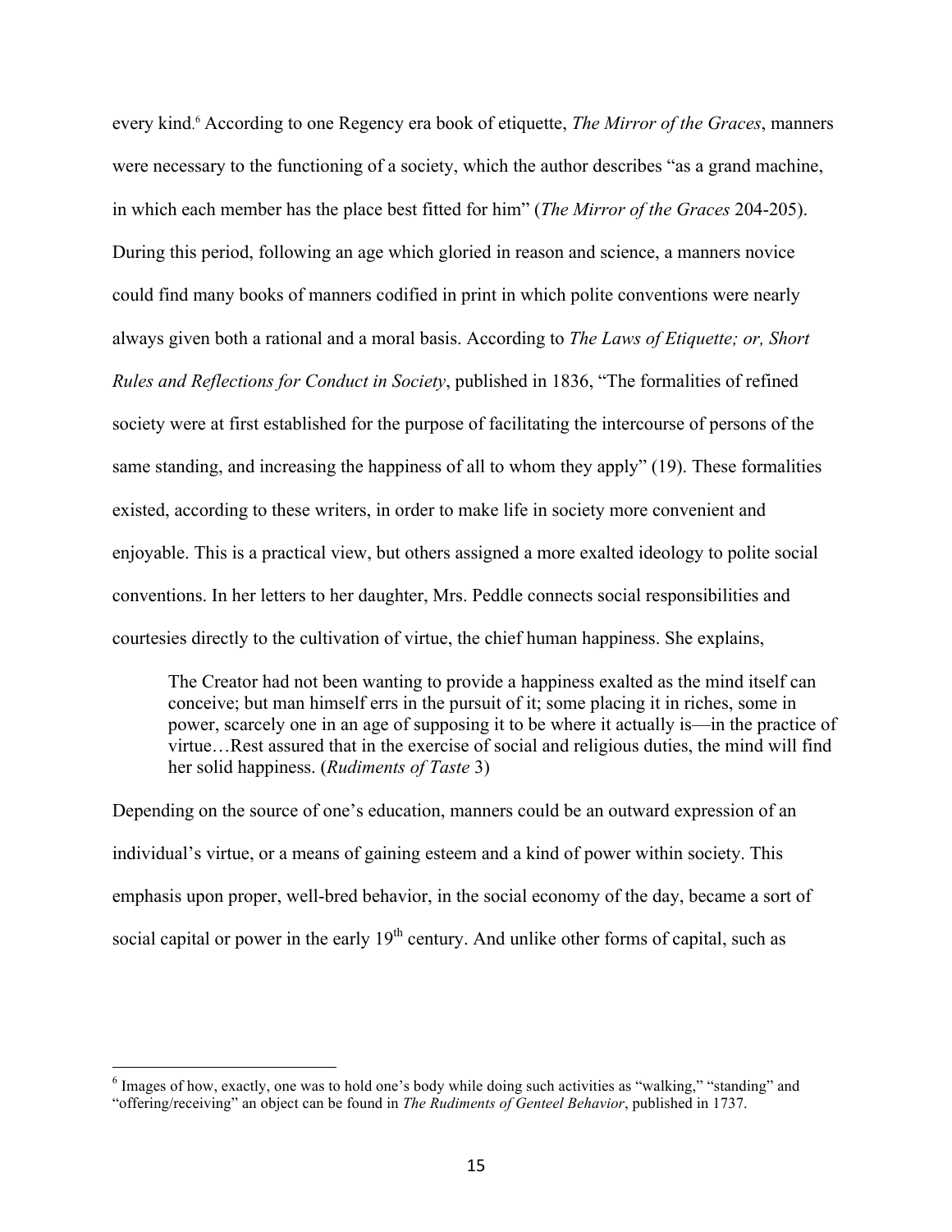every kind.[6] According to one Regency era book of etiquette, *The Mirror of the Graces*, manners were necessary to the functioning of a society, which the author describes "as a grand machine, in which each member has the place best fitted for him" (*The Mirror of the Graces* 204-205). During this period, following an age which gloried in reason and science, a manners novice could find many books of manners codified in print in which polite conventions were nearly always given both a rational and a moral basis. According to *The Laws of Etiquette; or, Short Rules and Reflections for Conduct in Society*, published in 1836, "The formalities of refined society were at first established for the purpose of facilitating the intercourse of persons of the same standing, and increasing the happiness of all to whom they apply" (19). These formalities existed, according to these writers, in order to make life in society more convenient and enjoyable. This is a practical view, but others assigned a more exalted ideology to polite social conventions. In her letters to her daughter, Mrs. Peddle connects social responsibilities and courtesies directly to the cultivation of virtue, the chief human happiness. She explains,

> The Creator had not been wanting to provide a happiness exalted as the mind itself can conceive; but man himself errs in the pursuit of it; some placing it in riches, some in power, scarcely one in an age of supposing it to be where it actually is—in the practice of virtue…Rest assured that in the exercise of social and religious duties, the mind will find her solid happiness. (*Rudiments of Taste* 3)

Depending on the source of one's education, manners could be an outward expression of an individual's virtue, or a means of gaining esteem and a kind of power within society. This emphasis upon proper, well-bred behavior, in the social economy of the day, became a sort of social capital or power in the early 19th century. And unlike other forms of capital, such as

---

[6] Images of how, exactly, one was to hold one's body while doing such activities as "walking," "standing" and "offering/receiving" an object can be found in *The Rudiments of Genteel Behavior*, published in 1737.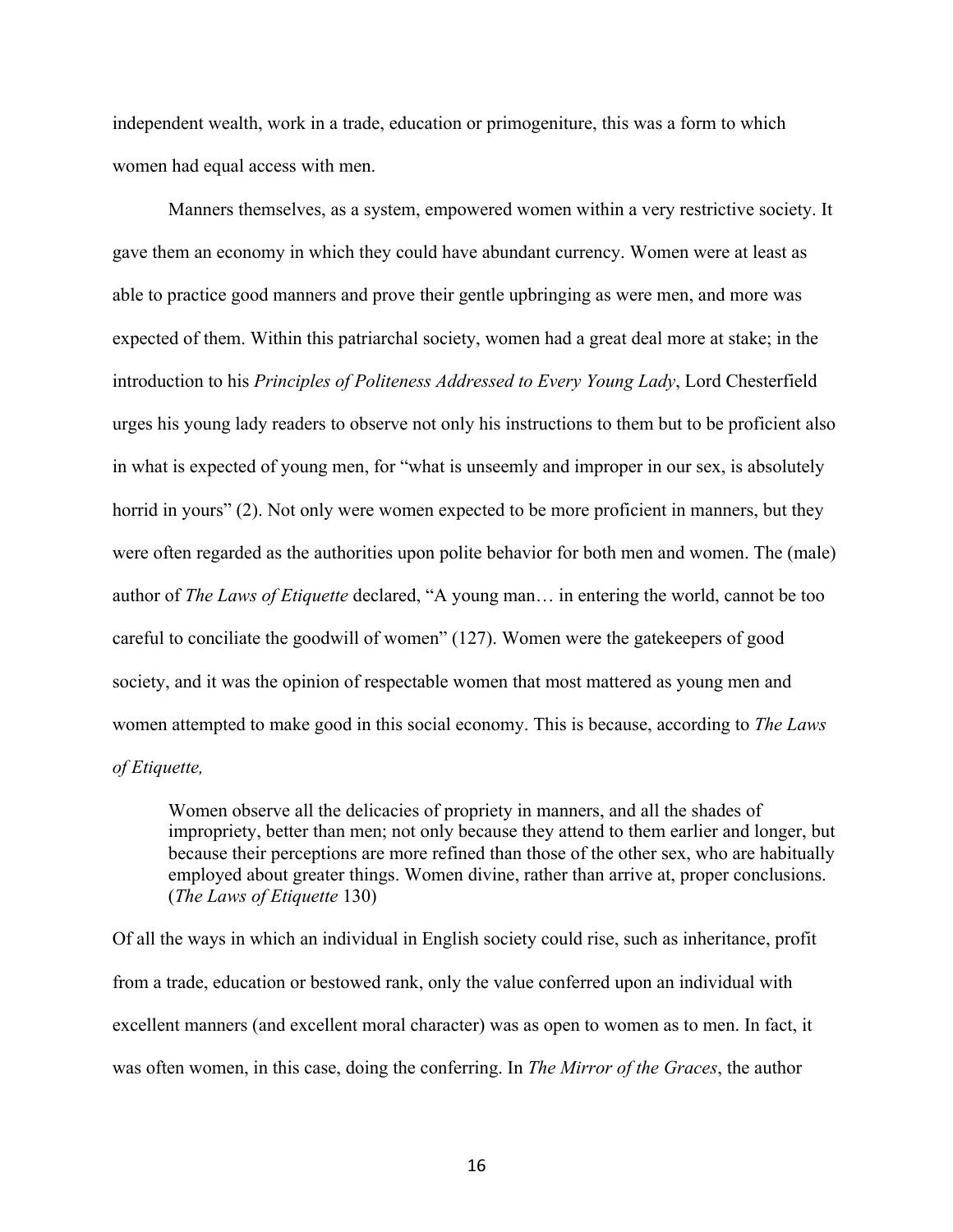independent wealth, work in a trade, education or primogeniture, this was a form to which women had equal access with men.

Manners themselves, as a system, empowered women within a very restrictive society. It gave them an economy in which they could have abundant currency. Women were at least as able to practice good manners and prove their gentle upbringing as were men, and more was expected of them. Within this patriarchal society, women had a great deal more at stake; in the introduction to his *Principles of Politeness Addressed to Every Young Lady*, Lord Chesterfield urges his young lady readers to observe not only his instructions to them but to be proficient also in what is expected of young men, for "what is unseemly and improper in our sex, is absolutely horrid in yours" (2). Not only were women expected to be more proficient in manners, but they were often regarded as the authorities upon polite behavior for both men and women. The (male) author of *The Laws of Etiquette* declared, "A young man… in entering the world, cannot be too careful to conciliate the goodwill of women" (127). Women were the gatekeepers of good society, and it was the opinion of respectable women that most mattered as young men and women attempted to make good in this social economy. This is because, according to *The Laws of Etiquette,*

> Women observe all the delicacies of propriety in manners, and all the shades of impropriety, better than men; not only because they attend to them earlier and longer, but because their perceptions are more refined than those of the other sex, who are habitually employed about greater things. Women divine, rather than arrive at, proper conclusions. (*The Laws of Etiquette* 130)

Of all the ways in which an individual in English society could rise, such as inheritance, profit from a trade, education or bestowed rank, only the value conferred upon an individual with excellent manners (and excellent moral character) was as open to women as to men. In fact, it was often women, in this case, doing the conferring. In *The Mirror of the Graces*, the author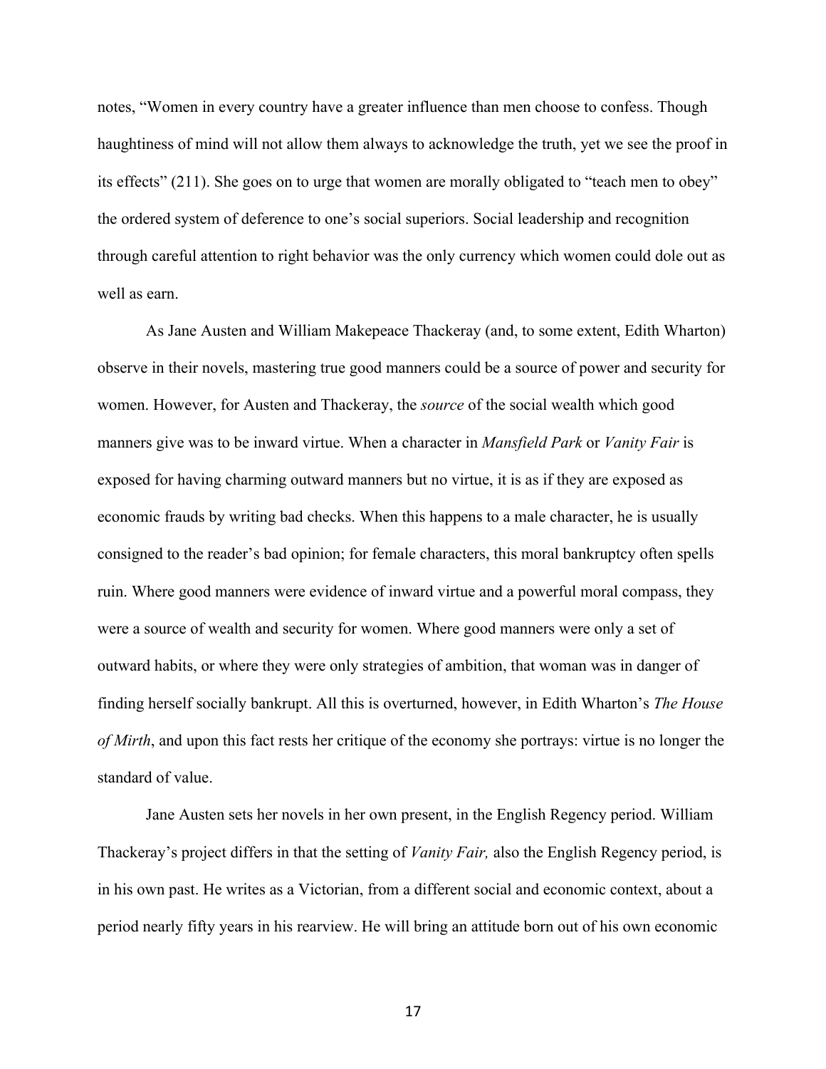notes, "Women in every country have a greater influence than men choose to confess. Though haughtiness of mind will not allow them always to acknowledge the truth, yet we see the proof in its effects" (211). She goes on to urge that women are morally obligated to "teach men to obey" the ordered system of deference to one's social superiors. Social leadership and recognition through careful attention to right behavior was the only currency which women could dole out as well as earn.

As Jane Austen and William Makepeace Thackeray (and, to some extent, Edith Wharton) observe in their novels, mastering true good manners could be a source of power and security for women. However, for Austen and Thackeray, the *source* of the social wealth which good manners give was to be inward virtue. When a character in *Mansfield Park* or *Vanity Fair* is exposed for having charming outward manners but no virtue, it is as if they are exposed as economic frauds by writing bad checks. When this happens to a male character, he is usually consigned to the reader's bad opinion; for female characters, this moral bankruptcy often spells ruin. Where good manners were evidence of inward virtue and a powerful moral compass, they were a source of wealth and security for women. Where good manners were only a set of outward habits, or where they were only strategies of ambition, that woman was in danger of finding herself socially bankrupt. All this is overturned, however, in Edith Wharton's *The House of Mirth*, and upon this fact rests her critique of the economy she portrays: virtue is no longer the standard of value.

Jane Austen sets her novels in her own present, in the English Regency period. William Thackeray's project differs in that the setting of *Vanity Fair,* also the English Regency period, is in his own past. He writes as a Victorian, from a different social and economic context, about a period nearly fifty years in his rearview. He will bring an attitude born out of his own economic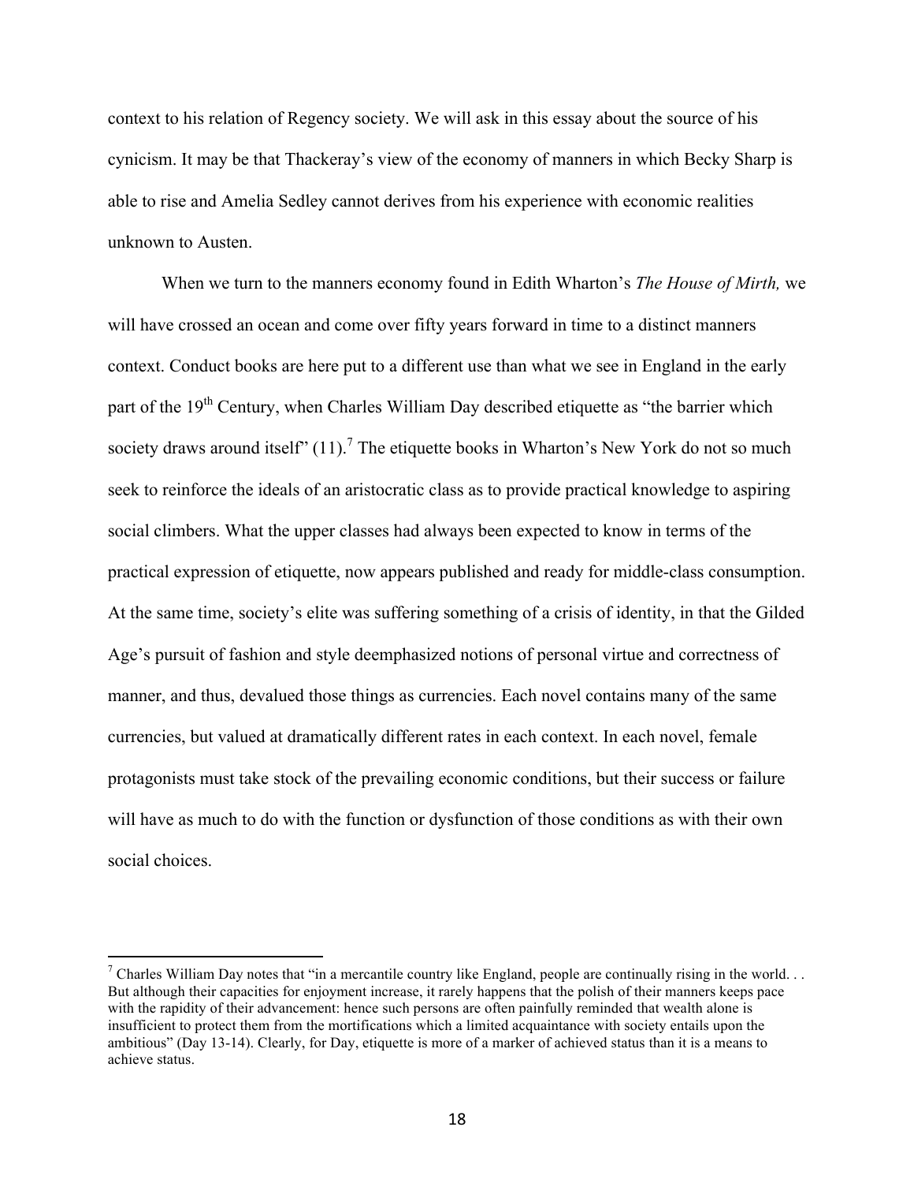context to his relation of Regency society. We will ask in this essay about the source of his cynicism. It may be that Thackeray's view of the economy of manners in which Becky Sharp is able to rise and Amelia Sedley cannot derives from his experience with economic realities unknown to Austen.

When we turn to the manners economy found in Edith Wharton's *The House of Mirth,* we will have crossed an ocean and come over fifty years forward in time to a distinct manners context. Conduct books are here put to a different use than what we see in England in the early part of the 19th Century, when Charles William Day described etiquette as "the barrier which society draws around itself" (11).[7] The etiquette books in Wharton's New York do not so much seek to reinforce the ideals of an aristocratic class as to provide practical knowledge to aspiring social climbers. What the upper classes had always been expected to know in terms of the practical expression of etiquette, now appears published and ready for middle-class consumption. At the same time, society's elite was suffering something of a crisis of identity, in that the Gilded Age's pursuit of fashion and style deemphasized notions of personal virtue and correctness of manner, and thus, devalued those things as currencies. Each novel contains many of the same currencies, but valued at dramatically different rates in each context. In each novel, female protagonists must take stock of the prevailing economic conditions, but their success or failure will have as much to do with the function or dysfunction of those conditions as with their own social choices.

---

[7] Charles William Day notes that "in a mercantile country like England, people are continually rising in the world. . . But although their capacities for enjoyment increase, it rarely happens that the polish of their manners keeps pace with the rapidity of their advancement: hence such persons are often painfully reminded that wealth alone is insufficient to protect them from the mortifications which a limited acquaintance with society entails upon the ambitious" (Day 13-14). Clearly, for Day, etiquette is more of a marker of achieved status than it is a means to achieve status.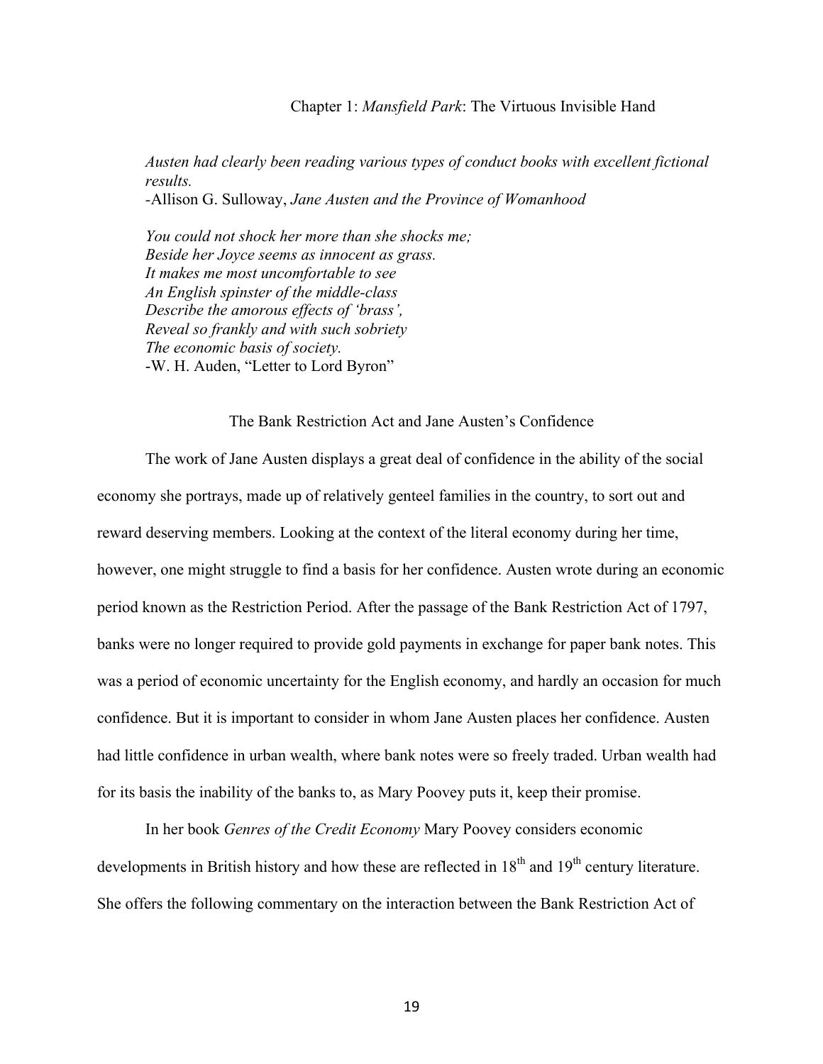# Chapter 1: *Mansfield Park*: The Virtuous Invisible Hand

> *Austen had clearly been reading various types of conduct books with excellent fictional results.*
> -Allison G. Sulloway, *Jane Austen and the Province of Womanhood*

> *You could not shock her more than she shocks me;*
> *Beside her Joyce seems as innocent as grass.*
> *It makes me most uncomfortable to see*
> *An English spinster of the middle-class*
> *Describe the amorous effects of 'brass',*
> *Reveal so frankly and with such sobriety*
> *The economic basis of society.*
> -W. H. Auden, "Letter to Lord Byron"

## The Bank Restriction Act and Jane Austen's Confidence

The work of Jane Austen displays a great deal of confidence in the ability of the social economy she portrays, made up of relatively genteel families in the country, to sort out and reward deserving members. Looking at the context of the literal economy during her time, however, one might struggle to find a basis for her confidence. Austen wrote during an economic period known as the Restriction Period. After the passage of the Bank Restriction Act of 1797, banks were no longer required to provide gold payments in exchange for paper bank notes. This was a period of economic uncertainty for the English economy, and hardly an occasion for much confidence. But it is important to consider in whom Jane Austen places her confidence. Austen had little confidence in urban wealth, where bank notes were so freely traded. Urban wealth had for its basis the inability of the banks to, as Mary Poovey puts it, keep their promise.

In her book *Genres of the Credit Economy* Mary Poovey considers economic developments in British history and how these are reflected in 18th and 19th century literature. She offers the following commentary on the interaction between the Bank Restriction Act of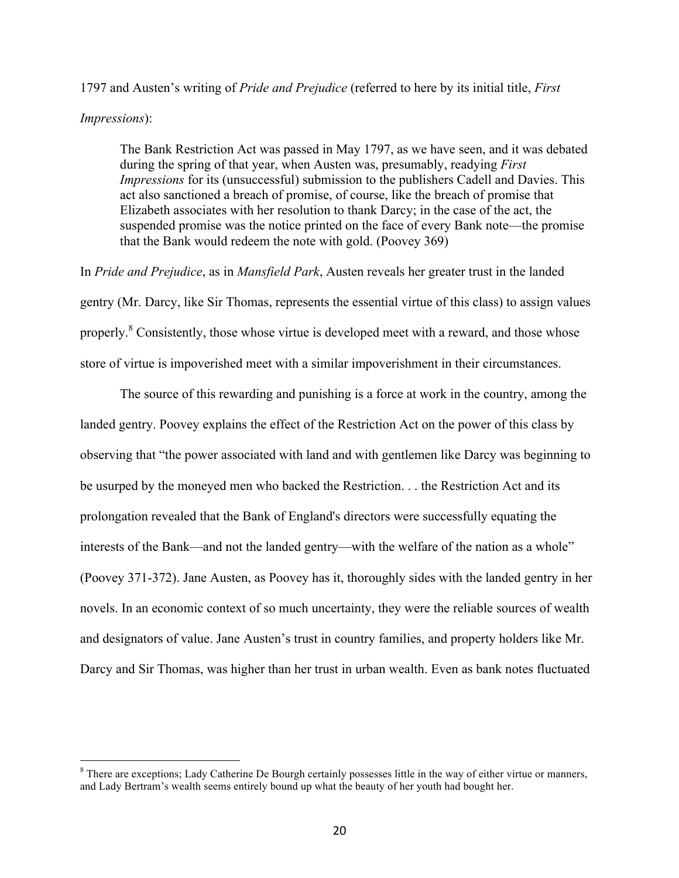1797 and Austen's writing of *Pride and Prejudice* (referred to here by its initial title, *First Impressions*):

> The Bank Restriction Act was passed in May 1797, as we have seen, and it was debated during the spring of that year, when Austen was, presumably, readying *First Impressions* for its (unsuccessful) submission to the publishers Cadell and Davies. This act also sanctioned a breach of promise, of course, like the breach of promise that Elizabeth associates with her resolution to thank Darcy; in the case of the act, the suspended promise was the notice printed on the face of every Bank note—the promise that the Bank would redeem the note with gold. (Poovey 369)

In *Pride and Prejudice*, as in *Mansfield Park*, Austen reveals her greater trust in the landed gentry (Mr. Darcy, like Sir Thomas, represents the essential virtue of this class) to assign values properly.[8] Consistently, those whose virtue is developed meet with a reward, and those whose store of virtue is impoverished meet with a similar impoverishment in their circumstances.

The source of this rewarding and punishing is a force at work in the country, among the landed gentry. Poovey explains the effect of the Restriction Act on the power of this class by observing that "the power associated with land and with gentlemen like Darcy was beginning to be usurped by the moneyed men who backed the Restriction. . . the Restriction Act and its prolongation revealed that the Bank of England's directors were successfully equating the interests of the Bank—and not the landed gentry—with the welfare of the nation as a whole" (Poovey 371-372). Jane Austen, as Poovey has it, thoroughly sides with the landed gentry in her novels. In an economic context of so much uncertainty, they were the reliable sources of wealth and designators of value. Jane Austen's trust in country families, and property holders like Mr. Darcy and Sir Thomas, was higher than her trust in urban wealth. Even as bank notes fluctuated

[8] There are exceptions; Lady Catherine De Bourgh certainly possesses little in the way of either virtue or manners, and Lady Bertram's wealth seems entirely bound up what the beauty of her youth had bought her.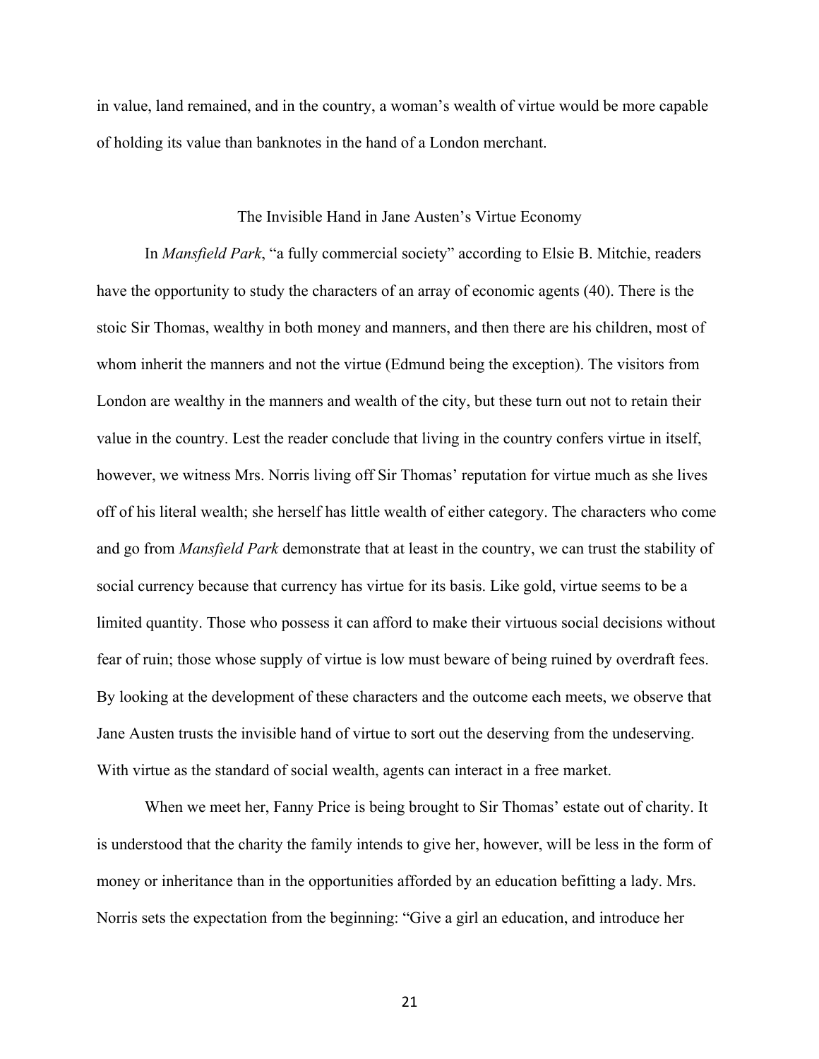in value, land remained, and in the country, a woman's wealth of virtue would be more capable of holding its value than banknotes in the hand of a London merchant.

## The Invisible Hand in Jane Austen's Virtue Economy

In *Mansfield Park*, "a fully commercial society" according to Elsie B. Mitchie, readers have the opportunity to study the characters of an array of economic agents (40). There is the stoic Sir Thomas, wealthy in both money and manners, and then there are his children, most of whom inherit the manners and not the virtue (Edmund being the exception). The visitors from London are wealthy in the manners and wealth of the city, but these turn out not to retain their value in the country. Lest the reader conclude that living in the country confers virtue in itself, however, we witness Mrs. Norris living off Sir Thomas' reputation for virtue much as she lives off of his literal wealth; she herself has little wealth of either category. The characters who come and go from *Mansfield Park* demonstrate that at least in the country, we can trust the stability of social currency because that currency has virtue for its basis. Like gold, virtue seems to be a limited quantity. Those who possess it can afford to make their virtuous social decisions without fear of ruin; those whose supply of virtue is low must beware of being ruined by overdraft fees. By looking at the development of these characters and the outcome each meets, we observe that Jane Austen trusts the invisible hand of virtue to sort out the deserving from the undeserving. With virtue as the standard of social wealth, agents can interact in a free market.

When we meet her, Fanny Price is being brought to Sir Thomas' estate out of charity. It is understood that the charity the family intends to give her, however, will be less in the form of money or inheritance than in the opportunities afforded by an education befitting a lady. Mrs. Norris sets the expectation from the beginning: "Give a girl an education, and introduce her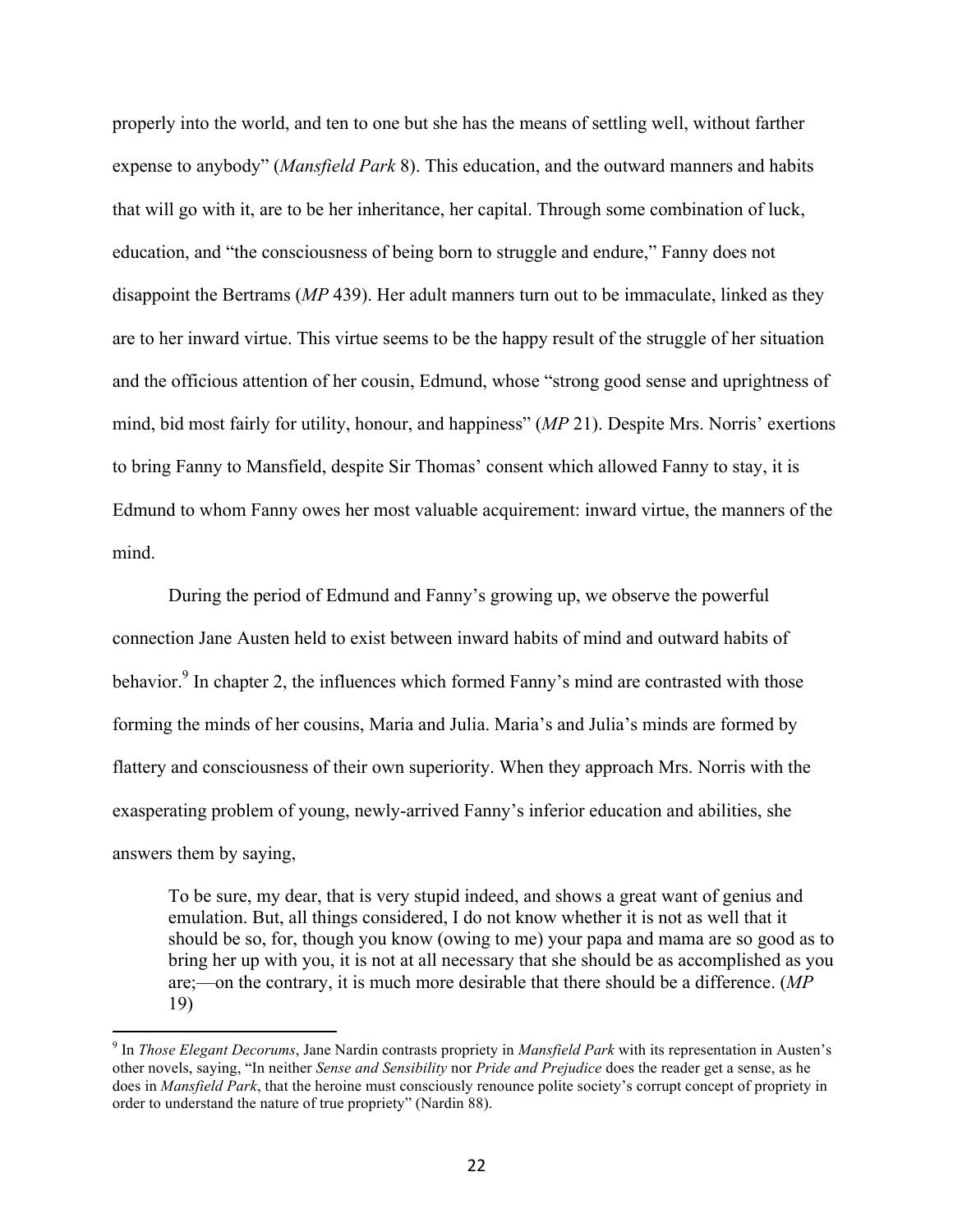properly into the world, and ten to one but she has the means of settling well, without farther expense to anybody" (*Mansfield Park* 8). This education, and the outward manners and habits that will go with it, are to be her inheritance, her capital. Through some combination of luck, education, and "the consciousness of being born to struggle and endure," Fanny does not disappoint the Bertrams (*MP* 439). Her adult manners turn out to be immaculate, linked as they are to her inward virtue. This virtue seems to be the happy result of the struggle of her situation and the officious attention of her cousin, Edmund, whose "strong good sense and uprightness of mind, bid most fairly for utility, honour, and happiness" (*MP* 21). Despite Mrs. Norris' exertions to bring Fanny to Mansfield, despite Sir Thomas' consent which allowed Fanny to stay, it is Edmund to whom Fanny owes her most valuable acquirement: inward virtue, the manners of the mind.

During the period of Edmund and Fanny's growing up, we observe the powerful connection Jane Austen held to exist between inward habits of mind and outward habits of behavior.[9] In chapter 2, the influences which formed Fanny's mind are contrasted with those forming the minds of her cousins, Maria and Julia. Maria's and Julia's minds are formed by flattery and consciousness of their own superiority. When they approach Mrs. Norris with the exasperating problem of young, newly-arrived Fanny's inferior education and abilities, she answers them by saying,

> To be sure, my dear, that is very stupid indeed, and shows a great want of genius and emulation. But, all things considered, I do not know whether it is not as well that it should be so, for, though you know (owing to me) your papa and mama are so good as to bring her up with you, it is not at all necessary that she should be as accomplished as you are;—on the contrary, it is much more desirable that there should be a difference. (*MP* 19)

[9] In *Those Elegant Decorums*, Jane Nardin contrasts propriety in *Mansfield Park* with its representation in Austen's other novels, saying, "In neither *Sense and Sensibility* nor *Pride and Prejudice* does the reader get a sense, as he does in *Mansfield Park*, that the heroine must consciously renounce polite society's corrupt concept of propriety in order to understand the nature of true propriety" (Nardin 88).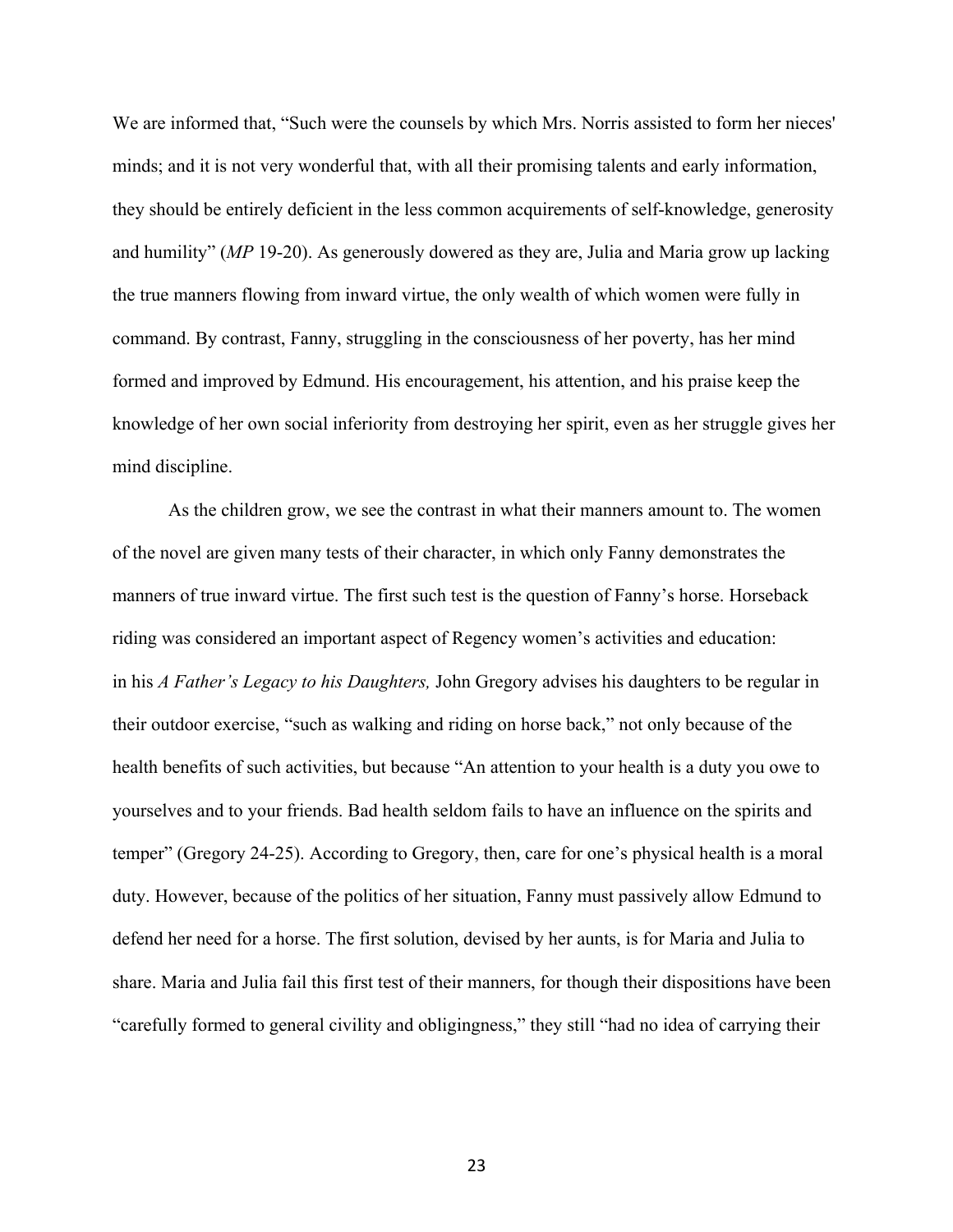We are informed that, "Such were the counsels by which Mrs. Norris assisted to form her nieces' minds; and it is not very wonderful that, with all their promising talents and early information, they should be entirely deficient in the less common acquirements of self-knowledge, generosity and humility" (*MP* 19-20). As generously dowered as they are, Julia and Maria grow up lacking the true manners flowing from inward virtue, the only wealth of which women were fully in command. By contrast, Fanny, struggling in the consciousness of her poverty, has her mind formed and improved by Edmund. His encouragement, his attention, and his praise keep the knowledge of her own social inferiority from destroying her spirit, even as her struggle gives her mind discipline.

As the children grow, we see the contrast in what their manners amount to. The women of the novel are given many tests of their character, in which only Fanny demonstrates the manners of true inward virtue. The first such test is the question of Fanny's horse. Horseback riding was considered an important aspect of Regency women's activities and education: in his *A Father's Legacy to his Daughters,* John Gregory advises his daughters to be regular in their outdoor exercise, "such as walking and riding on horse back," not only because of the health benefits of such activities, but because "An attention to your health is a duty you owe to yourselves and to your friends. Bad health seldom fails to have an influence on the spirits and temper" (Gregory 24-25). According to Gregory, then, care for one's physical health is a moral duty. However, because of the politics of her situation, Fanny must passively allow Edmund to defend her need for a horse. The first solution, devised by her aunts, is for Maria and Julia to share. Maria and Julia fail this first test of their manners, for though their dispositions have been "carefully formed to general civility and obligingness," they still "had no idea of carrying their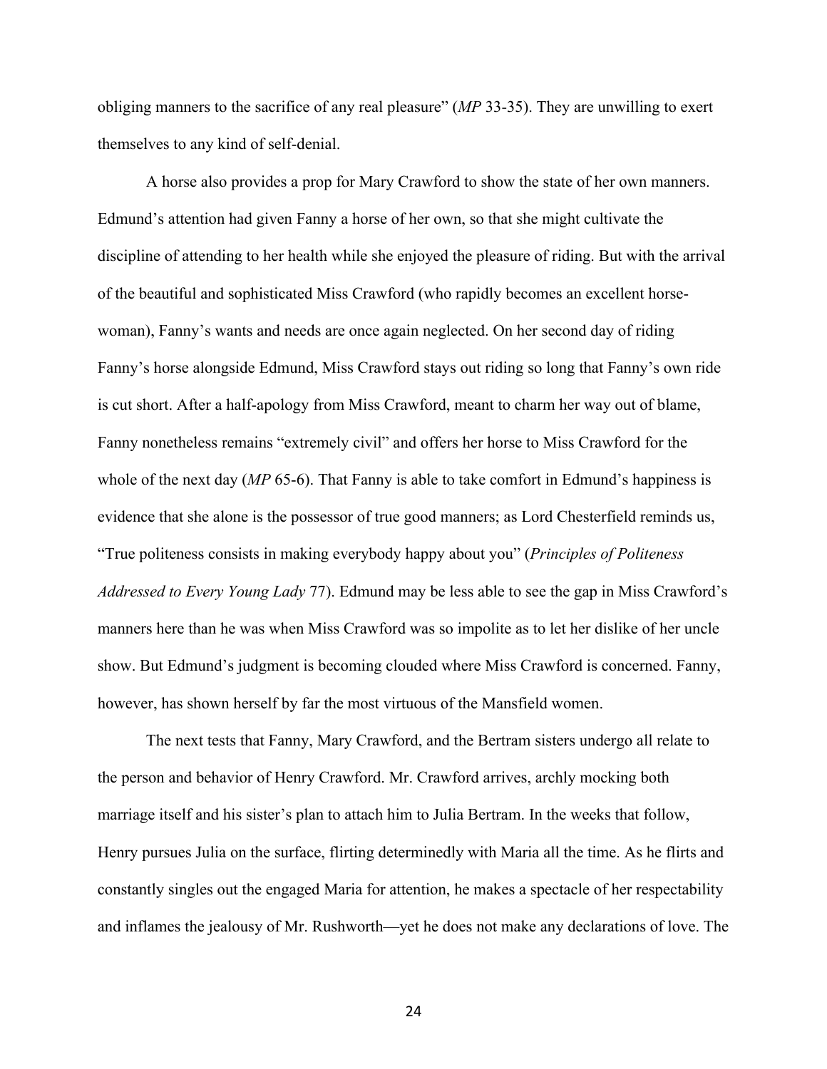obliging manners to the sacrifice of any real pleasure" (*MP* 33-35). They are unwilling to exert themselves to any kind of self-denial.

A horse also provides a prop for Mary Crawford to show the state of her own manners. Edmund's attention had given Fanny a horse of her own, so that she might cultivate the discipline of attending to her health while she enjoyed the pleasure of riding. But with the arrival of the beautiful and sophisticated Miss Crawford (who rapidly becomes an excellent horse-woman), Fanny's wants and needs are once again neglected. On her second day of riding Fanny's horse alongside Edmund, Miss Crawford stays out riding so long that Fanny's own ride is cut short. After a half-apology from Miss Crawford, meant to charm her way out of blame, Fanny nonetheless remains "extremely civil" and offers her horse to Miss Crawford for the whole of the next day (*MP* 65-6). That Fanny is able to take comfort in Edmund's happiness is evidence that she alone is the possessor of true good manners; as Lord Chesterfield reminds us, "True politeness consists in making everybody happy about you" (*Principles of Politeness Addressed to Every Young Lady* 77). Edmund may be less able to see the gap in Miss Crawford's manners here than he was when Miss Crawford was so impolite as to let her dislike of her uncle show. But Edmund's judgment is becoming clouded where Miss Crawford is concerned. Fanny, however, has shown herself by far the most virtuous of the Mansfield women.

The next tests that Fanny, Mary Crawford, and the Bertram sisters undergo all relate to the person and behavior of Henry Crawford. Mr. Crawford arrives, archly mocking both marriage itself and his sister's plan to attach him to Julia Bertram. In the weeks that follow, Henry pursues Julia on the surface, flirting determinedly with Maria all the time. As he flirts and constantly singles out the engaged Maria for attention, he makes a spectacle of her respectability and inflames the jealousy of Mr. Rushworth—yet he does not make any declarations of love. The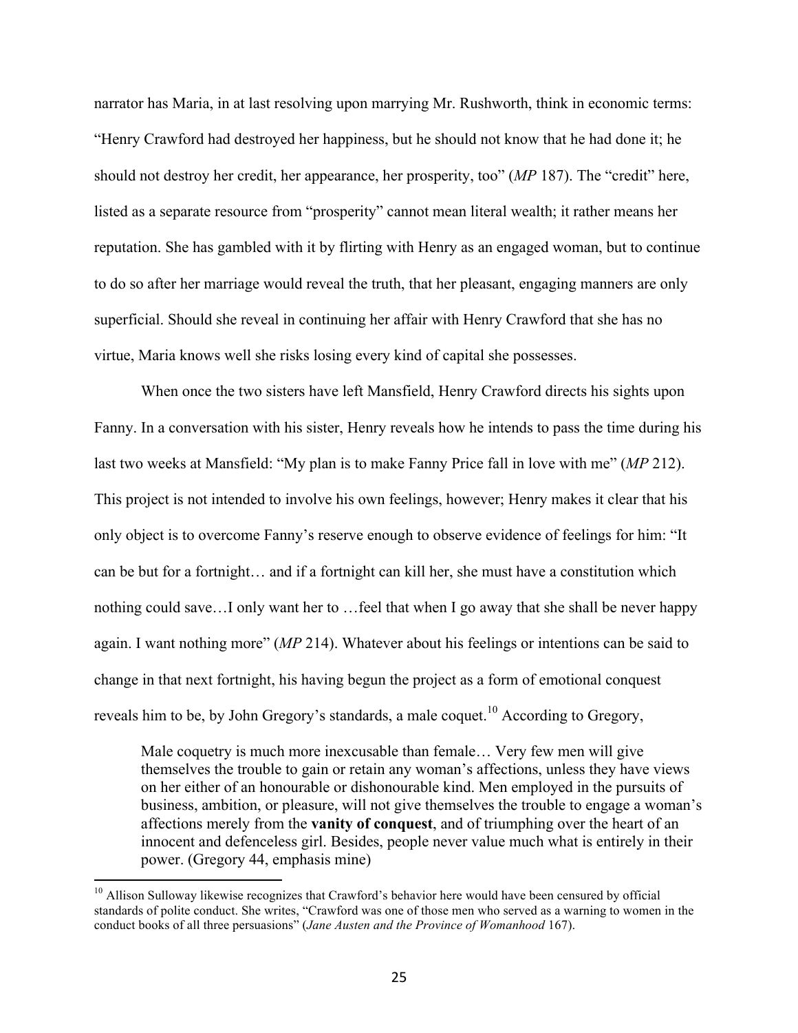narrator has Maria, in at last resolving upon marrying Mr. Rushworth, think in economic terms: "Henry Crawford had destroyed her happiness, but he should not know that he had done it; he should not destroy her credit, her appearance, her prosperity, too" (*MP* 187). The "credit" here, listed as a separate resource from "prosperity" cannot mean literal wealth; it rather means her reputation. She has gambled with it by flirting with Henry as an engaged woman, but to continue to do so after her marriage would reveal the truth, that her pleasant, engaging manners are only superficial. Should she reveal in continuing her affair with Henry Crawford that she has no virtue, Maria knows well she risks losing every kind of capital she possesses.

When once the two sisters have left Mansfield, Henry Crawford directs his sights upon Fanny. In a conversation with his sister, Henry reveals how he intends to pass the time during his last two weeks at Mansfield: "My plan is to make Fanny Price fall in love with me" (*MP* 212). This project is not intended to involve his own feelings, however; Henry makes it clear that his only object is to overcome Fanny's reserve enough to observe evidence of feelings for him: "It can be but for a fortnight… and if a fortnight can kill her, she must have a constitution which nothing could save…I only want her to …feel that when I go away that she shall be never happy again. I want nothing more" (*MP* 214). Whatever about his feelings or intentions can be said to change in that next fortnight, his having begun the project as a form of emotional conquest reveals him to be, by John Gregory's standards, a male coquet.[10] According to Gregory,

> Male coquetry is much more inexcusable than female… Very few men will give themselves the trouble to gain or retain any woman's affections, unless they have views on her either of an honourable or dishonourable kind. Men employed in the pursuits of business, ambition, or pleasure, will not give themselves the trouble to engage a woman's affections merely from the **vanity of conquest**, and of triumphing over the heart of an innocent and defenceless girl. Besides, people never value much what is entirely in their power. (Gregory 44, emphasis mine)

[10] Allison Sulloway likewise recognizes that Crawford's behavior here would have been censured by official standards of polite conduct. She writes, "Crawford was one of those men who served as a warning to women in the conduct books of all three persuasions" (*Jane Austen and the Province of Womanhood* 167).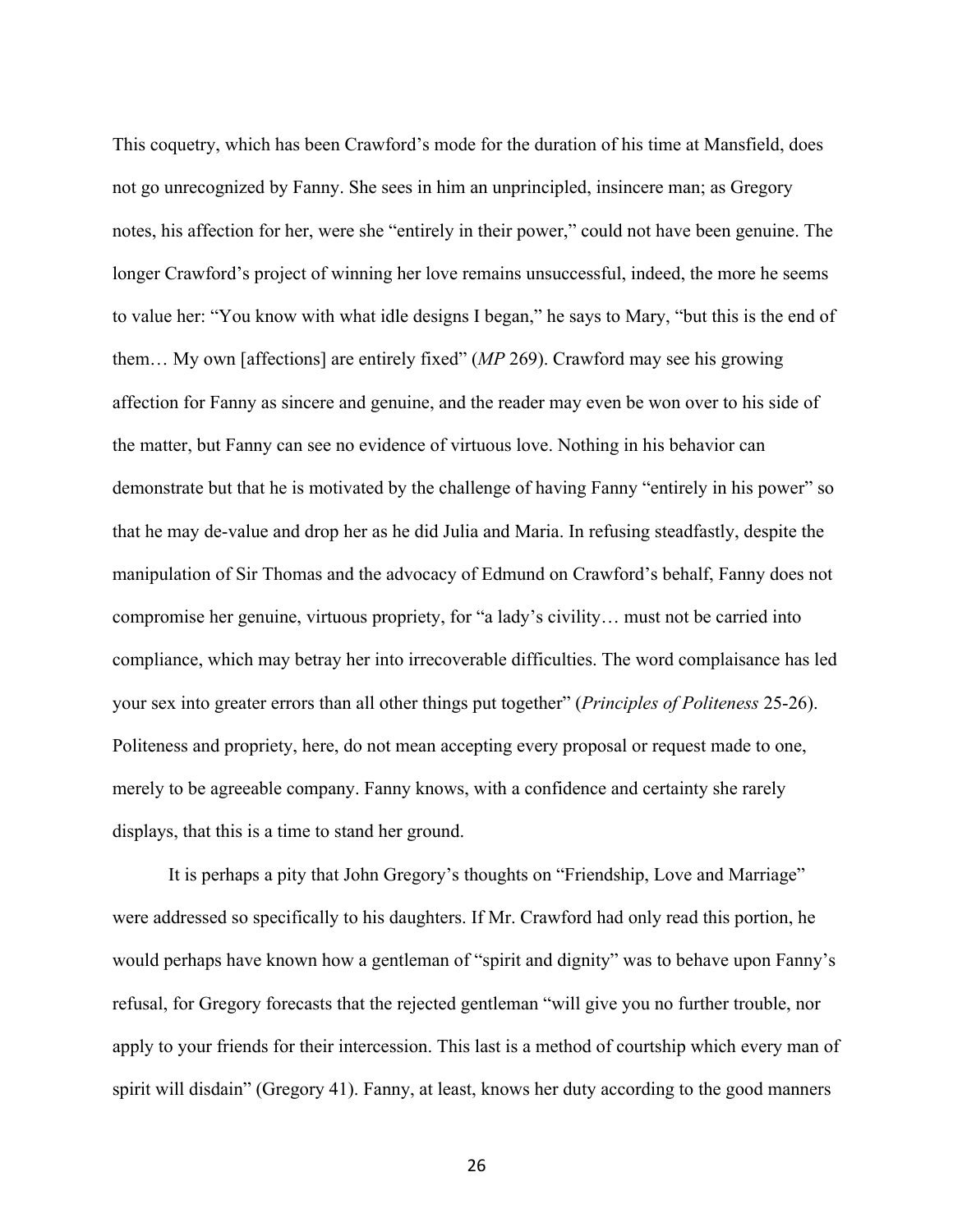This coquetry, which has been Crawford's mode for the duration of his time at Mansfield, does not go unrecognized by Fanny. She sees in him an unprincipled, insincere man; as Gregory notes, his affection for her, were she "entirely in their power," could not have been genuine. The longer Crawford's project of winning her love remains unsuccessful, indeed, the more he seems to value her: "You know with what idle designs I began," he says to Mary, "but this is the end of them… My own [affections] are entirely fixed" (*MP* 269). Crawford may see his growing affection for Fanny as sincere and genuine, and the reader may even be won over to his side of the matter, but Fanny can see no evidence of virtuous love. Nothing in his behavior can demonstrate but that he is motivated by the challenge of having Fanny "entirely in his power" so that he may de-value and drop her as he did Julia and Maria. In refusing steadfastly, despite the manipulation of Sir Thomas and the advocacy of Edmund on Crawford's behalf, Fanny does not compromise her genuine, virtuous propriety, for "a lady's civility… must not be carried into compliance, which may betray her into irrecoverable difficulties. The word complaisance has led your sex into greater errors than all other things put together" (*Principles of Politeness* 25-26). Politeness and propriety, here, do not mean accepting every proposal or request made to one, merely to be agreeable company. Fanny knows, with a confidence and certainty she rarely displays, that this is a time to stand her ground.

It is perhaps a pity that John Gregory's thoughts on "Friendship, Love and Marriage" were addressed so specifically to his daughters. If Mr. Crawford had only read this portion, he would perhaps have known how a gentleman of "spirit and dignity" was to behave upon Fanny's refusal, for Gregory forecasts that the rejected gentleman "will give you no further trouble, nor apply to your friends for their intercession. This last is a method of courtship which every man of spirit will disdain" (Gregory 41). Fanny, at least, knows her duty according to the good manners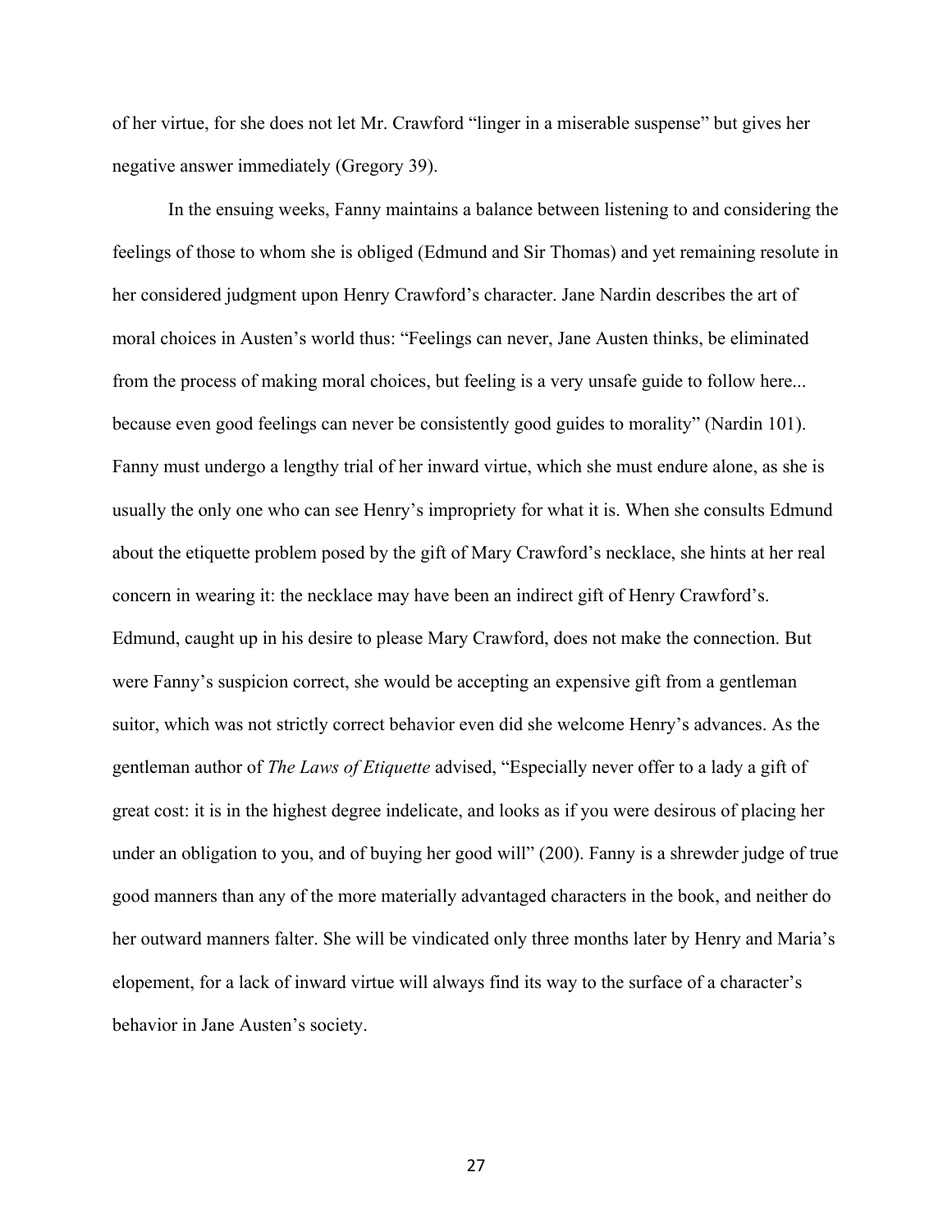of her virtue, for she does not let Mr. Crawford "linger in a miserable suspense" but gives her negative answer immediately (Gregory 39).

In the ensuing weeks, Fanny maintains a balance between listening to and considering the feelings of those to whom she is obliged (Edmund and Sir Thomas) and yet remaining resolute in her considered judgment upon Henry Crawford's character. Jane Nardin describes the art of moral choices in Austen's world thus: "Feelings can never, Jane Austen thinks, be eliminated from the process of making moral choices, but feeling is a very unsafe guide to follow here... because even good feelings can never be consistently good guides to morality" (Nardin 101). Fanny must undergo a lengthy trial of her inward virtue, which she must endure alone, as she is usually the only one who can see Henry's impropriety for what it is. When she consults Edmund about the etiquette problem posed by the gift of Mary Crawford's necklace, she hints at her real concern in wearing it: the necklace may have been an indirect gift of Henry Crawford's. Edmund, caught up in his desire to please Mary Crawford, does not make the connection. But were Fanny's suspicion correct, she would be accepting an expensive gift from a gentleman suitor, which was not strictly correct behavior even did she welcome Henry's advances. As the gentleman author of *The Laws of Etiquette* advised, "Especially never offer to a lady a gift of great cost: it is in the highest degree indelicate, and looks as if you were desirous of placing her under an obligation to you, and of buying her good will" (200). Fanny is a shrewder judge of true good manners than any of the more materially advantaged characters in the book, and neither do her outward manners falter. She will be vindicated only three months later by Henry and Maria's elopement, for a lack of inward virtue will always find its way to the surface of a character's behavior in Jane Austen's society.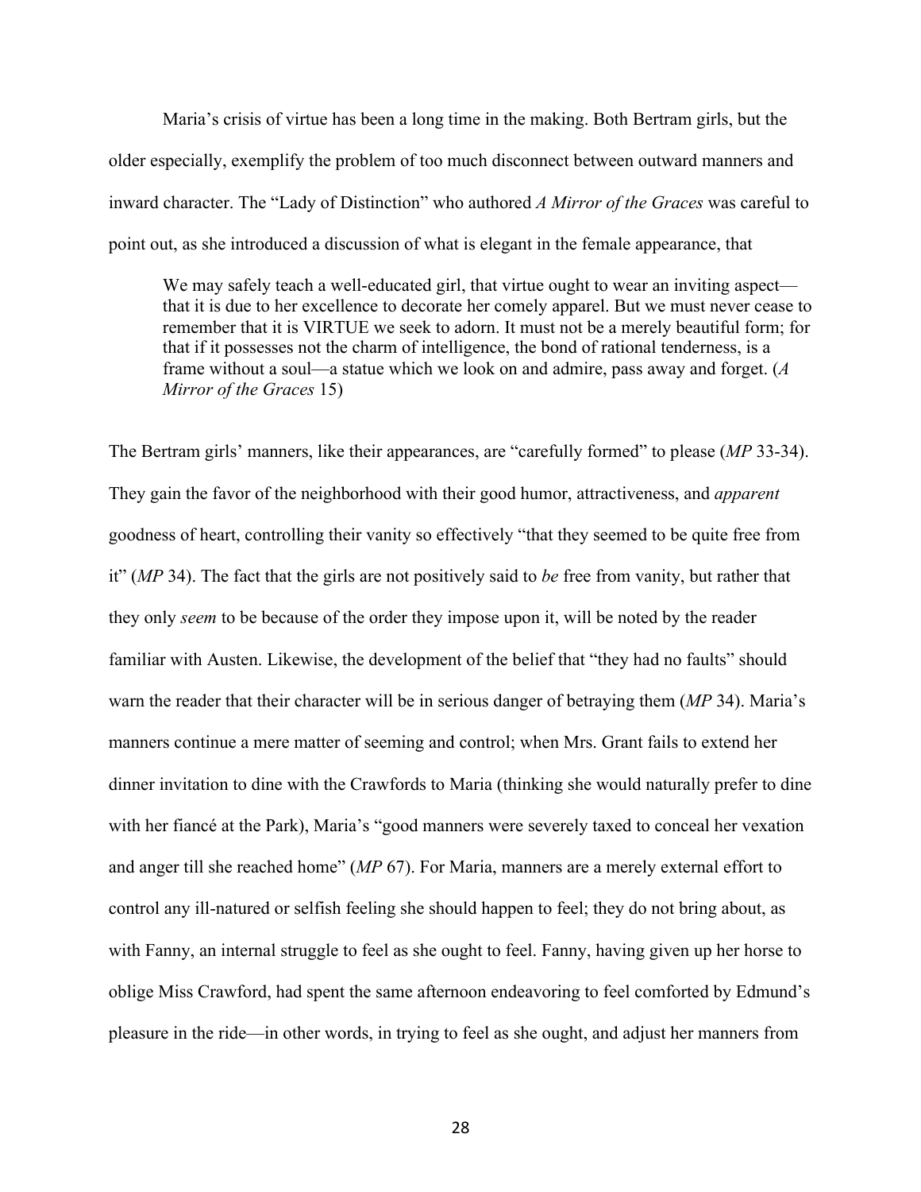Maria's crisis of virtue has been a long time in the making. Both Bertram girls, but the older especially, exemplify the problem of too much disconnect between outward manners and inward character. The "Lady of Distinction" who authored *A Mirror of the Graces* was careful to point out, as she introduced a discussion of what is elegant in the female appearance, that

> We may safely teach a well-educated girl, that virtue ought to wear an inviting aspect—that it is due to her excellence to decorate her comely apparel. But we must never cease to remember that it is VIRTUE we seek to adorn. It must not be a merely beautiful form; for that if it possesses not the charm of intelligence, the bond of rational tenderness, is a frame without a soul—a statue which we look on and admire, pass away and forget. (*A Mirror of the Graces* 15)

The Bertram girls' manners, like their appearances, are "carefully formed" to please (*MP* 33-34). They gain the favor of the neighborhood with their good humor, attractiveness, and *apparent* goodness of heart, controlling their vanity so effectively "that they seemed to be quite free from it" (*MP* 34). The fact that the girls are not positively said to *be* free from vanity, but rather that they only *seem* to be because of the order they impose upon it, will be noted by the reader familiar with Austen. Likewise, the development of the belief that "they had no faults" should warn the reader that their character will be in serious danger of betraying them (*MP* 34). Maria's manners continue a mere matter of seeming and control; when Mrs. Grant fails to extend her dinner invitation to dine with the Crawfords to Maria (thinking she would naturally prefer to dine with her fiancé at the Park), Maria's "good manners were severely taxed to conceal her vexation and anger till she reached home" (*MP* 67). For Maria, manners are a merely external effort to control any ill-natured or selfish feeling she should happen to feel; they do not bring about, as with Fanny, an internal struggle to feel as she ought to feel. Fanny, having given up her horse to oblige Miss Crawford, had spent the same afternoon endeavoring to feel comforted by Edmund's pleasure in the ride—in other words, in trying to feel as she ought, and adjust her manners from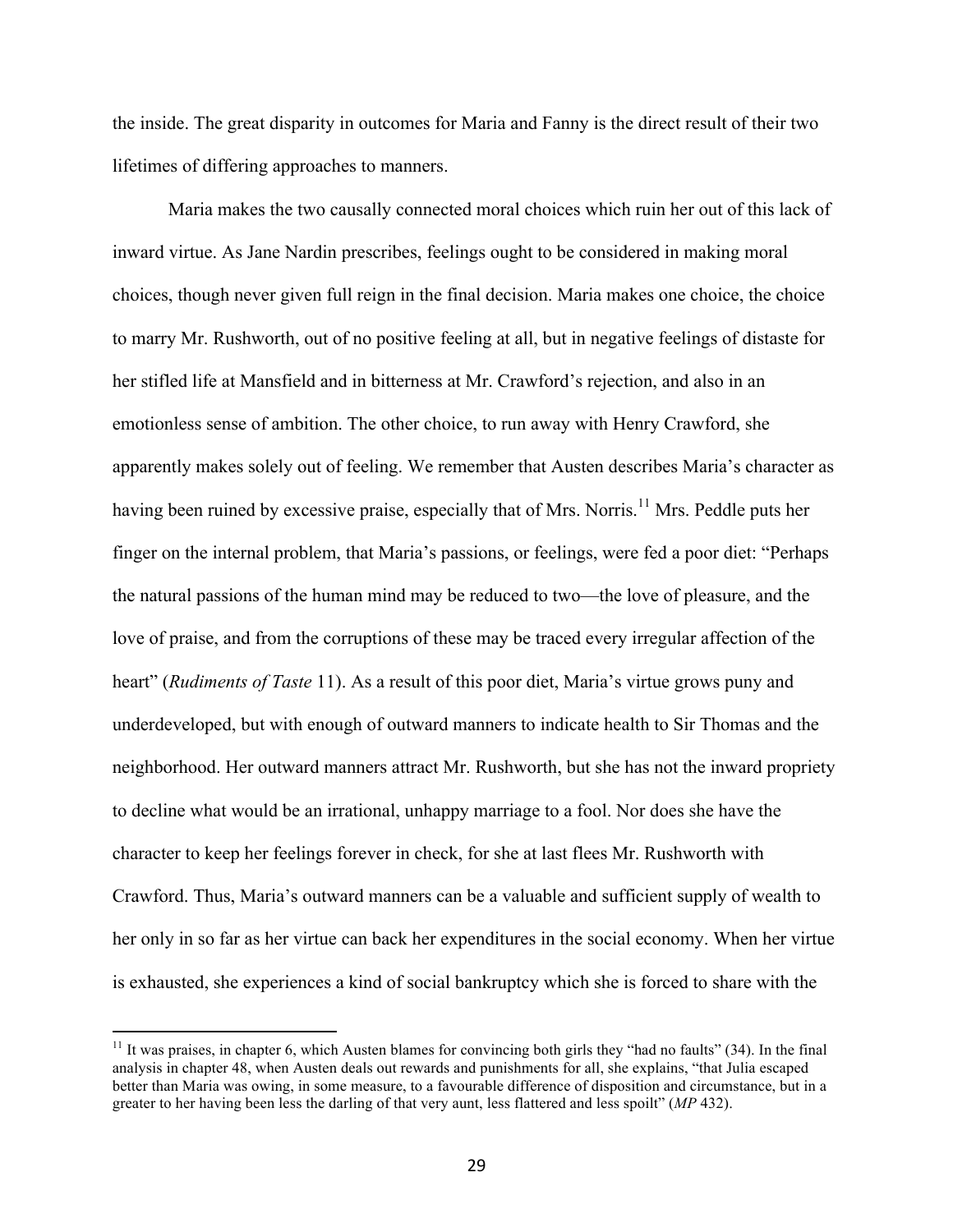the inside. The great disparity in outcomes for Maria and Fanny is the direct result of their two lifetimes of differing approaches to manners.

Maria makes the two causally connected moral choices which ruin her out of this lack of inward virtue. As Jane Nardin prescribes, feelings ought to be considered in making moral choices, though never given full reign in the final decision. Maria makes one choice, the choice to marry Mr. Rushworth, out of no positive feeling at all, but in negative feelings of distaste for her stifled life at Mansfield and in bitterness at Mr. Crawford's rejection, and also in an emotionless sense of ambition. The other choice, to run away with Henry Crawford, she apparently makes solely out of feeling. We remember that Austen describes Maria's character as having been ruined by excessive praise, especially that of Mrs. Norris.[11] Mrs. Peddle puts her finger on the internal problem, that Maria's passions, or feelings, were fed a poor diet: "Perhaps the natural passions of the human mind may be reduced to two—the love of pleasure, and the love of praise, and from the corruptions of these may be traced every irregular affection of the heart" (*Rudiments of Taste* 11). As a result of this poor diet, Maria's virtue grows puny and underdeveloped, but with enough of outward manners to indicate health to Sir Thomas and the neighborhood. Her outward manners attract Mr. Rushworth, but she has not the inward propriety to decline what would be an irrational, unhappy marriage to a fool. Nor does she have the character to keep her feelings forever in check, for she at last flees Mr. Rushworth with Crawford. Thus, Maria's outward manners can be a valuable and sufficient supply of wealth to her only in so far as her virtue can back her expenditures in the social economy. When her virtue is exhausted, she experiences a kind of social bankruptcy which she is forced to share with the

---

[11] It was praises, in chapter 6, which Austen blames for convincing both girls they "had no faults" (34). In the final analysis in chapter 48, when Austen deals out rewards and punishments for all, she explains, "that Julia escaped better than Maria was owing, in some measure, to a favourable difference of disposition and circumstance, but in a greater to her having been less the darling of that very aunt, less flattered and less spoilt" (*MP* 432).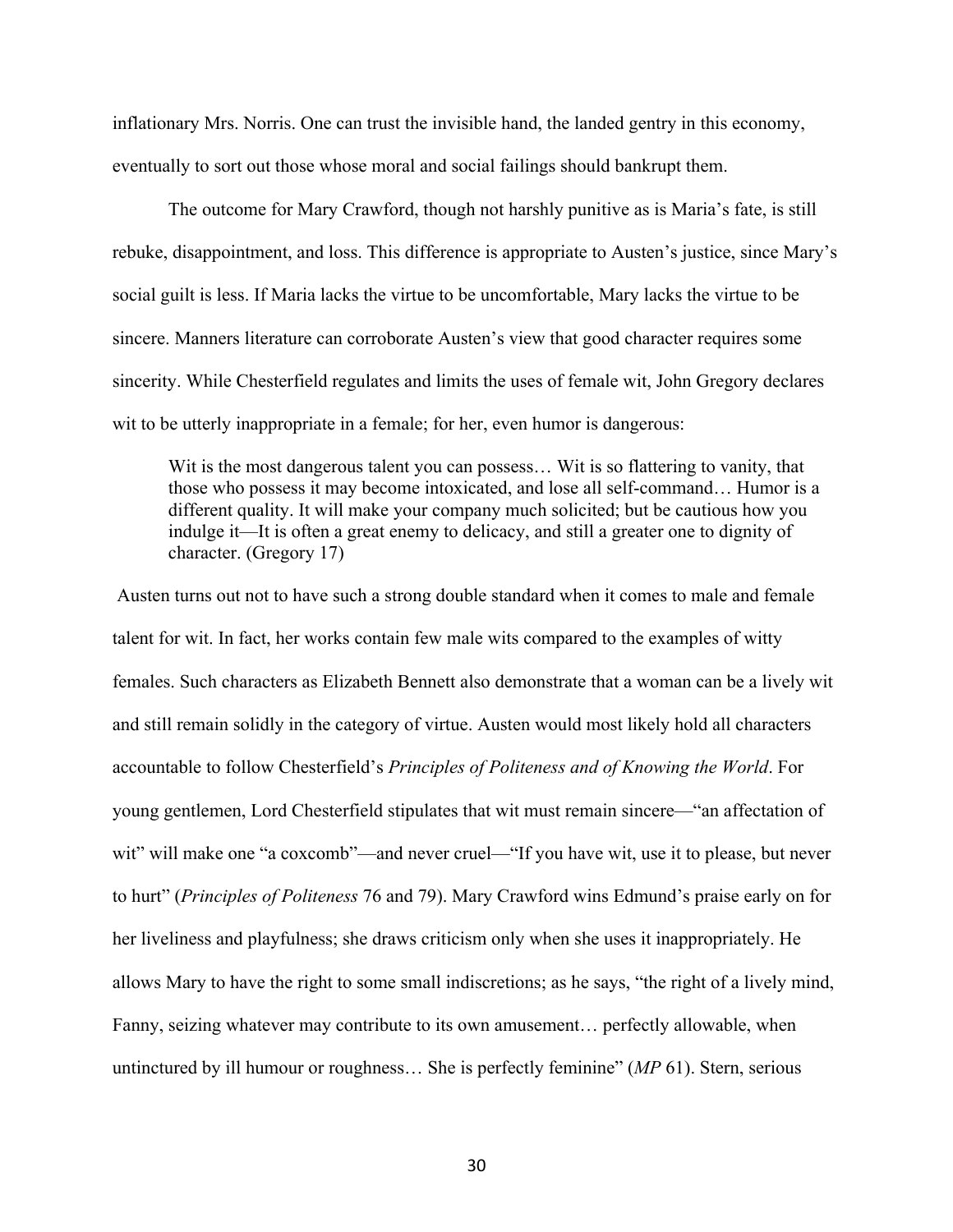inflationary Mrs. Norris. One can trust the invisible hand, the landed gentry in this economy, eventually to sort out those whose moral and social failings should bankrupt them.

The outcome for Mary Crawford, though not harshly punitive as is Maria's fate, is still rebuke, disappointment, and loss. This difference is appropriate to Austen's justice, since Mary's social guilt is less. If Maria lacks the virtue to be uncomfortable, Mary lacks the virtue to be sincere. Manners literature can corroborate Austen's view that good character requires some sincerity. While Chesterfield regulates and limits the uses of female wit, John Gregory declares wit to be utterly inappropriate in a female; for her, even humor is dangerous:

> Wit is the most dangerous talent you can possess… Wit is so flattering to vanity, that those who possess it may become intoxicated, and lose all self-command… Humor is a different quality. It will make your company much solicited; but be cautious how you indulge it—It is often a great enemy to delicacy, and still a greater one to dignity of character. (Gregory 17)

Austen turns out not to have such a strong double standard when it comes to male and female talent for wit. In fact, her works contain few male wits compared to the examples of witty females. Such characters as Elizabeth Bennett also demonstrate that a woman can be a lively wit and still remain solidly in the category of virtue. Austen would most likely hold all characters accountable to follow Chesterfield's *Principles of Politeness and of Knowing the World*. For young gentlemen, Lord Chesterfield stipulates that wit must remain sincere—"an affectation of wit" will make one "a coxcomb"—and never cruel—"If you have wit, use it to please, but never to hurt" (*Principles of Politeness* 76 and 79). Mary Crawford wins Edmund's praise early on for her liveliness and playfulness; she draws criticism only when she uses it inappropriately. He allows Mary to have the right to some small indiscretions; as he says, "the right of a lively mind, Fanny, seizing whatever may contribute to its own amusement… perfectly allowable, when untinctured by ill humour or roughness… She is perfectly feminine" (*MP* 61). Stern, serious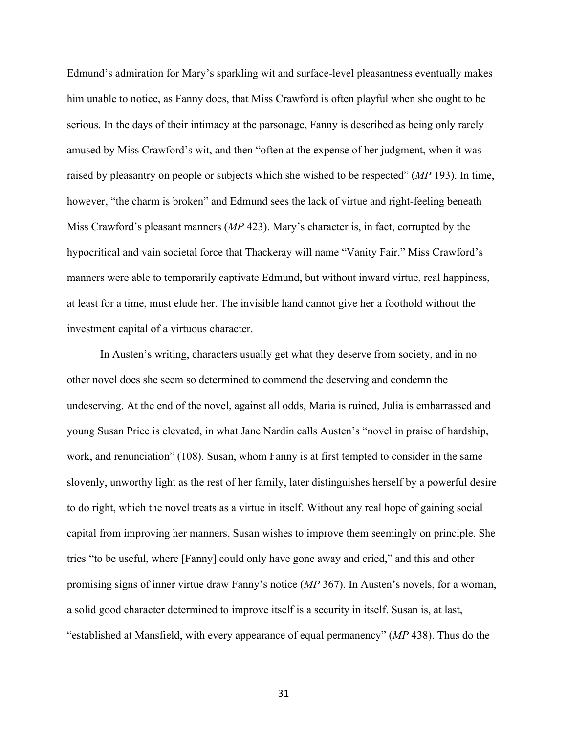Edmund's admiration for Mary's sparkling wit and surface-level pleasantness eventually makes him unable to notice, as Fanny does, that Miss Crawford is often playful when she ought to be serious. In the days of their intimacy at the parsonage, Fanny is described as being only rarely amused by Miss Crawford's wit, and then "often at the expense of her judgment, when it was raised by pleasantry on people or subjects which she wished to be respected" (*MP* 193). In time, however, "the charm is broken" and Edmund sees the lack of virtue and right-feeling beneath Miss Crawford's pleasant manners (*MP* 423). Mary's character is, in fact, corrupted by the hypocritical and vain societal force that Thackeray will name "Vanity Fair." Miss Crawford's manners were able to temporarily captivate Edmund, but without inward virtue, real happiness, at least for a time, must elude her. The invisible hand cannot give her a foothold without the investment capital of a virtuous character.

In Austen's writing, characters usually get what they deserve from society, and in no other novel does she seem so determined to commend the deserving and condemn the undeserving. At the end of the novel, against all odds, Maria is ruined, Julia is embarrassed and young Susan Price is elevated, in what Jane Nardin calls Austen's "novel in praise of hardship, work, and renunciation" (108). Susan, whom Fanny is at first tempted to consider in the same slovenly, unworthy light as the rest of her family, later distinguishes herself by a powerful desire to do right, which the novel treats as a virtue in itself. Without any real hope of gaining social capital from improving her manners, Susan wishes to improve them seemingly on principle. She tries "to be useful, where [Fanny] could only have gone away and cried," and this and other promising signs of inner virtue draw Fanny's notice (*MP* 367). In Austen's novels, for a woman, a solid good character determined to improve itself is a security in itself. Susan is, at last, "established at Mansfield, with every appearance of equal permanency" (*MP* 438). Thus do the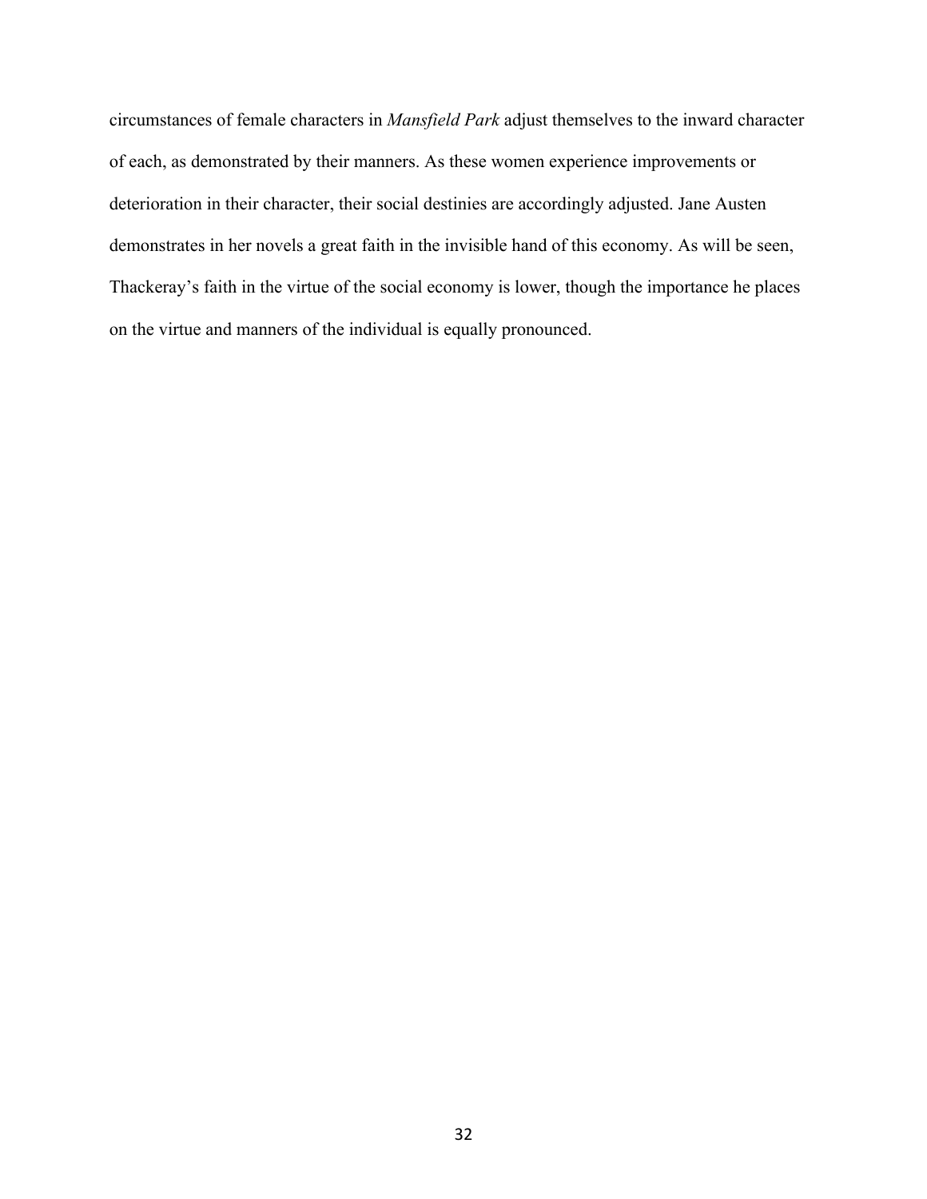circumstances of female characters in *Mansfield Park* adjust themselves to the inward character of each, as demonstrated by their manners. As these women experience improvements or deterioration in their character, their social destinies are accordingly adjusted. Jane Austen demonstrates in her novels a great faith in the invisible hand of this economy. As will be seen, Thackeray's faith in the virtue of the social economy is lower, though the importance he places on the virtue and manners of the individual is equally pronounced.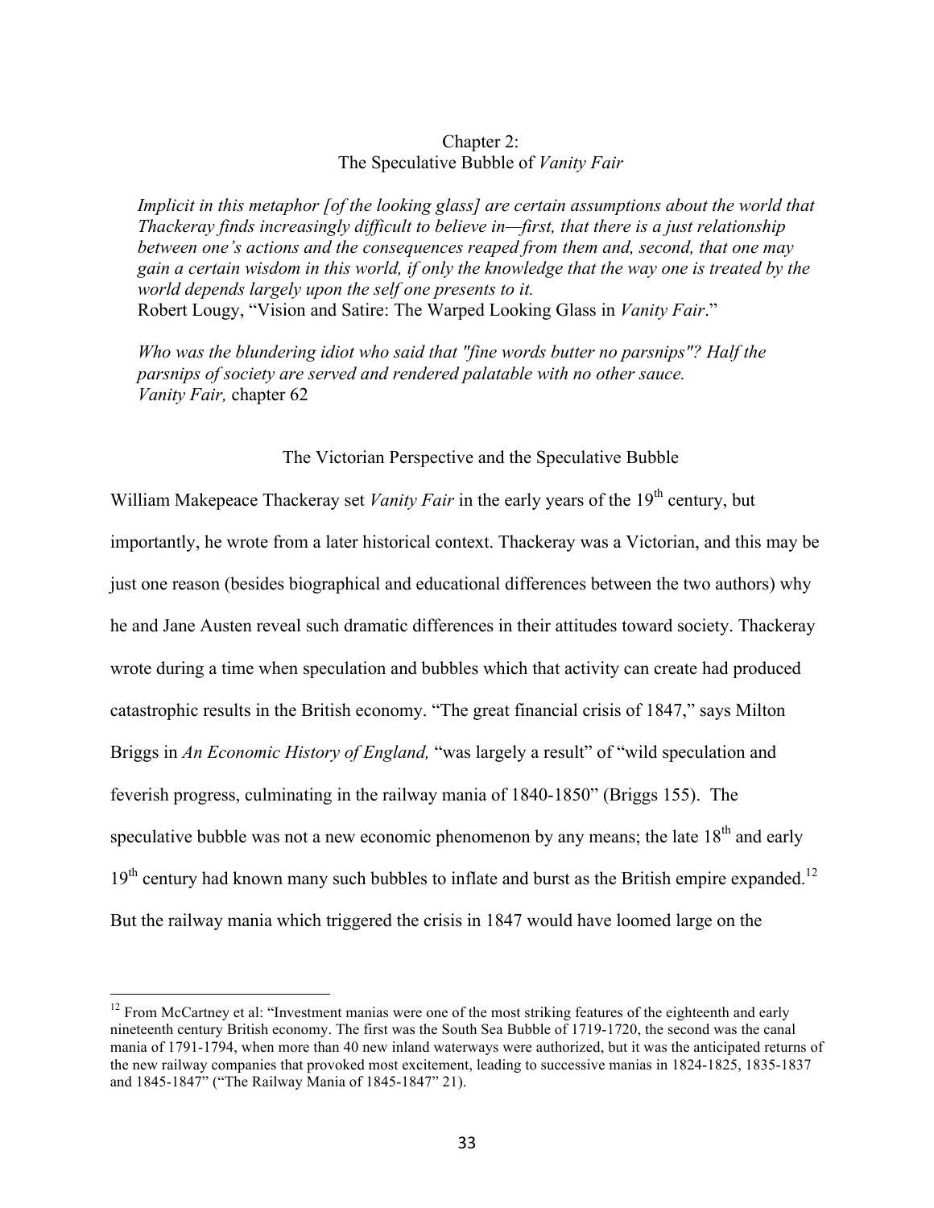# Chapter 2:
# The Speculative Bubble of *Vanity Fair*

> *Implicit in this metaphor [of the looking glass] are certain assumptions about the world that Thackeray finds increasingly difficult to believe in—first, that there is a just relationship between one's actions and the consequences reaped from them and, second, that one may gain a certain wisdom in this world, if only the knowledge that the way one is treated by the world depends largely upon the self one presents to it.*
> Robert Lougy, "Vision and Satire: The Warped Looking Glass in *Vanity Fair*."

> *Who was the blundering idiot who said that "fine words butter no parsnips"? Half the parsnips of society are served and rendered palatable with no other sauce.*
> *Vanity Fair,* chapter 62

## The Victorian Perspective and the Speculative Bubble

William Makepeace Thackeray set *Vanity Fair* in the early years of the 19th century, but importantly, he wrote from a later historical context. Thackeray was a Victorian, and this may be just one reason (besides biographical and educational differences between the two authors) why he and Jane Austen reveal such dramatic differences in their attitudes toward society. Thackeray wrote during a time when speculation and bubbles which that activity can create had produced catastrophic results in the British economy. "The great financial crisis of 1847," says Milton Briggs in *An Economic History of England,* "was largely a result" of "wild speculation and feverish progress, culminating in the railway mania of 1840-1850" (Briggs 155). The speculative bubble was not a new economic phenomenon by any means; the late 18th and early 19th century had known many such bubbles to inflate and burst as the British empire expanded.[12] But the railway mania which triggered the crisis in 1847 would have loomed large on the

[12] From McCartney et al: "Investment manias were one of the most striking features of the eighteenth and early nineteenth century British economy. The first was the South Sea Bubble of 1719-1720, the second was the canal mania of 1791-1794, when more than 40 new inland waterways were authorized, but it was the anticipated returns of the new railway companies that provoked most excitement, leading to successive manias in 1824-1825, 1835-1837 and 1845-1847" ("The Railway Mania of 1845-1847" 21).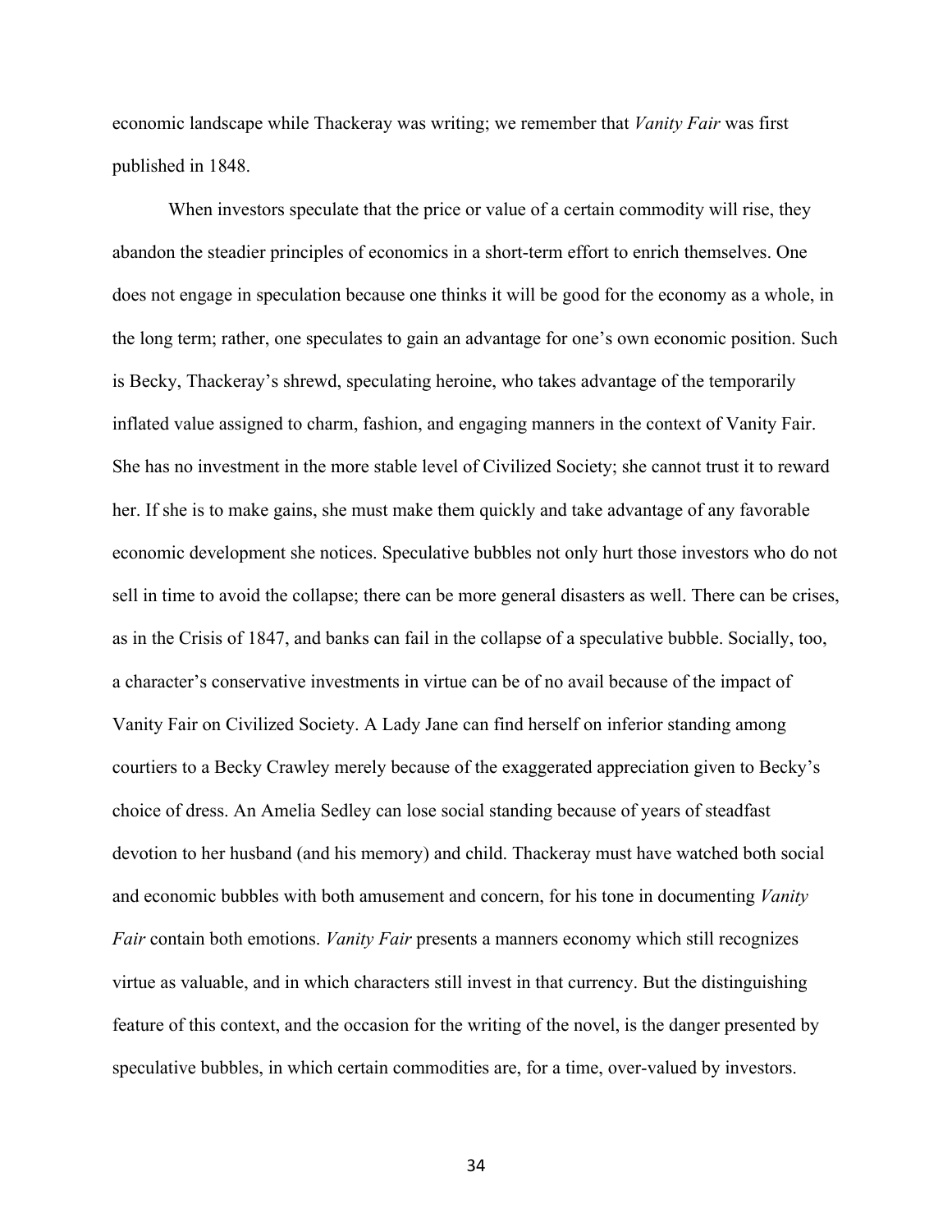economic landscape while Thackeray was writing; we remember that *Vanity Fair* was first published in 1848.

When investors speculate that the price or value of a certain commodity will rise, they abandon the steadier principles of economics in a short-term effort to enrich themselves. One does not engage in speculation because one thinks it will be good for the economy as a whole, in the long term; rather, one speculates to gain an advantage for one's own economic position. Such is Becky, Thackeray's shrewd, speculating heroine, who takes advantage of the temporarily inflated value assigned to charm, fashion, and engaging manners in the context of Vanity Fair. She has no investment in the more stable level of Civilized Society; she cannot trust it to reward her. If she is to make gains, she must make them quickly and take advantage of any favorable economic development she notices. Speculative bubbles not only hurt those investors who do not sell in time to avoid the collapse; there can be more general disasters as well. There can be crises, as in the Crisis of 1847, and banks can fail in the collapse of a speculative bubble. Socially, too, a character's conservative investments in virtue can be of no avail because of the impact of Vanity Fair on Civilized Society. A Lady Jane can find herself on inferior standing among courtiers to a Becky Crawley merely because of the exaggerated appreciation given to Becky's choice of dress. An Amelia Sedley can lose social standing because of years of steadfast devotion to her husband (and his memory) and child. Thackeray must have watched both social and economic bubbles with both amusement and concern, for his tone in documenting *Vanity Fair* contain both emotions. *Vanity Fair* presents a manners economy which still recognizes virtue as valuable, and in which characters still invest in that currency. But the distinguishing feature of this context, and the occasion for the writing of the novel, is the danger presented by speculative bubbles, in which certain commodities are, for a time, over-valued by investors.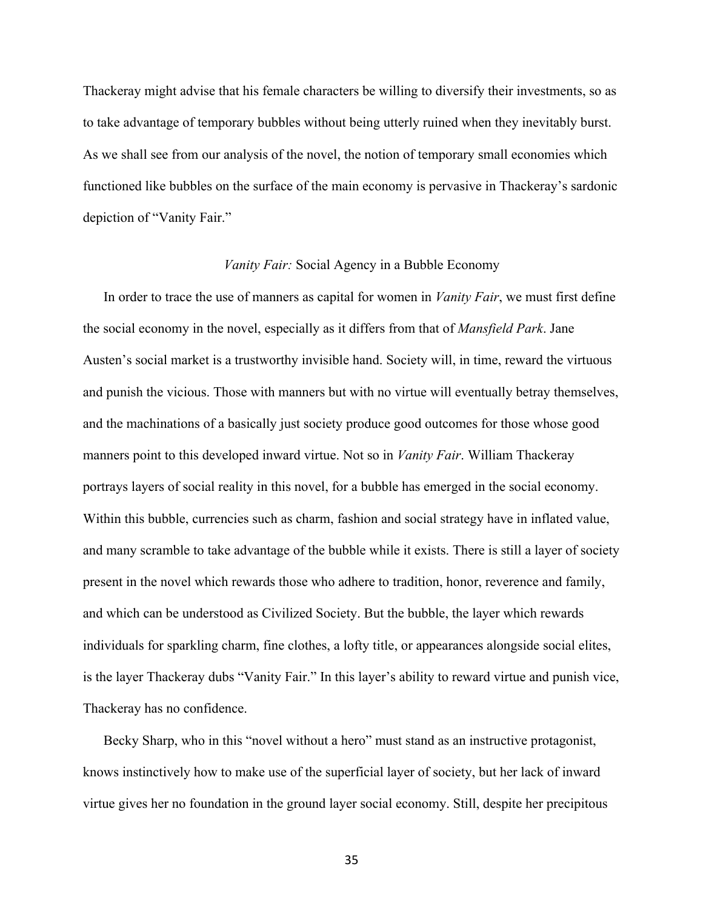Thackeray might advise that his female characters be willing to diversify their investments, so as to take advantage of temporary bubbles without being utterly ruined when they inevitably burst. As we shall see from our analysis of the novel, the notion of temporary small economies which functioned like bubbles on the surface of the main economy is pervasive in Thackeray's sardonic depiction of "Vanity Fair."

## *Vanity Fair:* Social Agency in a Bubble Economy

In order to trace the use of manners as capital for women in *Vanity Fair*, we must first define the social economy in the novel, especially as it differs from that of *Mansfield Park*. Jane Austen's social market is a trustworthy invisible hand. Society will, in time, reward the virtuous and punish the vicious. Those with manners but with no virtue will eventually betray themselves, and the machinations of a basically just society produce good outcomes for those whose good manners point to this developed inward virtue. Not so in *Vanity Fair*. William Thackeray portrays layers of social reality in this novel, for a bubble has emerged in the social economy. Within this bubble, currencies such as charm, fashion and social strategy have in inflated value, and many scramble to take advantage of the bubble while it exists. There is still a layer of society present in the novel which rewards those who adhere to tradition, honor, reverence and family, and which can be understood as Civilized Society. But the bubble, the layer which rewards individuals for sparkling charm, fine clothes, a lofty title, or appearances alongside social elites, is the layer Thackeray dubs "Vanity Fair." In this layer's ability to reward virtue and punish vice, Thackeray has no confidence.

Becky Sharp, who in this "novel without a hero" must stand as an instructive protagonist, knows instinctively how to make use of the superficial layer of society, but her lack of inward virtue gives her no foundation in the ground layer social economy. Still, despite her precipitous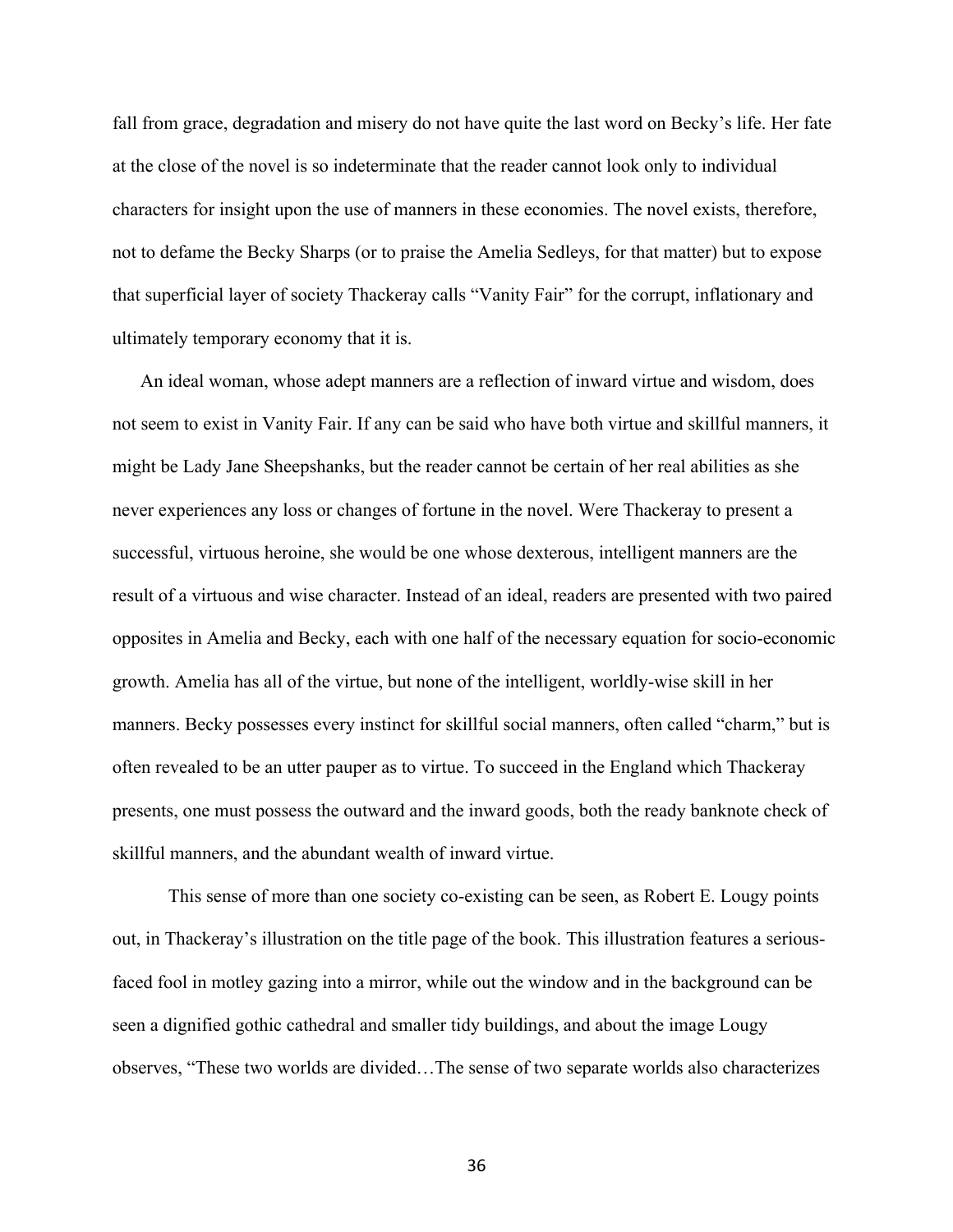fall from grace, degradation and misery do not have quite the last word on Becky's life. Her fate at the close of the novel is so indeterminate that the reader cannot look only to individual characters for insight upon the use of manners in these economies. The novel exists, therefore, not to defame the Becky Sharps (or to praise the Amelia Sedleys, for that matter) but to expose that superficial layer of society Thackeray calls "Vanity Fair" for the corrupt, inflationary and ultimately temporary economy that it is.

An ideal woman, whose adept manners are a reflection of inward virtue and wisdom, does not seem to exist in Vanity Fair. If any can be said who have both virtue and skillful manners, it might be Lady Jane Sheepshanks, but the reader cannot be certain of her real abilities as she never experiences any loss or changes of fortune in the novel. Were Thackeray to present a successful, virtuous heroine, she would be one whose dexterous, intelligent manners are the result of a virtuous and wise character. Instead of an ideal, readers are presented with two paired opposites in Amelia and Becky, each with one half of the necessary equation for socio-economic growth. Amelia has all of the virtue, but none of the intelligent, worldly-wise skill in her manners. Becky possesses every instinct for skillful social manners, often called "charm," but is often revealed to be an utter pauper as to virtue. To succeed in the England which Thackeray presents, one must possess the outward and the inward goods, both the ready banknote check of skillful manners, and the abundant wealth of inward virtue.

This sense of more than one society co-existing can be seen, as Robert E. Lougy points out, in Thackeray's illustration on the title page of the book. This illustration features a serious-faced fool in motley gazing into a mirror, while out the window and in the background can be seen a dignified gothic cathedral and smaller tidy buildings, and about the image Lougy observes, "These two worlds are divided…The sense of two separate worlds also characterizes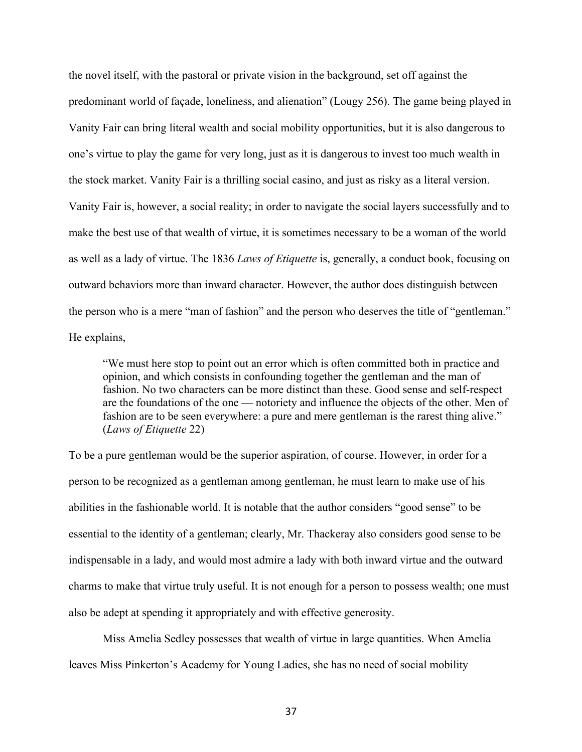the novel itself, with the pastoral or private vision in the background, set off against the predominant world of façade, loneliness, and alienation" (Lougy 256). The game being played in Vanity Fair can bring literal wealth and social mobility opportunities, but it is also dangerous to one's virtue to play the game for very long, just as it is dangerous to invest too much wealth in the stock market. Vanity Fair is a thrilling social casino, and just as risky as a literal version. Vanity Fair is, however, a social reality; in order to navigate the social layers successfully and to make the best use of that wealth of virtue, it is sometimes necessary to be a woman of the world as well as a lady of virtue. The 1836 *Laws of Etiquette* is, generally, a conduct book, focusing on outward behaviors more than inward character. However, the author does distinguish between the person who is a mere "man of fashion" and the person who deserves the title of "gentleman." He explains,

> "We must here stop to point out an error which is often committed both in practice and opinion, and which consists in confounding together the gentleman and the man of fashion. No two characters can be more distinct than these. Good sense and self-respect are the foundations of the one — notoriety and influence the objects of the other. Men of fashion are to be seen everywhere: a pure and mere gentleman is the rarest thing alive." (*Laws of Etiquette* 22)

To be a pure gentleman would be the superior aspiration, of course. However, in order for a person to be recognized as a gentleman among gentleman, he must learn to make use of his abilities in the fashionable world. It is notable that the author considers "good sense" to be essential to the identity of a gentleman; clearly, Mr. Thackeray also considers good sense to be indispensable in a lady, and would most admire a lady with both inward virtue and the outward charms to make that virtue truly useful. It is not enough for a person to possess wealth; one must also be adept at spending it appropriately and with effective generosity.

Miss Amelia Sedley possesses that wealth of virtue in large quantities. When Amelia leaves Miss Pinkerton's Academy for Young Ladies, she has no need of social mobility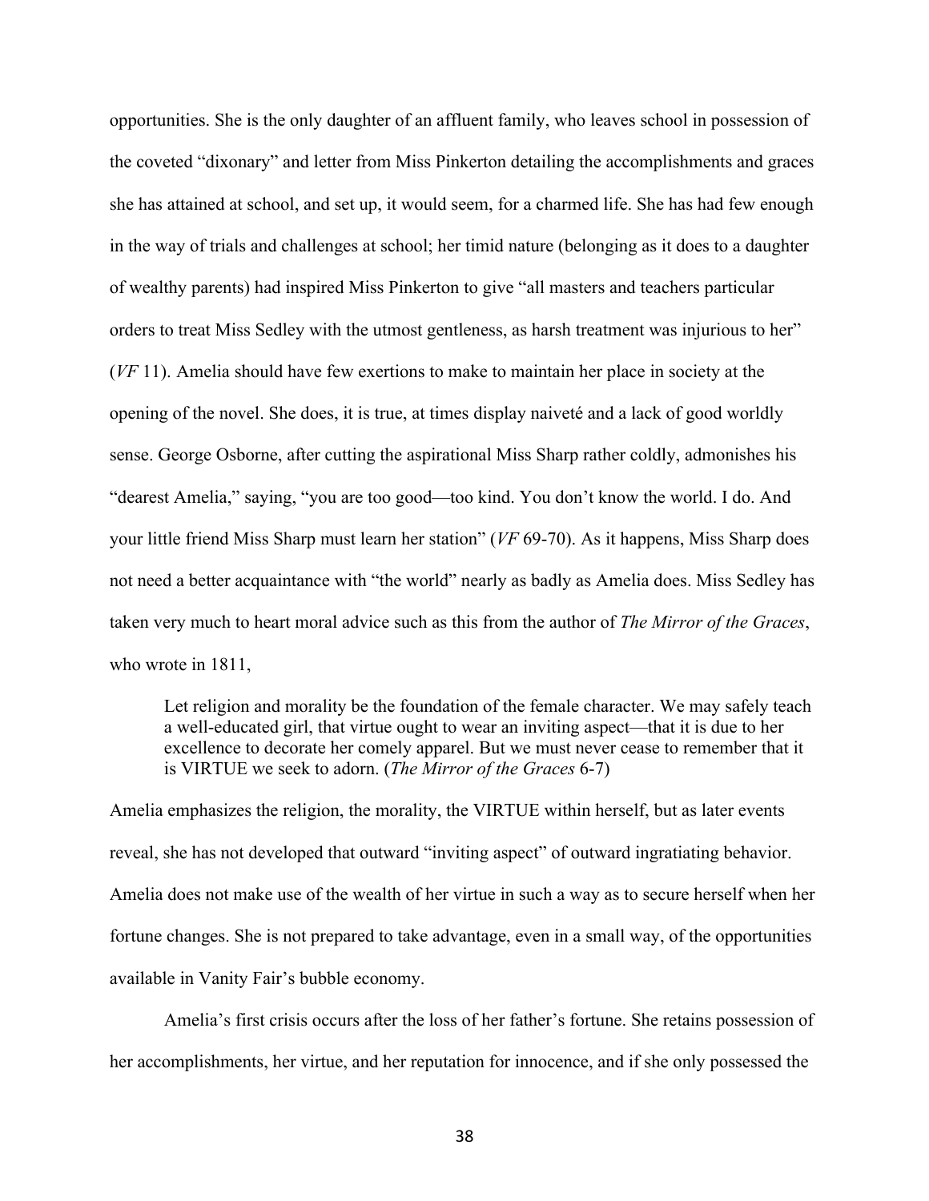opportunities. She is the only daughter of an affluent family, who leaves school in possession of the coveted "dixonary" and letter from Miss Pinkerton detailing the accomplishments and graces she has attained at school, and set up, it would seem, for a charmed life. She has had few enough in the way of trials and challenges at school; her timid nature (belonging as it does to a daughter of wealthy parents) had inspired Miss Pinkerton to give "all masters and teachers particular orders to treat Miss Sedley with the utmost gentleness, as harsh treatment was injurious to her" (*VF* 11). Amelia should have few exertions to make to maintain her place in society at the opening of the novel. She does, it is true, at times display naiveté and a lack of good worldly sense. George Osborne, after cutting the aspirational Miss Sharp rather coldly, admonishes his "dearest Amelia," saying, "you are too good—too kind. You don't know the world. I do. And your little friend Miss Sharp must learn her station" (*VF* 69-70). As it happens, Miss Sharp does not need a better acquaintance with "the world" nearly as badly as Amelia does. Miss Sedley has taken very much to heart moral advice such as this from the author of *The Mirror of the Graces*, who wrote in 1811,

> Let religion and morality be the foundation of the female character. We may safely teach a well-educated girl, that virtue ought to wear an inviting aspect—that it is due to her excellence to decorate her comely apparel. But we must never cease to remember that it is VIRTUE we seek to adorn. (*The Mirror of the Graces* 6-7)

Amelia emphasizes the religion, the morality, the VIRTUE within herself, but as later events reveal, she has not developed that outward "inviting aspect" of outward ingratiating behavior. Amelia does not make use of the wealth of her virtue in such a way as to secure herself when her fortune changes. She is not prepared to take advantage, even in a small way, of the opportunities available in Vanity Fair's bubble economy.

Amelia's first crisis occurs after the loss of her father's fortune. She retains possession of her accomplishments, her virtue, and her reputation for innocence, and if she only possessed the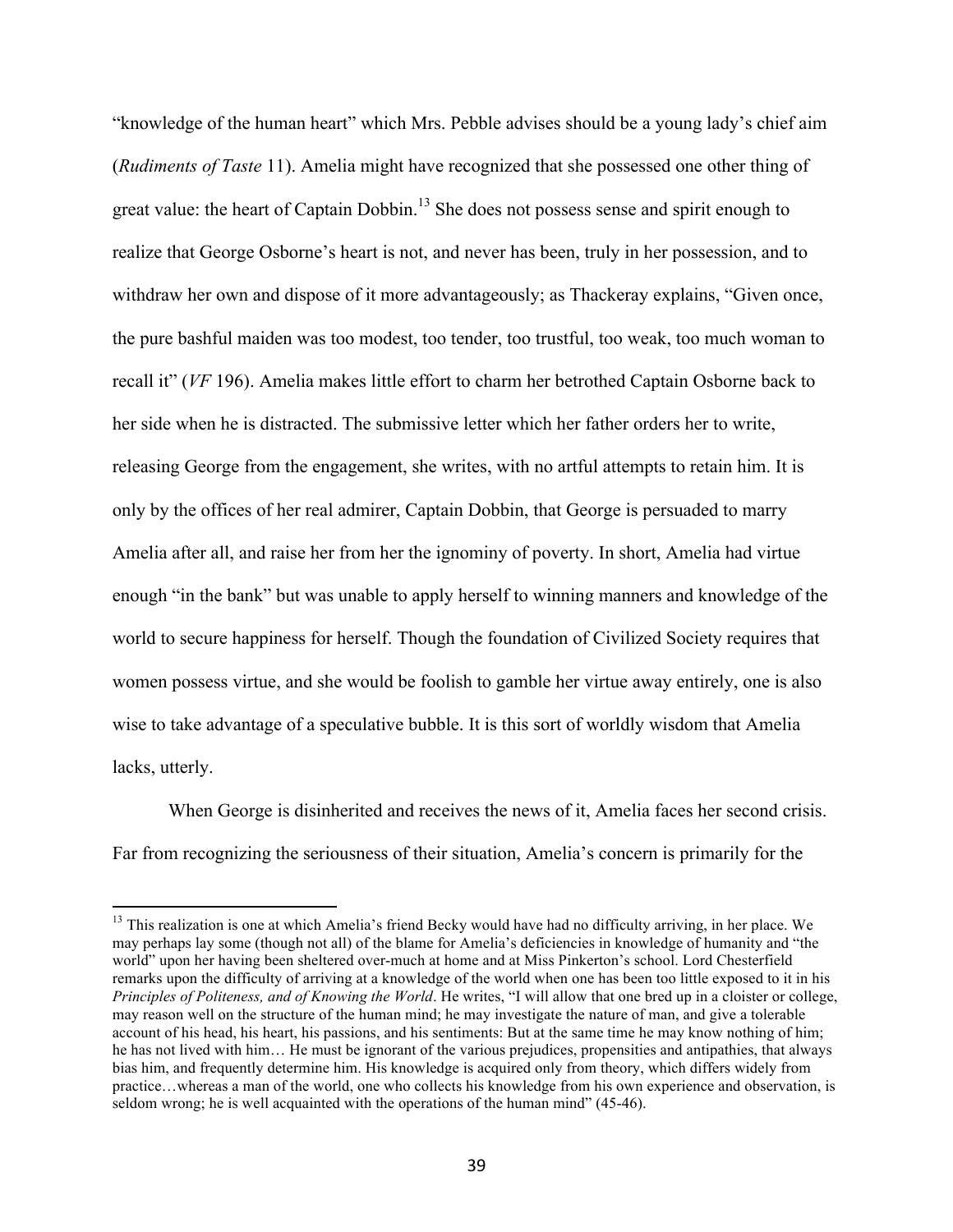"knowledge of the human heart" which Mrs. Pebble advises should be a young lady's chief aim (*Rudiments of Taste* 11). Amelia might have recognized that she possessed one other thing of great value: the heart of Captain Dobbin.[13] She does not possess sense and spirit enough to realize that George Osborne's heart is not, and never has been, truly in her possession, and to withdraw her own and dispose of it more advantageously; as Thackeray explains, "Given once, the pure bashful maiden was too modest, too tender, too trustful, too weak, too much woman to recall it" (*VF* 196). Amelia makes little effort to charm her betrothed Captain Osborne back to her side when he is distracted. The submissive letter which her father orders her to write, releasing George from the engagement, she writes, with no artful attempts to retain him. It is only by the offices of her real admirer, Captain Dobbin, that George is persuaded to marry Amelia after all, and raise her from her the ignominy of poverty. In short, Amelia had virtue enough "in the bank" but was unable to apply herself to winning manners and knowledge of the world to secure happiness for herself. Though the foundation of Civilized Society requires that women possess virtue, and she would be foolish to gamble her virtue away entirely, one is also wise to take advantage of a speculative bubble. It is this sort of worldly wisdom that Amelia lacks, utterly.

When George is disinherited and receives the news of it, Amelia faces her second crisis. Far from recognizing the seriousness of their situation, Amelia's concern is primarily for the

---

[13] This realization is one at which Amelia's friend Becky would have had no difficulty arriving, in her place. We may perhaps lay some (though not all) of the blame for Amelia's deficiencies in knowledge of humanity and "the world" upon her having been sheltered over-much at home and at Miss Pinkerton's school. Lord Chesterfield remarks upon the difficulty of arriving at a knowledge of the world when one has been too little exposed to it in his *Principles of Politeness, and of Knowing the World*. He writes, "I will allow that one bred up in a cloister or college, may reason well on the structure of the human mind; he may investigate the nature of man, and give a tolerable account of his head, his heart, his passions, and his sentiments: But at the same time he may know nothing of him; he has not lived with him… He must be ignorant of the various prejudices, propensities and antipathies, that always bias him, and frequently determine him. His knowledge is acquired only from theory, which differs widely from practice…whereas a man of the world, one who collects his knowledge from his own experience and observation, is seldom wrong; he is well acquainted with the operations of the human mind" (45-46).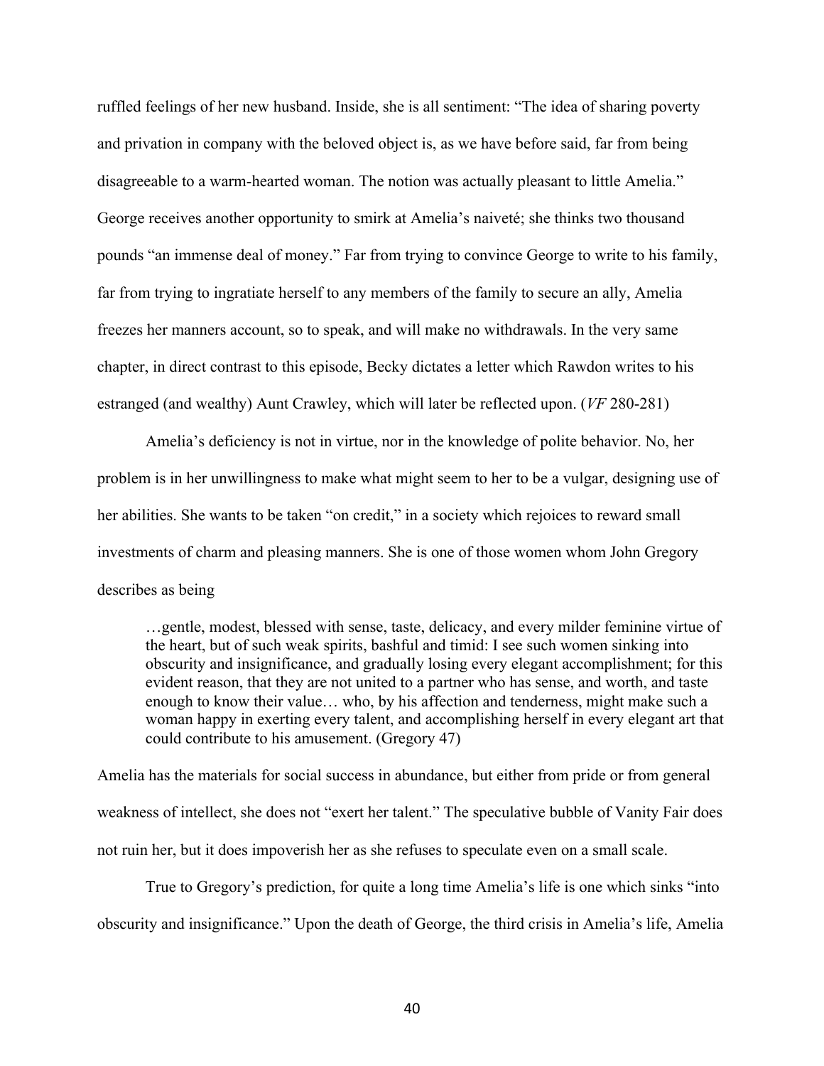ruffled feelings of her new husband. Inside, she is all sentiment: “The idea of sharing poverty and privation in company with the beloved object is, as we have before said, far from being disagreeable to a warm-hearted woman. The notion was actually pleasant to little Amelia.” George receives another opportunity to smirk at Amelia’s naiveté; she thinks two thousand pounds “an immense deal of money.” Far from trying to convince George to write to his family, far from trying to ingratiate herself to any members of the family to secure an ally, Amelia freezes her manners account, so to speak, and will make no withdrawals. In the very same chapter, in direct contrast to this episode, Becky dictates a letter which Rawdon writes to his estranged (and wealthy) Aunt Crawley, which will later be reflected upon. (*VF* 280-281)

Amelia’s deficiency is not in virtue, nor in the knowledge of polite behavior. No, her problem is in her unwillingness to make what might seem to her to be a vulgar, designing use of her abilities. She wants to be taken “on credit,” in a society which rejoices to reward small investments of charm and pleasing manners. She is one of those women whom John Gregory describes as being

> …gentle, modest, blessed with sense, taste, delicacy, and every milder feminine virtue of the heart, but of such weak spirits, bashful and timid: I see such women sinking into obscurity and insignificance, and gradually losing every elegant accomplishment; for this evident reason, that they are not united to a partner who has sense, and worth, and taste enough to know their value… who, by his affection and tenderness, might make such a woman happy in exerting every talent, and accomplishing herself in every elegant art that could contribute to his amusement. (Gregory 47)

Amelia has the materials for social success in abundance, but either from pride or from general weakness of intellect, she does not “exert her talent.” The speculative bubble of Vanity Fair does not ruin her, but it does impoverish her as she refuses to speculate even on a small scale.

True to Gregory’s prediction, for quite a long time Amelia’s life is one which sinks “into obscurity and insignificance.” Upon the death of George, the third crisis in Amelia’s life, Amelia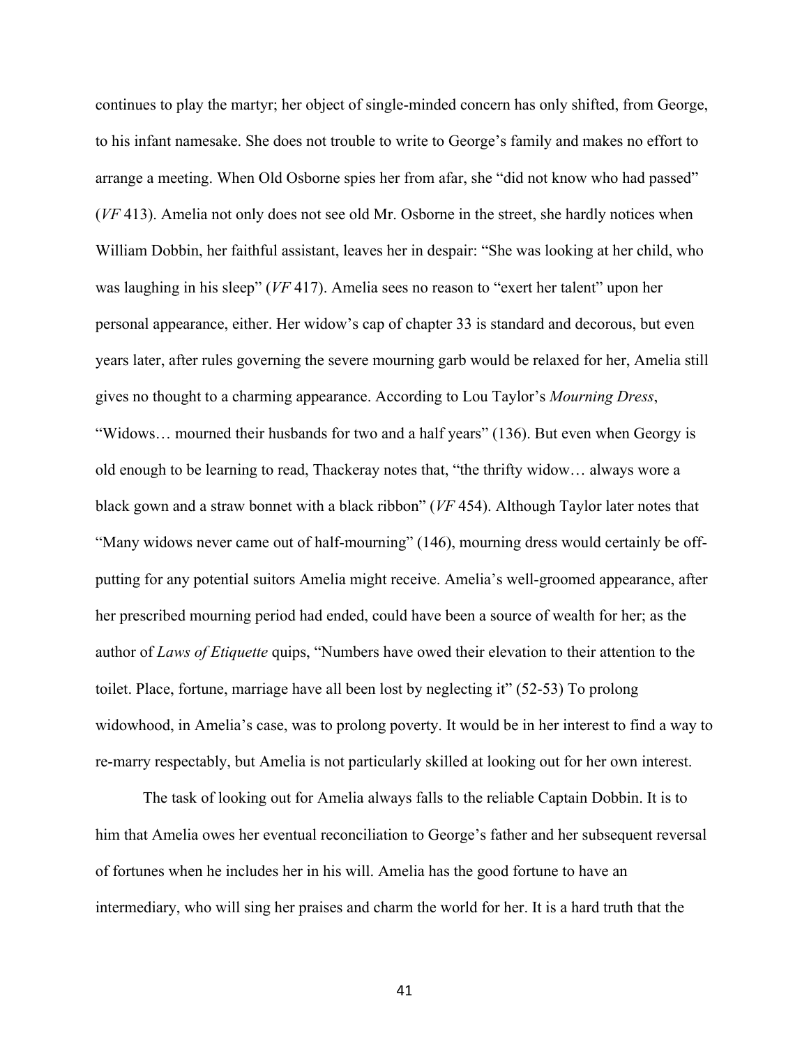continues to play the martyr; her object of single-minded concern has only shifted, from George, to his infant namesake. She does not trouble to write to George's family and makes no effort to arrange a meeting. When Old Osborne spies her from afar, she "did not know who had passed" (*VF* 413). Amelia not only does not see old Mr. Osborne in the street, she hardly notices when William Dobbin, her faithful assistant, leaves her in despair: "She was looking at her child, who was laughing in his sleep" (*VF* 417). Amelia sees no reason to "exert her talent" upon her personal appearance, either. Her widow's cap of chapter 33 is standard and decorous, but even years later, after rules governing the severe mourning garb would be relaxed for her, Amelia still gives no thought to a charming appearance. According to Lou Taylor's *Mourning Dress*, "Widows… mourned their husbands for two and a half years" (136). But even when Georgy is old enough to be learning to read, Thackeray notes that, "the thrifty widow… always wore a black gown and a straw bonnet with a black ribbon" (*VF* 454). Although Taylor later notes that "Many widows never came out of half-mourning" (146), mourning dress would certainly be off-putting for any potential suitors Amelia might receive. Amelia's well-groomed appearance, after her prescribed mourning period had ended, could have been a source of wealth for her; as the author of *Laws of Etiquette* quips, "Numbers have owed their elevation to their attention to the toilet. Place, fortune, marriage have all been lost by neglecting it" (52-53) To prolong widowhood, in Amelia's case, was to prolong poverty. It would be in her interest to find a way to re-marry respectably, but Amelia is not particularly skilled at looking out for her own interest.

The task of looking out for Amelia always falls to the reliable Captain Dobbin. It is to him that Amelia owes her eventual reconciliation to George's father and her subsequent reversal of fortunes when he includes her in his will. Amelia has the good fortune to have an intermediary, who will sing her praises and charm the world for her. It is a hard truth that the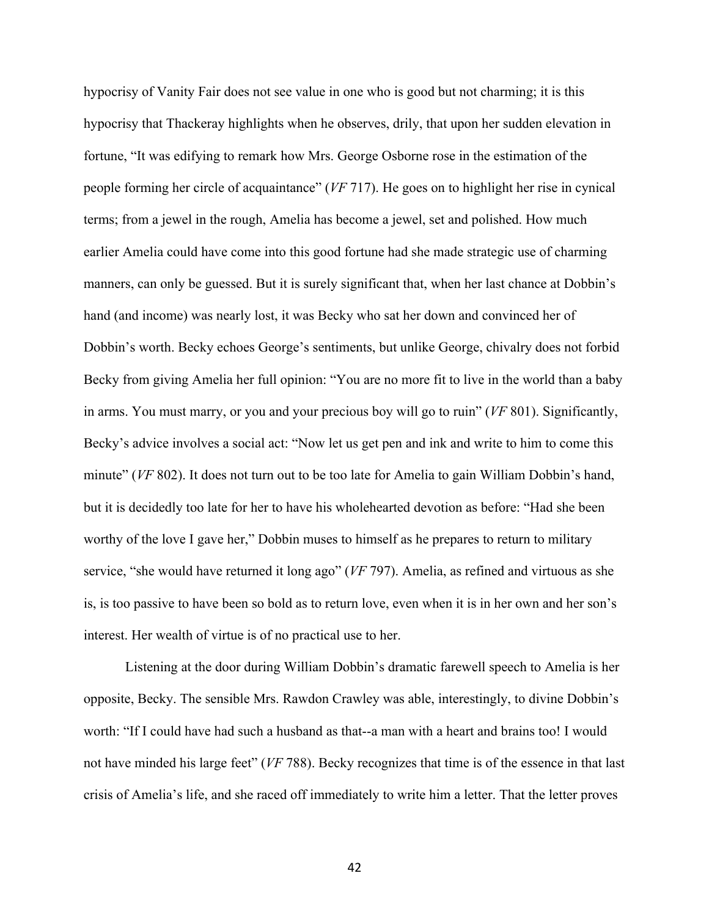hypocrisy of Vanity Fair does not see value in one who is good but not charming; it is this hypocrisy that Thackeray highlights when he observes, drily, that upon her sudden elevation in fortune, "It was edifying to remark how Mrs. George Osborne rose in the estimation of the people forming her circle of acquaintance" (*VF* 717). He goes on to highlight her rise in cynical terms; from a jewel in the rough, Amelia has become a jewel, set and polished. How much earlier Amelia could have come into this good fortune had she made strategic use of charming manners, can only be guessed. But it is surely significant that, when her last chance at Dobbin's hand (and income) was nearly lost, it was Becky who sat her down and convinced her of Dobbin's worth. Becky echoes George's sentiments, but unlike George, chivalry does not forbid Becky from giving Amelia her full opinion: "You are no more fit to live in the world than a baby in arms. You must marry, or you and your precious boy will go to ruin" (*VF* 801). Significantly, Becky's advice involves a social act: "Now let us get pen and ink and write to him to come this minute" (*VF* 802). It does not turn out to be too late for Amelia to gain William Dobbin's hand, but it is decidedly too late for her to have his wholehearted devotion as before: "Had she been worthy of the love I gave her," Dobbin muses to himself as he prepares to return to military service, "she would have returned it long ago" (*VF* 797). Amelia, as refined and virtuous as she is, is too passive to have been so bold as to return love, even when it is in her own and her son's interest. Her wealth of virtue is of no practical use to her.

Listening at the door during William Dobbin's dramatic farewell speech to Amelia is her opposite, Becky. The sensible Mrs. Rawdon Crawley was able, interestingly, to divine Dobbin's worth: "If I could have had such a husband as that--a man with a heart and brains too! I would not have minded his large feet" (*VF* 788). Becky recognizes that time is of the essence in that last crisis of Amelia's life, and she raced off immediately to write him a letter. That the letter proves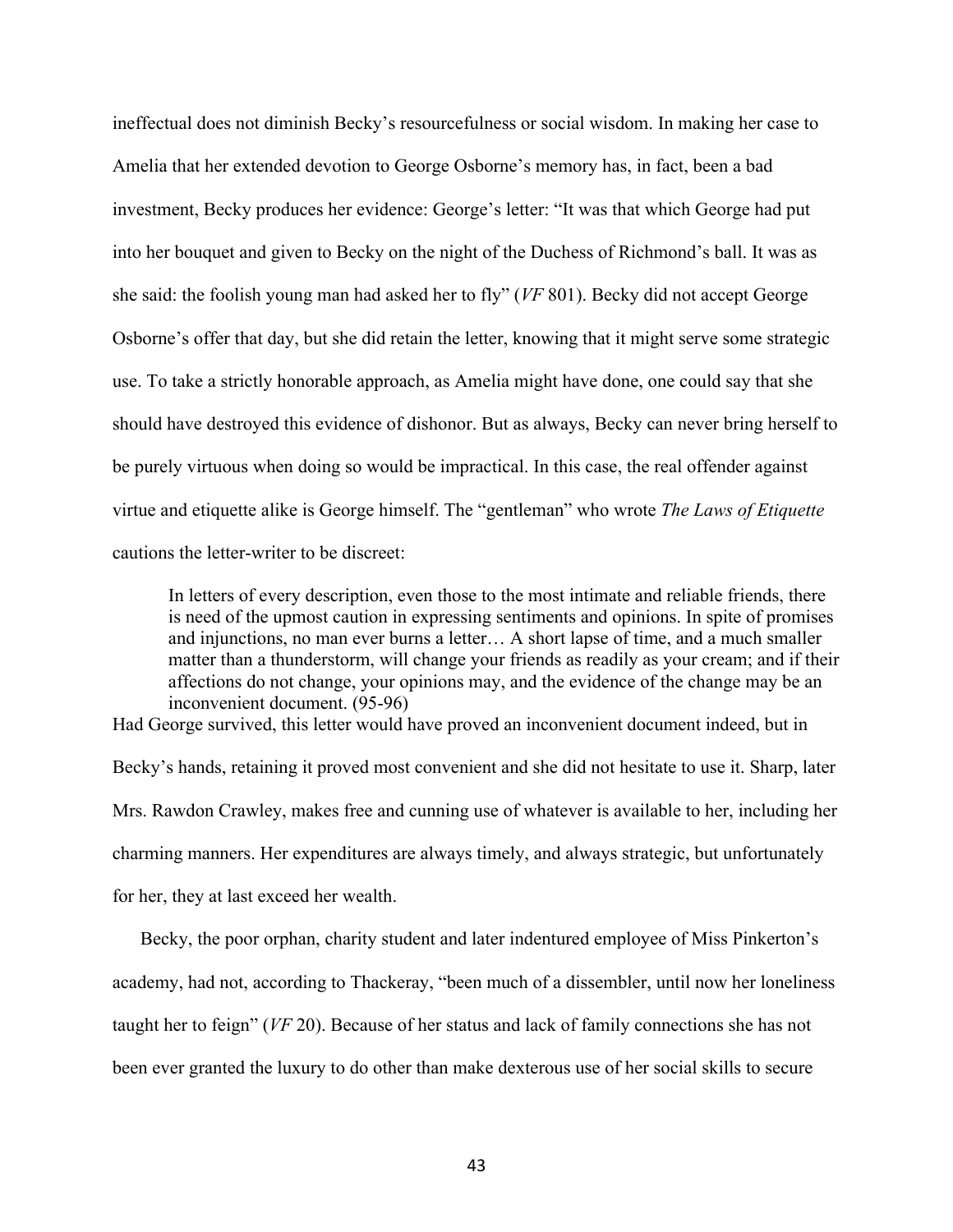ineffectual does not diminish Becky's resourcefulness or social wisdom. In making her case to Amelia that her extended devotion to George Osborne's memory has, in fact, been a bad investment, Becky produces her evidence: George's letter: "It was that which George had put into her bouquet and given to Becky on the night of the Duchess of Richmond's ball. It was as she said: the foolish young man had asked her to fly" (*VF* 801). Becky did not accept George Osborne's offer that day, but she did retain the letter, knowing that it might serve some strategic use. To take a strictly honorable approach, as Amelia might have done, one could say that she should have destroyed this evidence of dishonor. But as always, Becky can never bring herself to be purely virtuous when doing so would be impractical. In this case, the real offender against virtue and etiquette alike is George himself. The "gentleman" who wrote *The Laws of Etiquette* cautions the letter-writer to be discreet:

> In letters of every description, even those to the most intimate and reliable friends, there is need of the upmost caution in expressing sentiments and opinions. In spite of promises and injunctions, no man ever burns a letter… A short lapse of time, and a much smaller matter than a thunderstorm, will change your friends as readily as your cream; and if their affections do not change, your opinions may, and the evidence of the change may be an inconvenient document. (95-96)

Had George survived, this letter would have proved an inconvenient document indeed, but in Becky's hands, retaining it proved most convenient and she did not hesitate to use it. Sharp, later Mrs. Rawdon Crawley, makes free and cunning use of whatever is available to her, including her charming manners. Her expenditures are always timely, and always strategic, but unfortunately for her, they at last exceed her wealth.

Becky, the poor orphan, charity student and later indentured employee of Miss Pinkerton's academy, had not, according to Thackeray, "been much of a dissembler, until now her loneliness taught her to feign" (*VF* 20). Because of her status and lack of family connections she has not been ever granted the luxury to do other than make dexterous use of her social skills to secure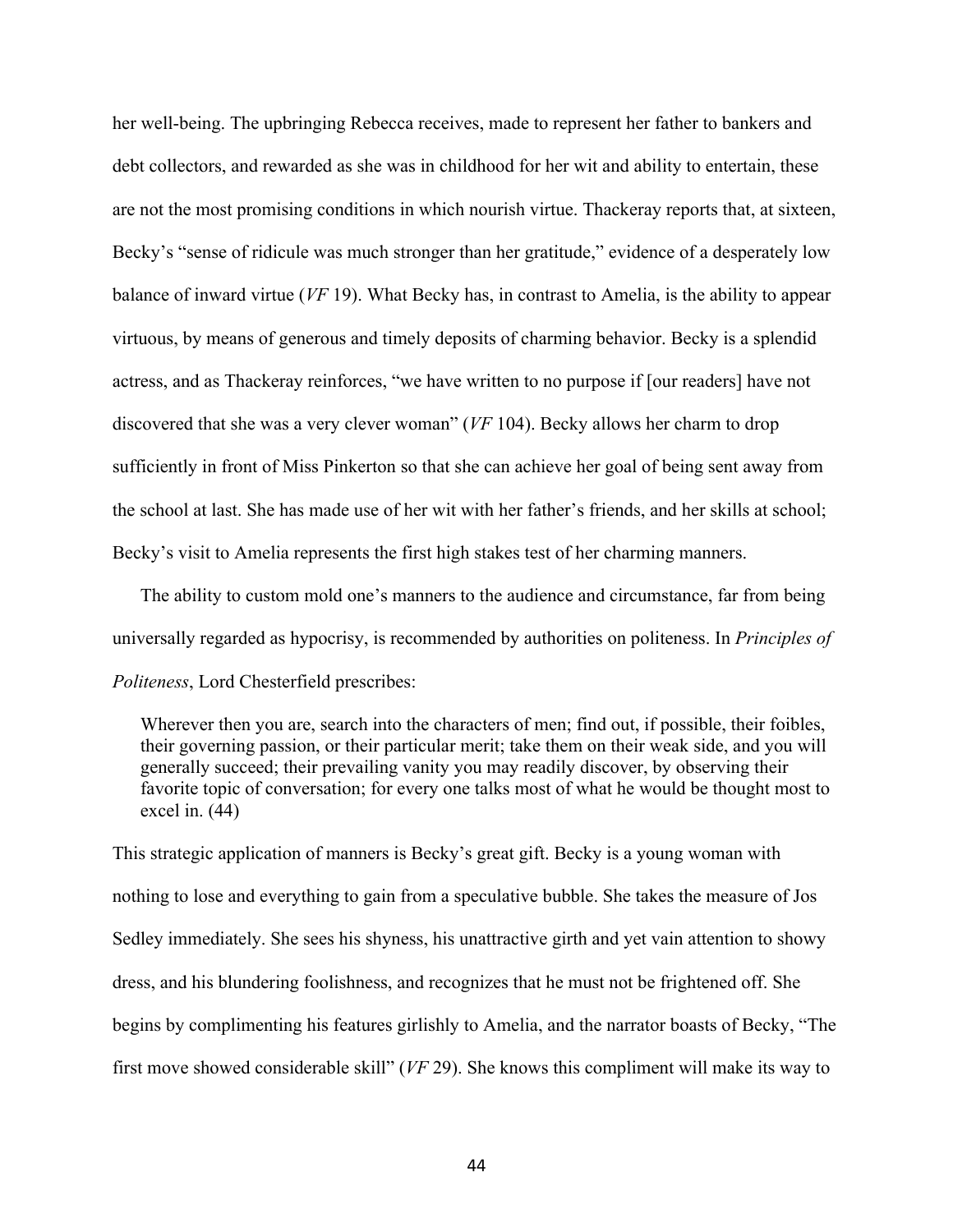her well-being. The upbringing Rebecca receives, made to represent her father to bankers and debt collectors, and rewarded as she was in childhood for her wit and ability to entertain, these are not the most promising conditions in which nourish virtue. Thackeray reports that, at sixteen, Becky's "sense of ridicule was much stronger than her gratitude," evidence of a desperately low balance of inward virtue (*VF* 19). What Becky has, in contrast to Amelia, is the ability to appear virtuous, by means of generous and timely deposits of charming behavior. Becky is a splendid actress, and as Thackeray reinforces, "we have written to no purpose if [our readers] have not discovered that she was a very clever woman" (*VF* 104). Becky allows her charm to drop sufficiently in front of Miss Pinkerton so that she can achieve her goal of being sent away from the school at last. She has made use of her wit with her father's friends, and her skills at school; Becky's visit to Amelia represents the first high stakes test of her charming manners.

The ability to custom mold one's manners to the audience and circumstance, far from being universally regarded as hypocrisy, is recommended by authorities on politeness. In *Principles of Politeness*, Lord Chesterfield prescribes:

> Wherever then you are, search into the characters of men; find out, if possible, their foibles, their governing passion, or their particular merit; take them on their weak side, and you will generally succeed; their prevailing vanity you may readily discover, by observing their favorite topic of conversation; for every one talks most of what he would be thought most to excel in. (44)

This strategic application of manners is Becky's great gift. Becky is a young woman with nothing to lose and everything to gain from a speculative bubble. She takes the measure of Jos Sedley immediately. She sees his shyness, his unattractive girth and yet vain attention to showy dress, and his blundering foolishness, and recognizes that he must not be frightened off. She begins by complimenting his features girlishly to Amelia, and the narrator boasts of Becky, "The first move showed considerable skill" (*VF* 29). She knows this compliment will make its way to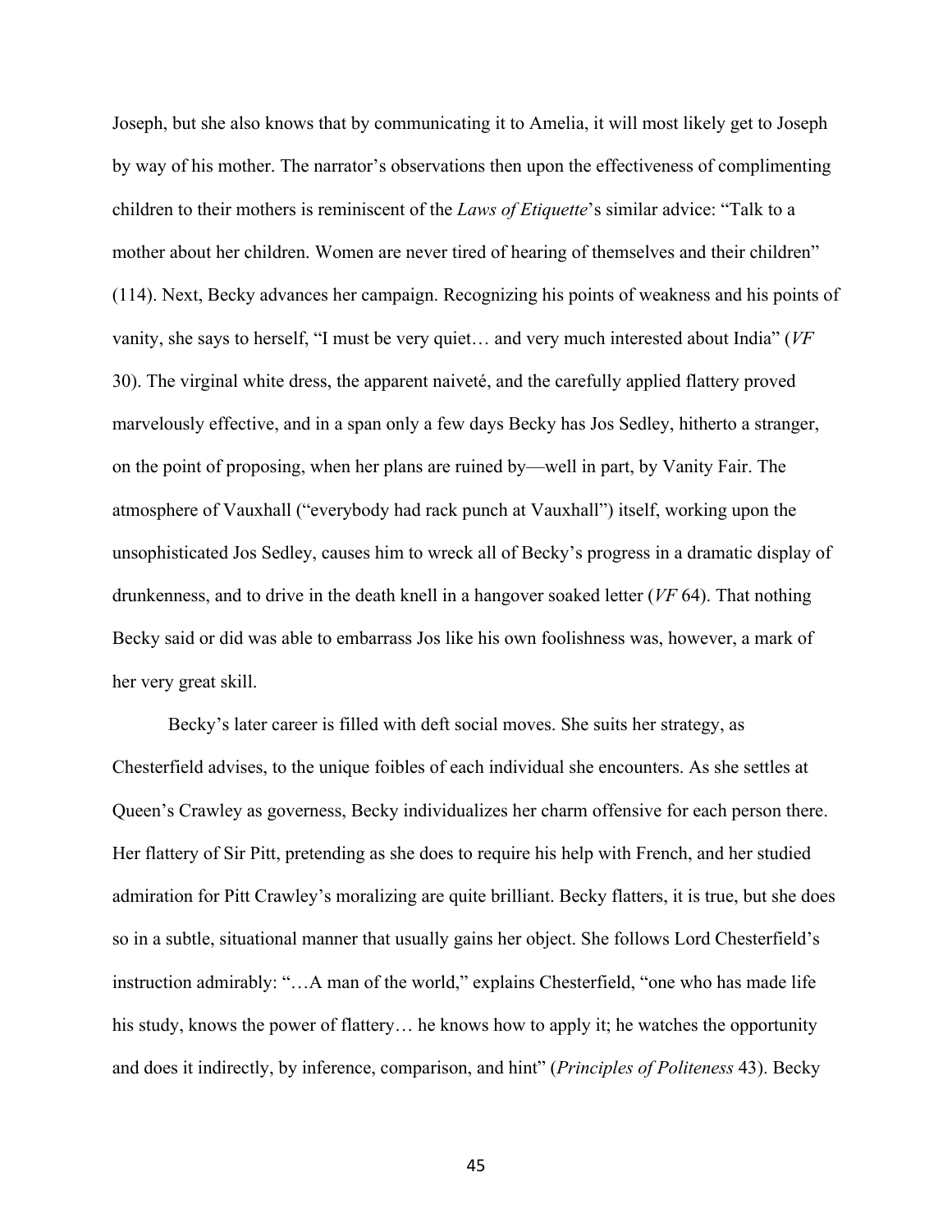Joseph, but she also knows that by communicating it to Amelia, it will most likely get to Joseph by way of his mother. The narrator's observations then upon the effectiveness of complimenting children to their mothers is reminiscent of the *Laws of Etiquette*'s similar advice: "Talk to a mother about her children. Women are never tired of hearing of themselves and their children" (114). Next, Becky advances her campaign. Recognizing his points of weakness and his points of vanity, she says to herself, "I must be very quiet… and very much interested about India" (*VF* 30). The virginal white dress, the apparent naiveté, and the carefully applied flattery proved marvelously effective, and in a span only a few days Becky has Jos Sedley, hitherto a stranger, on the point of proposing, when her plans are ruined by—well in part, by Vanity Fair. The atmosphere of Vauxhall ("everybody had rack punch at Vauxhall") itself, working upon the unsophisticated Jos Sedley, causes him to wreck all of Becky's progress in a dramatic display of drunkenness, and to drive in the death knell in a hangover soaked letter (*VF* 64). That nothing Becky said or did was able to embarrass Jos like his own foolishness was, however, a mark of her very great skill.

Becky's later career is filled with deft social moves. She suits her strategy, as Chesterfield advises, to the unique foibles of each individual she encounters. As she settles at Queen's Crawley as governess, Becky individualizes her charm offensive for each person there. Her flattery of Sir Pitt, pretending as she does to require his help with French, and her studied admiration for Pitt Crawley's moralizing are quite brilliant. Becky flatters, it is true, but she does so in a subtle, situational manner that usually gains her object. She follows Lord Chesterfield's instruction admirably: "…A man of the world," explains Chesterfield, "one who has made life his study, knows the power of flattery… he knows how to apply it; he watches the opportunity and does it indirectly, by inference, comparison, and hint" (*Principles of Politeness* 43). Becky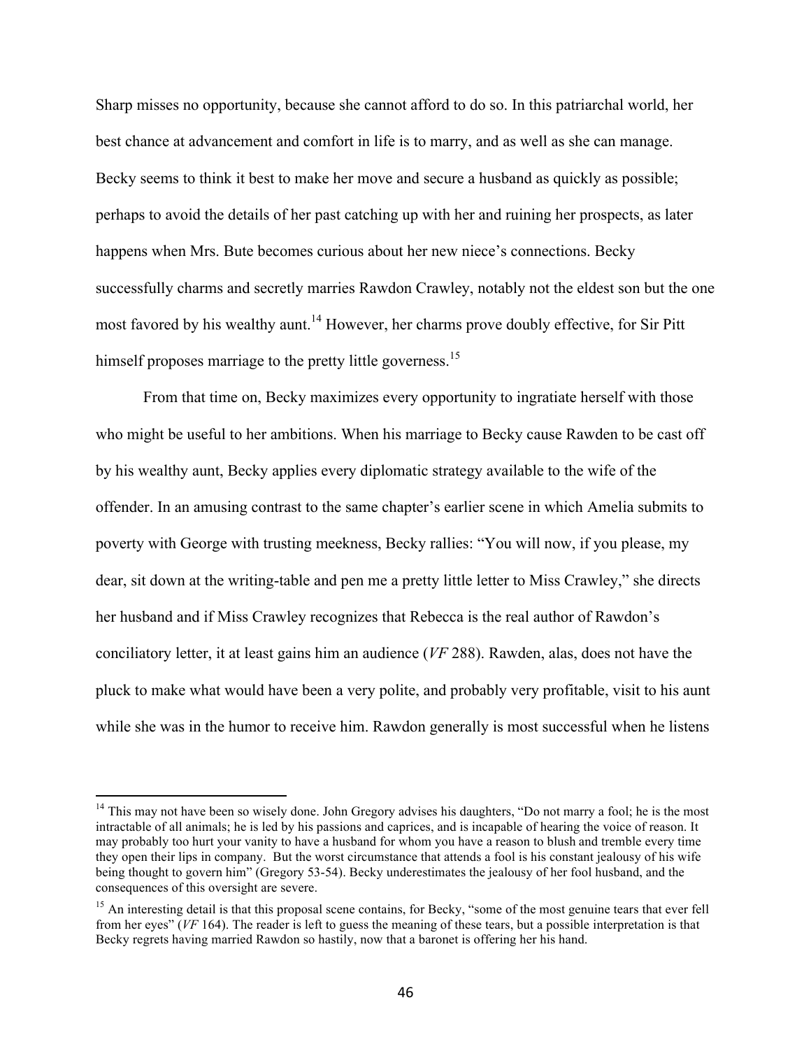Sharp misses no opportunity, because she cannot afford to do so. In this patriarchal world, her best chance at advancement and comfort in life is to marry, and as well as she can manage. Becky seems to think it best to make her move and secure a husband as quickly as possible; perhaps to avoid the details of her past catching up with her and ruining her prospects, as later happens when Mrs. Bute becomes curious about her new niece's connections. Becky successfully charms and secretly marries Rawdon Crawley, notably not the eldest son but the one most favored by his wealthy aunt.[14] However, her charms prove doubly effective, for Sir Pitt himself proposes marriage to the pretty little governess.[15]

From that time on, Becky maximizes every opportunity to ingratiate herself with those who might be useful to her ambitions. When his marriage to Becky cause Rawden to be cast off by his wealthy aunt, Becky applies every diplomatic strategy available to the wife of the offender. In an amusing contrast to the same chapter's earlier scene in which Amelia submits to poverty with George with trusting meekness, Becky rallies: "You will now, if you please, my dear, sit down at the writing-table and pen me a pretty little letter to Miss Crawley," she directs her husband and if Miss Crawley recognizes that Rebecca is the real author of Rawdon's conciliatory letter, it at least gains him an audience (*VF* 288). Rawden, alas, does not have the pluck to make what would have been a very polite, and probably very profitable, visit to his aunt while she was in the humor to receive him. Rawdon generally is most successful when he listens

---

[14] This may not have been so wisely done. John Gregory advises his daughters, "Do not marry a fool; he is the most intractable of all animals; he is led by his passions and caprices, and is incapable of hearing the voice of reason. It may probably too hurt your vanity to have a husband for whom you have a reason to blush and tremble every time they open their lips in company. But the worst circumstance that attends a fool is his constant jealousy of his wife being thought to govern him" (Gregory 53-54). Becky underestimates the jealousy of her fool husband, and the consequences of this oversight are severe.

[15] An interesting detail is that this proposal scene contains, for Becky, "some of the most genuine tears that ever fell from her eyes" (*VF* 164). The reader is left to guess the meaning of these tears, but a possible interpretation is that Becky regrets having married Rawdon so hastily, now that a baronet is offering her his hand.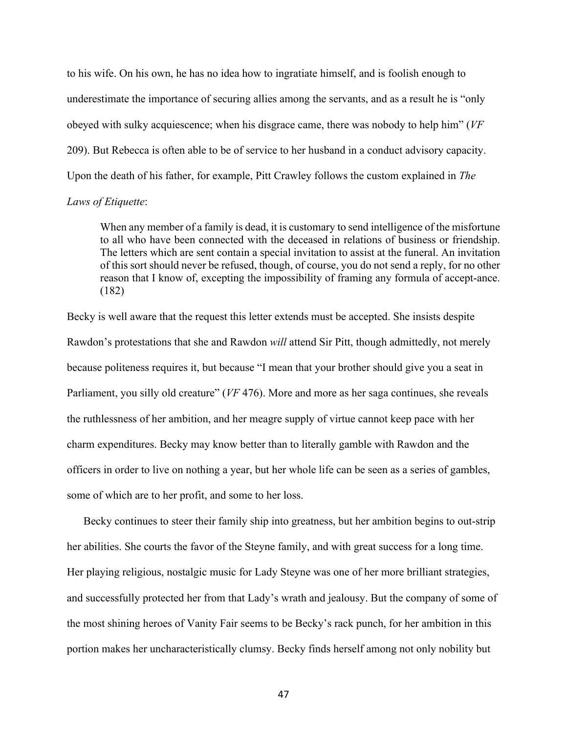to his wife. On his own, he has no idea how to ingratiate himself, and is foolish enough to underestimate the importance of securing allies among the servants, and as a result he is "only obeyed with sulky acquiescence; when his disgrace came, there was nobody to help him" (*VF* 209). But Rebecca is often able to be of service to her husband in a conduct advisory capacity. Upon the death of his father, for example, Pitt Crawley follows the custom explained in *The Laws of Etiquette*:

> When any member of a family is dead, it is customary to send intelligence of the misfortune to all who have been connected with the deceased in relations of business or friendship. The letters which are sent contain a special invitation to assist at the funeral. An invitation of this sort should never be refused, though, of course, you do not send a reply, for no other reason that I know of, excepting the impossibility of framing any formula of accept-ance. (182)

Becky is well aware that the request this letter extends must be accepted. She insists despite Rawdon's protestations that she and Rawdon *will* attend Sir Pitt, though admittedly, not merely because politeness requires it, but because "I mean that your brother should give you a seat in Parliament, you silly old creature" (*VF* 476). More and more as her saga continues, she reveals the ruthlessness of her ambition, and her meagre supply of virtue cannot keep pace with her charm expenditures. Becky may know better than to literally gamble with Rawdon and the officers in order to live on nothing a year, but her whole life can be seen as a series of gambles, some of which are to her profit, and some to her loss.

Becky continues to steer their family ship into greatness, but her ambition begins to out-strip her abilities. She courts the favor of the Steyne family, and with great success for a long time. Her playing religious, nostalgic music for Lady Steyne was one of her more brilliant strategies, and successfully protected her from that Lady's wrath and jealousy. But the company of some of the most shining heroes of Vanity Fair seems to be Becky's rack punch, for her ambition in this portion makes her uncharacteristically clumsy. Becky finds herself among not only nobility but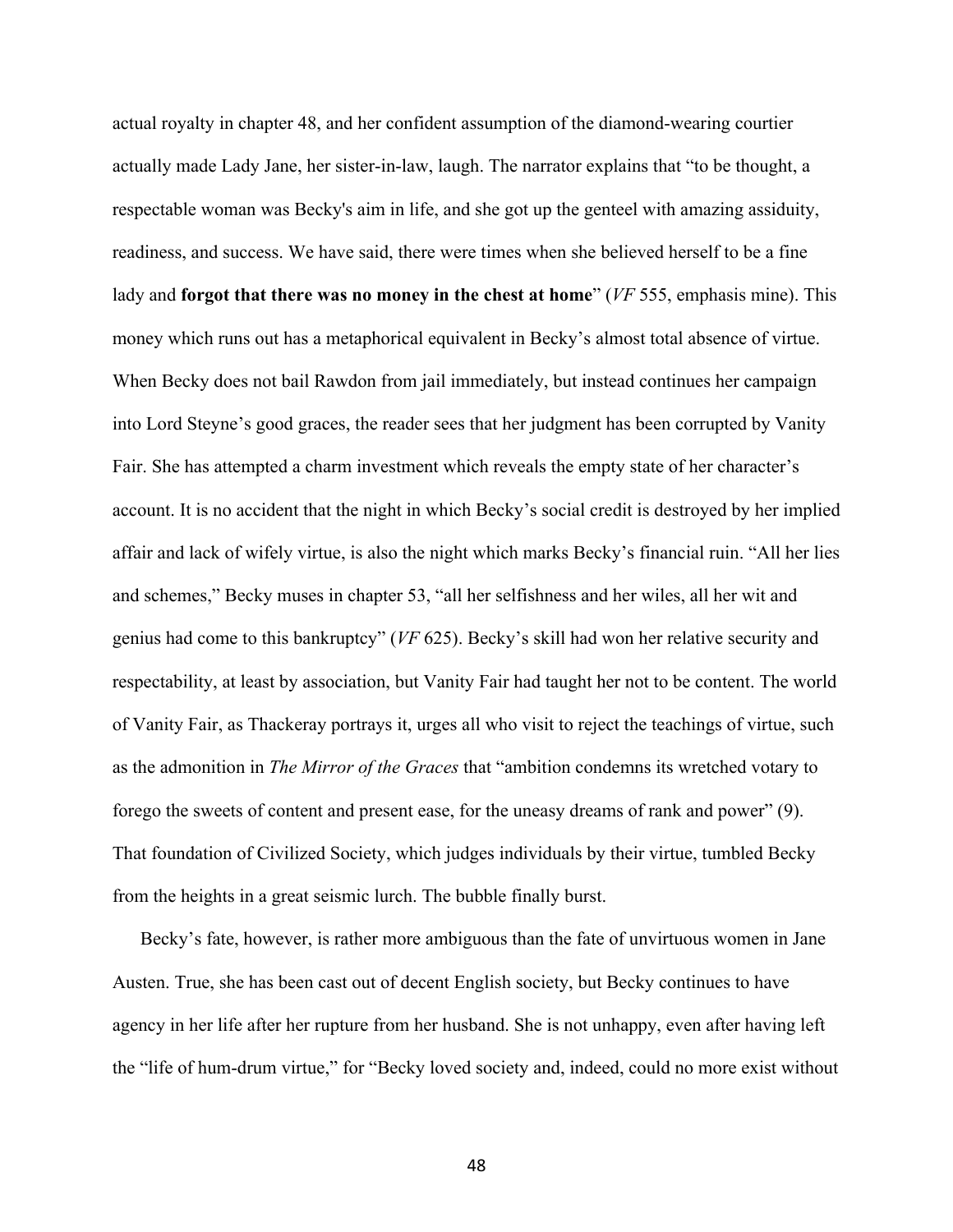actual royalty in chapter 48, and her confident assumption of the diamond-wearing courtier actually made Lady Jane, her sister-in-law, laugh. The narrator explains that "to be thought, a respectable woman was Becky's aim in life, and she got up the genteel with amazing assiduity, readiness, and success. We have said, there were times when she believed herself to be a fine lady and **forgot that there was no money in the chest at home**" (*VF* 555, emphasis mine). This money which runs out has a metaphorical equivalent in Becky's almost total absence of virtue. When Becky does not bail Rawdon from jail immediately, but instead continues her campaign into Lord Steyne's good graces, the reader sees that her judgment has been corrupted by Vanity Fair. She has attempted a charm investment which reveals the empty state of her character's account. It is no accident that the night in which Becky's social credit is destroyed by her implied affair and lack of wifely virtue, is also the night which marks Becky's financial ruin. "All her lies and schemes," Becky muses in chapter 53, "all her selfishness and her wiles, all her wit and genius had come to this bankruptcy" (*VF* 625). Becky's skill had won her relative security and respectability, at least by association, but Vanity Fair had taught her not to be content. The world of Vanity Fair, as Thackeray portrays it, urges all who visit to reject the teachings of virtue, such as the admonition in *The Mirror of the Graces* that "ambition condemns its wretched votary to forego the sweets of content and present ease, for the uneasy dreams of rank and power" (9). That foundation of Civilized Society, which judges individuals by their virtue, tumbled Becky from the heights in a great seismic lurch. The bubble finally burst.

Becky's fate, however, is rather more ambiguous than the fate of unvirtuous women in Jane Austen. True, she has been cast out of decent English society, but Becky continues to have agency in her life after her rupture from her husband. She is not unhappy, even after having left the "life of hum-drum virtue," for "Becky loved society and, indeed, could no more exist without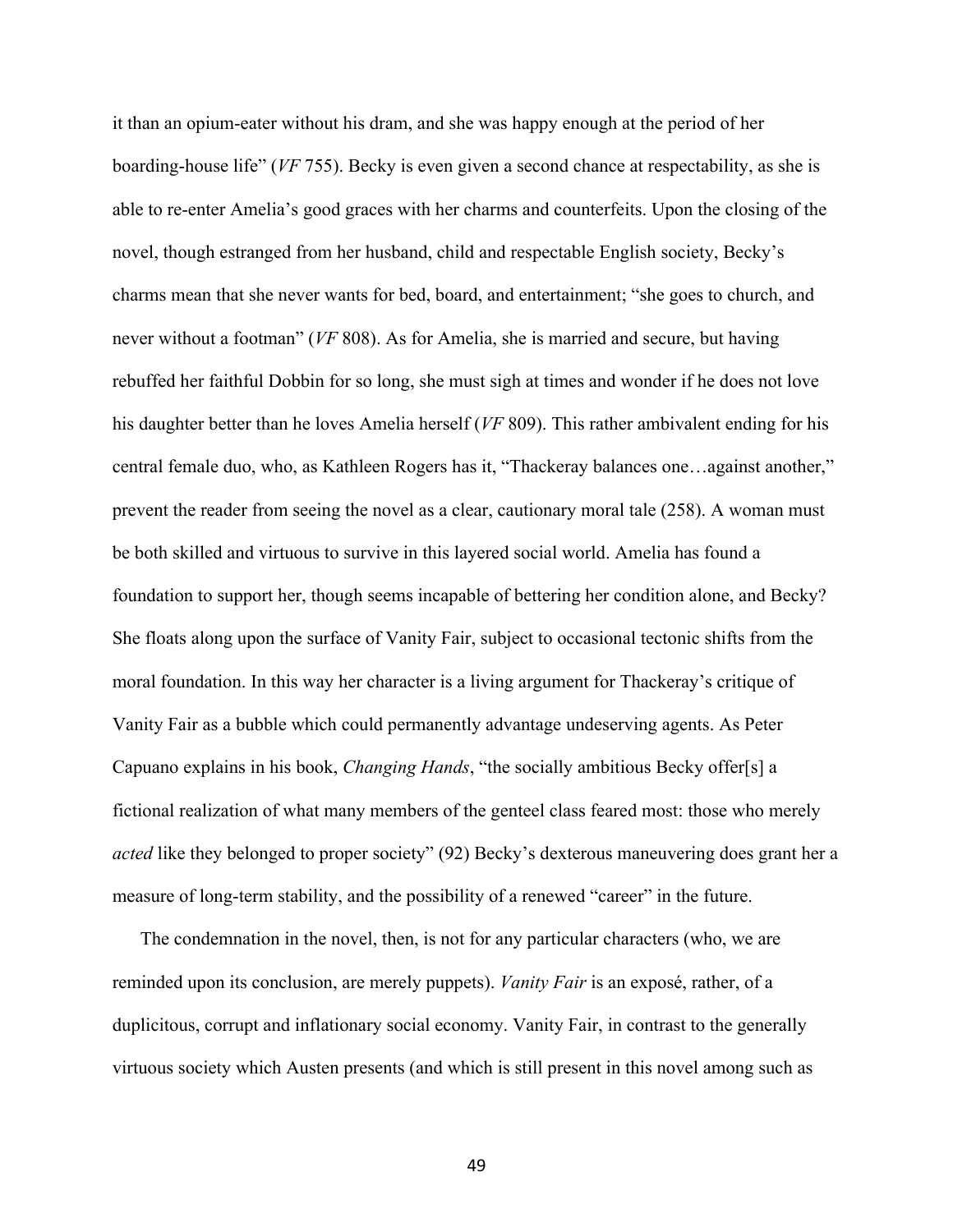it than an opium-eater without his dram, and she was happy enough at the period of her boarding-house life" (*VF* 755). Becky is even given a second chance at respectability, as she is able to re-enter Amelia's good graces with her charms and counterfeits. Upon the closing of the novel, though estranged from her husband, child and respectable English society, Becky's charms mean that she never wants for bed, board, and entertainment; "she goes to church, and never without a footman" (*VF* 808). As for Amelia, she is married and secure, but having rebuffed her faithful Dobbin for so long, she must sigh at times and wonder if he does not love his daughter better than he loves Amelia herself (*VF* 809). This rather ambivalent ending for his central female duo, who, as Kathleen Rogers has it, "Thackeray balances one…against another," prevent the reader from seeing the novel as a clear, cautionary moral tale (258). A woman must be both skilled and virtuous to survive in this layered social world. Amelia has found a foundation to support her, though seems incapable of bettering her condition alone, and Becky? She floats along upon the surface of Vanity Fair, subject to occasional tectonic shifts from the moral foundation. In this way her character is a living argument for Thackeray's critique of Vanity Fair as a bubble which could permanently advantage undeserving agents. As Peter Capuano explains in his book, *Changing Hands*, "the socially ambitious Becky offer[s] a fictional realization of what many members of the genteel class feared most: those who merely *acted* like they belonged to proper society" (92) Becky's dexterous maneuvering does grant her a measure of long-term stability, and the possibility of a renewed "career" in the future.

The condemnation in the novel, then, is not for any particular characters (who, we are reminded upon its conclusion, are merely puppets). *Vanity Fair* is an exposé, rather, of a duplicitous, corrupt and inflationary social economy. Vanity Fair, in contrast to the generally virtuous society which Austen presents (and which is still present in this novel among such as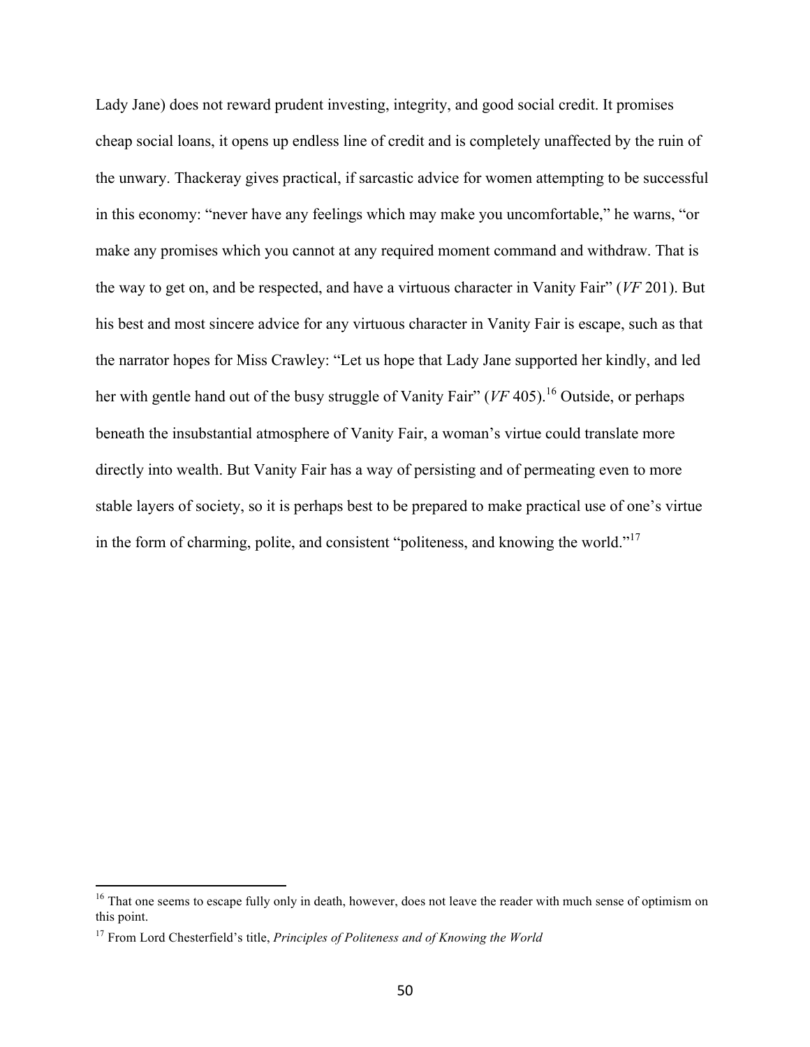Lady Jane) does not reward prudent investing, integrity, and good social credit. It promises cheap social loans, it opens up endless line of credit and is completely unaffected by the ruin of the unwary. Thackeray gives practical, if sarcastic advice for women attempting to be successful in this economy: "never have any feelings which may make you uncomfortable," he warns, "or make any promises which you cannot at any required moment command and withdraw. That is the way to get on, and be respected, and have a virtuous character in Vanity Fair" (*VF* 201). But his best and most sincere advice for any virtuous character in Vanity Fair is escape, such as that the narrator hopes for Miss Crawley: "Let us hope that Lady Jane supported her kindly, and led her with gentle hand out of the busy struggle of Vanity Fair" (*VF* 405).[16] Outside, or perhaps beneath the insubstantial atmosphere of Vanity Fair, a woman's virtue could translate more directly into wealth. But Vanity Fair has a way of persisting and of permeating even to more stable layers of society, so it is perhaps best to be prepared to make practical use of one's virtue in the form of charming, polite, and consistent "politeness, and knowing the world."[17]

---

[16] That one seems to escape fully only in death, however, does not leave the reader with much sense of optimism on this point.

[17] From Lord Chesterfield's title, *Principles of Politeness and of Knowing the World*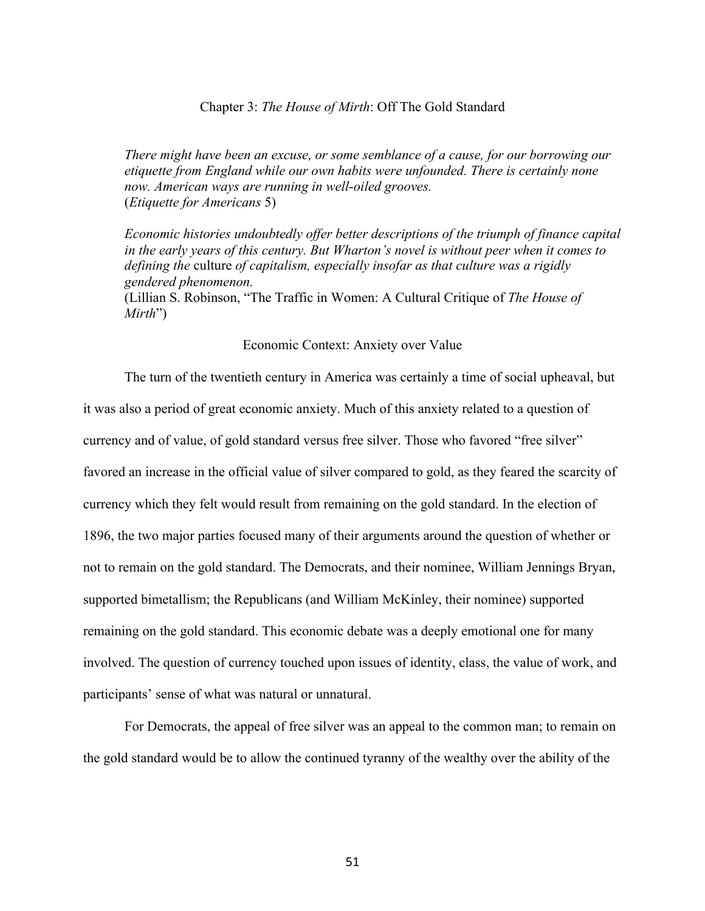## Chapter 3: *The House of Mirth*: Off The Gold Standard

> *There might have been an excuse, or some semblance of a cause, for our borrowing our etiquette from England while our own habits were unfounded. There is certainly none now. American ways are running in well-oiled grooves.*
> (*Etiquette for Americans* 5)

> *Economic histories undoubtedly offer better descriptions of the triumph of finance capital in the early years of this century. But Wharton's novel is without peer when it comes to defining the* culture *of capitalism, especially insofar as that culture was a rigidly gendered phenomenon.*
> (Lillian S. Robinson, "The Traffic in Women: A Cultural Critique of *The House of Mirth*")

### Economic Context: Anxiety over Value

The turn of the twentieth century in America was certainly a time of social upheaval, but it was also a period of great economic anxiety. Much of this anxiety related to a question of currency and of value, of gold standard versus free silver. Those who favored "free silver" favored an increase in the official value of silver compared to gold, as they feared the scarcity of currency which they felt would result from remaining on the gold standard. In the election of 1896, the two major parties focused many of their arguments around the question of whether or not to remain on the gold standard. The Democrats, and their nominee, William Jennings Bryan, supported bimetallism; the Republicans (and William McKinley, their nominee) supported remaining on the gold standard. This economic debate was a deeply emotional one for many involved. The question of currency touched upon issues of identity, class, the value of work, and participants' sense of what was natural or unnatural.

For Democrats, the appeal of free silver was an appeal to the common man; to remain on the gold standard would be to allow the continued tyranny of the wealthy over the ability of the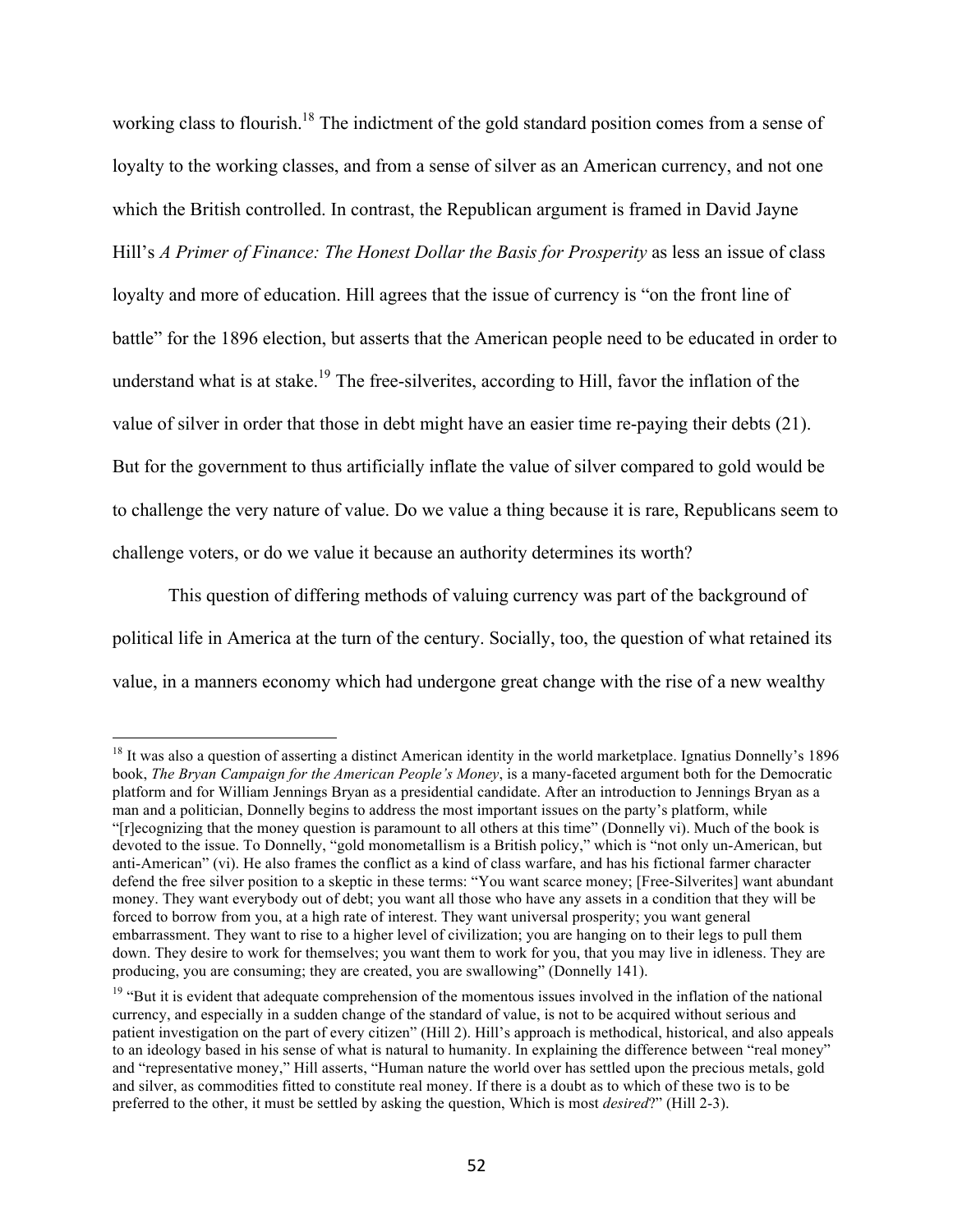working class to flourish.[18] The indictment of the gold standard position comes from a sense of loyalty to the working classes, and from a sense of silver as an American currency, and not one which the British controlled. In contrast, the Republican argument is framed in David Jayne Hill's *A Primer of Finance: The Honest Dollar the Basis for Prosperity* as less an issue of class loyalty and more of education. Hill agrees that the issue of currency is "on the front line of battle" for the 1896 election, but asserts that the American people need to be educated in order to understand what is at stake.[19] The free-silverites, according to Hill, favor the inflation of the value of silver in order that those in debt might have an easier time re-paying their debts (21). But for the government to thus artificially inflate the value of silver compared to gold would be to challenge the very nature of value. Do we value a thing because it is rare, Republicans seem to challenge voters, or do we value it because an authority determines its worth?

This question of differing methods of valuing currency was part of the background of political life in America at the turn of the century. Socially, too, the question of what retained its value, in a manners economy which had undergone great change with the rise of a new wealthy

---

[18] It was also a question of asserting a distinct American identity in the world marketplace. Ignatius Donnelly's 1896 book, *The Bryan Campaign for the American People's Money*, is a many-faceted argument both for the Democratic platform and for William Jennings Bryan as a presidential candidate. After an introduction to Jennings Bryan as a man and a politician, Donnelly begins to address the most important issues on the party's platform, while "[r]ecognizing that the money question is paramount to all others at this time" (Donnelly vi). Much of the book is devoted to the issue. To Donnelly, "gold monometallism is a British policy," which is "not only un-American, but anti-American" (vi). He also frames the conflict as a kind of class warfare, and has his fictional farmer character defend the free silver position to a skeptic in these terms: "You want scarce money; [Free-Silverites] want abundant money. They want everybody out of debt; you want all those who have any assets in a condition that they will be forced to borrow from you, at a high rate of interest. They want universal prosperity; you want general embarrassment. They want to rise to a higher level of civilization; you are hanging on to their legs to pull them down. They desire to work for themselves; you want them to work for you, that you may live in idleness. They are producing, you are consuming; they are created, you are swallowing" (Donnelly 141).

[19] "But it is evident that adequate comprehension of the momentous issues involved in the inflation of the national currency, and especially in a sudden change of the standard of value, is not to be acquired without serious and patient investigation on the part of every citizen" (Hill 2). Hill's approach is methodical, historical, and also appeals to an ideology based in his sense of what is natural to humanity. In explaining the difference between "real money" and "representative money," Hill asserts, "Human nature the world over has settled upon the precious metals, gold and silver, as commodities fitted to constitute real money. If there is a doubt as to which of these two is to be preferred to the other, it must be settled by asking the question, Which is most *desired*?" (Hill 2-3).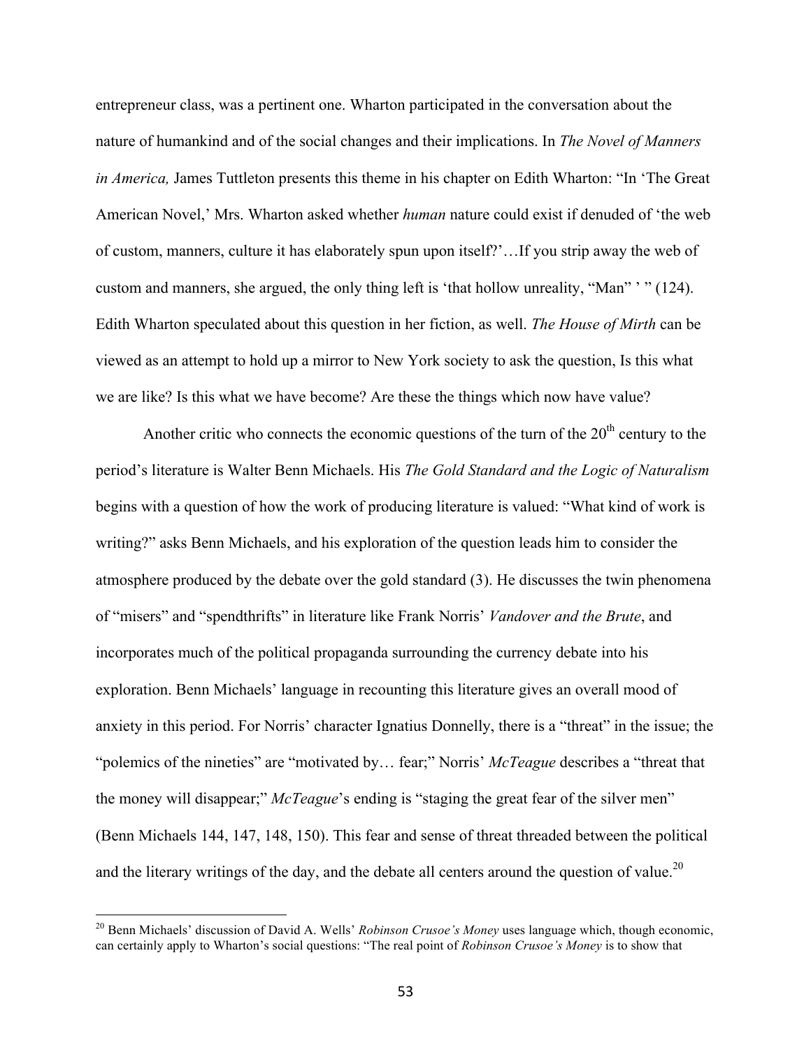entrepreneur class, was a pertinent one. Wharton participated in the conversation about the nature of humankind and of the social changes and their implications. In *The Novel of Manners in America,* James Tuttleton presents this theme in his chapter on Edith Wharton: "In 'The Great American Novel,' Mrs. Wharton asked whether *human* nature could exist if denuded of 'the web of custom, manners, culture it has elaborately spun upon itself?'…If you strip away the web of custom and manners, she argued, the only thing left is 'that hollow unreality, "Man" ' " (124). Edith Wharton speculated about this question in her fiction, as well. *The House of Mirth* can be viewed as an attempt to hold up a mirror to New York society to ask the question, Is this what we are like? Is this what we have become? Are these the things which now have value?

Another critic who connects the economic questions of the turn of the 20th century to the period's literature is Walter Benn Michaels. His *The Gold Standard and the Logic of Naturalism* begins with a question of how the work of producing literature is valued: "What kind of work is writing?" asks Benn Michaels, and his exploration of the question leads him to consider the atmosphere produced by the debate over the gold standard (3). He discusses the twin phenomena of "misers" and "spendthrifts" in literature like Frank Norris' *Vandover and the Brute*, and incorporates much of the political propaganda surrounding the currency debate into his exploration. Benn Michaels' language in recounting this literature gives an overall mood of anxiety in this period. For Norris' character Ignatius Donnelly, there is a "threat" in the issue; the "polemics of the nineties" are "motivated by… fear;" Norris' *McTeague* describes a "threat that the money will disappear;" *McTeague*'s ending is "staging the great fear of the silver men" (Benn Michaels 144, 147, 148, 150). This fear and sense of threat threaded between the political and the literary writings of the day, and the debate all centers around the question of value.[20]

[20] Benn Michaels' discussion of David A. Wells' *Robinson Crusoe's Money* uses language which, though economic, can certainly apply to Wharton's social questions: "The real point of *Robinson Crusoe's Money* is to show that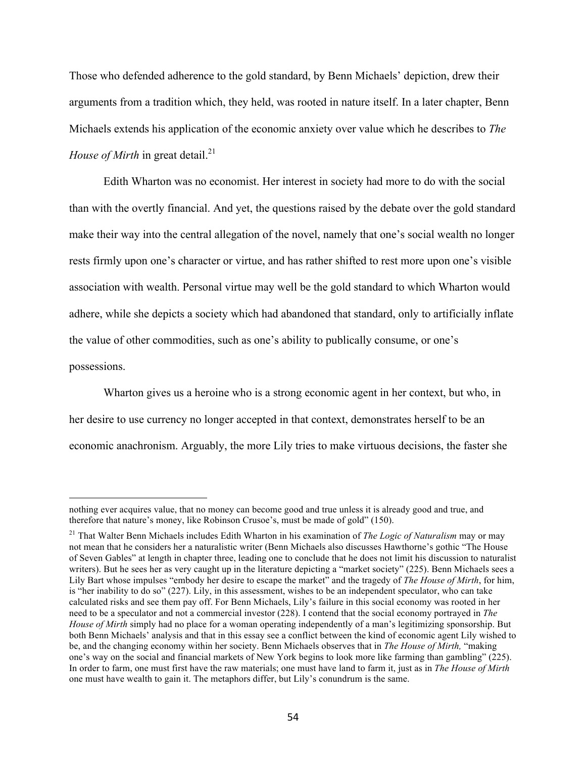Those who defended adherence to the gold standard, by Benn Michaels' depiction, drew their arguments from a tradition which, they held, was rooted in nature itself. In a later chapter, Benn Michaels extends his application of the economic anxiety over value which he describes to *The House of Mirth* in great detail.[21]

Edith Wharton was no economist. Her interest in society had more to do with the social than with the overtly financial. And yet, the questions raised by the debate over the gold standard make their way into the central allegation of the novel, namely that one's social wealth no longer rests firmly upon one's character or virtue, and has rather shifted to rest more upon one's visible association with wealth. Personal virtue may well be the gold standard to which Wharton would adhere, while she depicts a society which had abandoned that standard, only to artificially inflate the value of other commodities, such as one's ability to publically consume, or one's possessions.

Wharton gives us a heroine who is a strong economic agent in her context, but who, in her desire to use currency no longer accepted in that context, demonstrates herself to be an economic anachronism. Arguably, the more Lily tries to make virtuous decisions, the faster she

---

nothing ever acquires value, that no money can become good and true unless it is already good and true, and therefore that nature's money, like Robinson Crusoe's, must be made of gold" (150).

[21] That Walter Benn Michaels includes Edith Wharton in his examination of *The Logic of Naturalism* may or may not mean that he considers her a naturalistic writer (Benn Michaels also discusses Hawthorne's gothic "The House of Seven Gables" at length in chapter three, leading one to conclude that he does not limit his discussion to naturalist writers). But he sees her as very caught up in the literature depicting a "market society" (225). Benn Michaels sees a Lily Bart whose impulses "embody her desire to escape the market" and the tragedy of *The House of Mirth*, for him, is "her inability to do so" (227). Lily, in this assessment, wishes to be an independent speculator, who can take calculated risks and see them pay off. For Benn Michaels, Lily's failure in this social economy was rooted in her need to be a speculator and not a commercial investor (228). I contend that the social economy portrayed in *The House of Mirth* simply had no place for a woman operating independently of a man's legitimizing sponsorship. But both Benn Michaels' analysis and that in this essay see a conflict between the kind of economic agent Lily wished to be, and the changing economy within her society. Benn Michaels observes that in *The House of Mirth,* "making one's way on the social and financial markets of New York begins to look more like farming than gambling" (225). In order to farm, one must first have the raw materials; one must have land to farm it, just as in *The House of Mirth* one must have wealth to gain it. The metaphors differ, but Lily's conundrum is the same.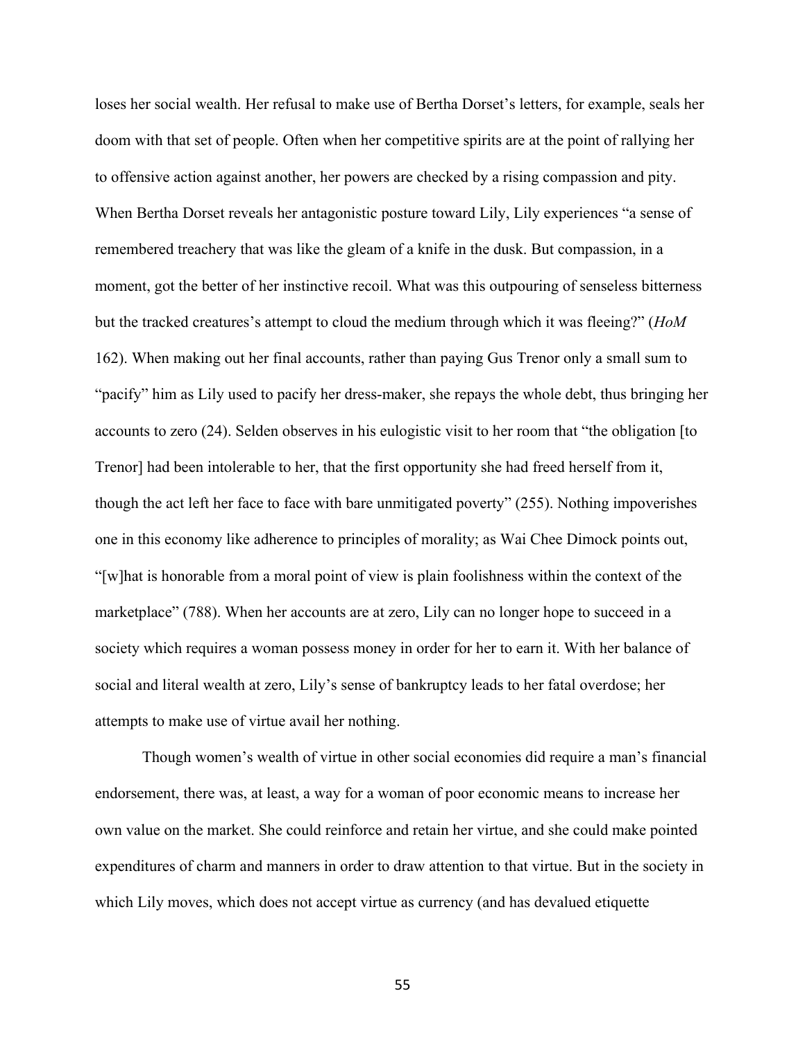loses her social wealth. Her refusal to make use of Bertha Dorset's letters, for example, seals her doom with that set of people. Often when her competitive spirits are at the point of rallying her to offensive action against another, her powers are checked by a rising compassion and pity. When Bertha Dorset reveals her antagonistic posture toward Lily, Lily experiences "a sense of remembered treachery that was like the gleam of a knife in the dusk. But compassion, in a moment, got the better of her instinctive recoil. What was this outpouring of senseless bitterness but the tracked creatures's attempt to cloud the medium through which it was fleeing?" (*HoM* 162). When making out her final accounts, rather than paying Gus Trenor only a small sum to "pacify" him as Lily used to pacify her dress-maker, she repays the whole debt, thus bringing her accounts to zero (24). Selden observes in his eulogistic visit to her room that "the obligation [to Trenor] had been intolerable to her, that the first opportunity she had freed herself from it, though the act left her face to face with bare unmitigated poverty" (255). Nothing impoverishes one in this economy like adherence to principles of morality; as Wai Chee Dimock points out, "[w]hat is honorable from a moral point of view is plain foolishness within the context of the marketplace" (788). When her accounts are at zero, Lily can no longer hope to succeed in a society which requires a woman possess money in order for her to earn it. With her balance of social and literal wealth at zero, Lily's sense of bankruptcy leads to her fatal overdose; her attempts to make use of virtue avail her nothing.

Though women's wealth of virtue in other social economies did require a man's financial endorsement, there was, at least, a way for a woman of poor economic means to increase her own value on the market. She could reinforce and retain her virtue, and she could make pointed expenditures of charm and manners in order to draw attention to that virtue. But in the society in which Lily moves, which does not accept virtue as currency (and has devalued etiquette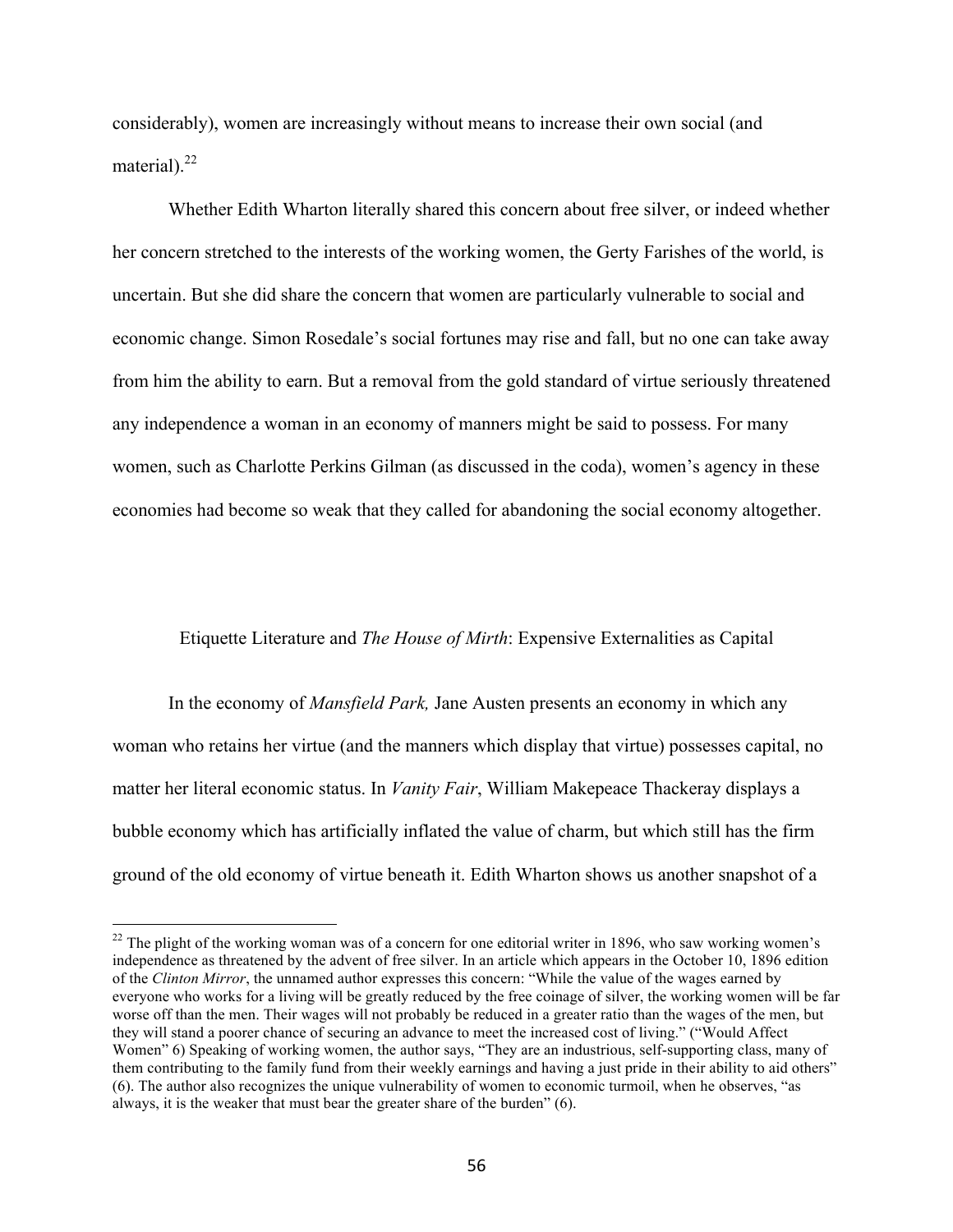considerably), women are increasingly without means to increase their own social (and material).[22]

Whether Edith Wharton literally shared this concern about free silver, or indeed whether her concern stretched to the interests of the working women, the Gerty Farishes of the world, is uncertain. But she did share the concern that women are particularly vulnerable to social and economic change. Simon Rosedale's social fortunes may rise and fall, but no one can take away from him the ability to earn. But a removal from the gold standard of virtue seriously threatened any independence a woman in an economy of manners might be said to possess. For many women, such as Charlotte Perkins Gilman (as discussed in the coda), women's agency in these economies had become so weak that they called for abandoning the social economy altogether.

## Etiquette Literature and *The House of Mirth*: Expensive Externalities as Capital

In the economy of *Mansfield Park,* Jane Austen presents an economy in which any woman who retains her virtue (and the manners which display that virtue) possesses capital, no matter her literal economic status. In *Vanity Fair*, William Makepeace Thackeray displays a bubble economy which has artificially inflated the value of charm, but which still has the firm ground of the old economy of virtue beneath it. Edith Wharton shows us another snapshot of a

---

[22] The plight of the working woman was of a concern for one editorial writer in 1896, who saw working women's independence as threatened by the advent of free silver. In an article which appears in the October 10, 1896 edition of the *Clinton Mirror*, the unnamed author expresses this concern: "While the value of the wages earned by everyone who works for a living will be greatly reduced by the free coinage of silver, the working women will be far worse off than the men. Their wages will not probably be reduced in a greater ratio than the wages of the men, but they will stand a poorer chance of securing an advance to meet the increased cost of living." ("Would Affect Women" 6) Speaking of working women, the author says, "They are an industrious, self-supporting class, many of them contributing to the family fund from their weekly earnings and having a just pride in their ability to aid others" (6). The author also recognizes the unique vulnerability of women to economic turmoil, when he observes, "as always, it is the weaker that must bear the greater share of the burden" (6).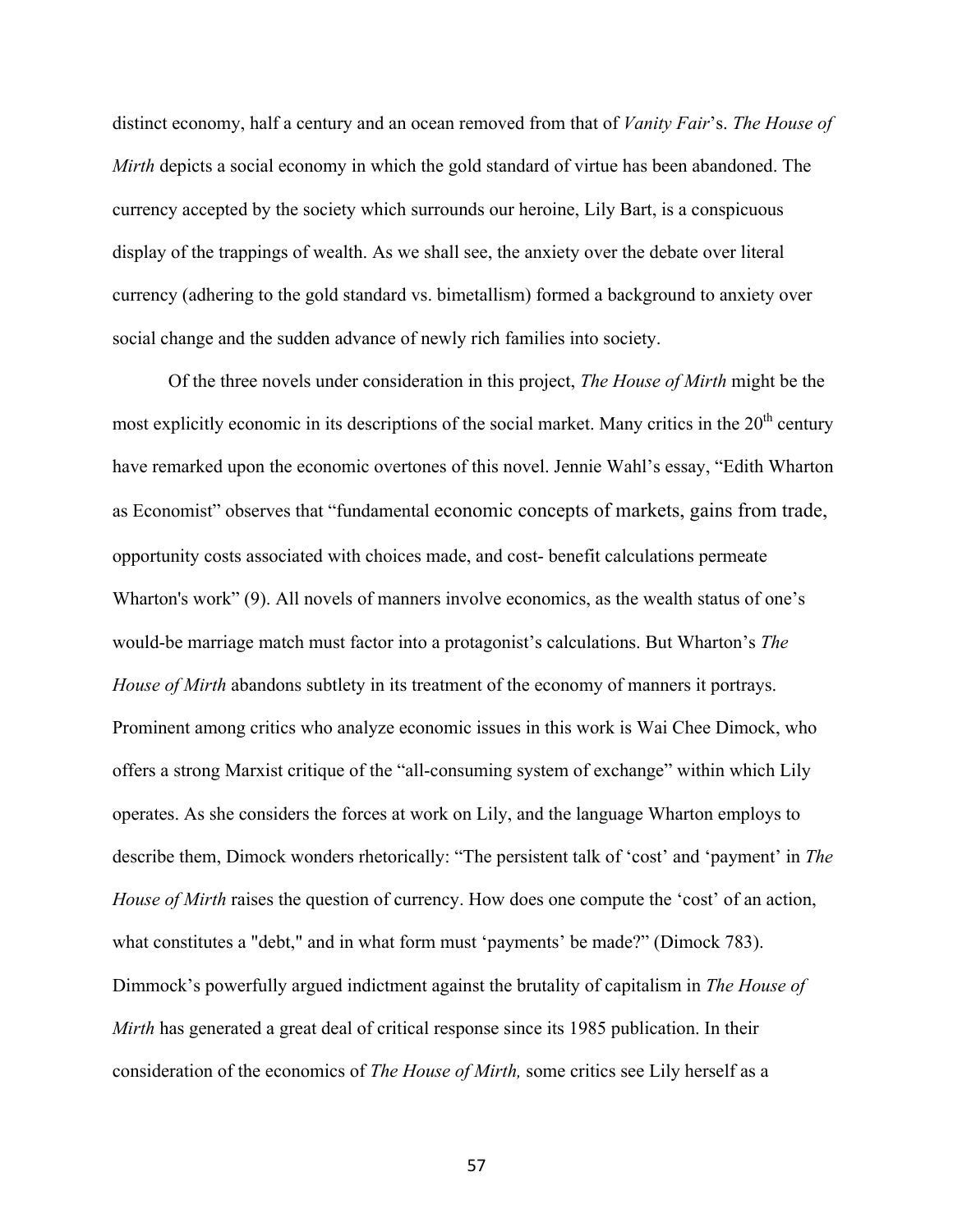distinct economy, half a century and an ocean removed from that of *Vanity Fair*'s. *The House of Mirth* depicts a social economy in which the gold standard of virtue has been abandoned. The currency accepted by the society which surrounds our heroine, Lily Bart, is a conspicuous display of the trappings of wealth. As we shall see, the anxiety over the debate over literal currency (adhering to the gold standard vs. bimetallism) formed a background to anxiety over social change and the sudden advance of newly rich families into society.

Of the three novels under consideration in this project, *The House of Mirth* might be the most explicitly economic in its descriptions of the social market. Many critics in the 20th century have remarked upon the economic overtones of this novel. Jennie Wahl's essay, "Edith Wharton as Economist" observes that "fundamental economic concepts of markets, gains from trade, opportunity costs associated with choices made, and cost- benefit calculations permeate Wharton's work" (9). All novels of manners involve economics, as the wealth status of one's would-be marriage match must factor into a protagonist's calculations. But Wharton's *The House of Mirth* abandons subtlety in its treatment of the economy of manners it portrays. Prominent among critics who analyze economic issues in this work is Wai Chee Dimock, who offers a strong Marxist critique of the "all-consuming system of exchange" within which Lily operates. As she considers the forces at work on Lily, and the language Wharton employs to describe them, Dimock wonders rhetorically: "The persistent talk of 'cost' and 'payment' in *The House of Mirth* raises the question of currency. How does one compute the 'cost' of an action, what constitutes a "debt," and in what form must 'payments' be made?" (Dimock 783). Dimmock's powerfully argued indictment against the brutality of capitalism in *The House of Mirth* has generated a great deal of critical response since its 1985 publication. In their consideration of the economics of *The House of Mirth,* some critics see Lily herself as a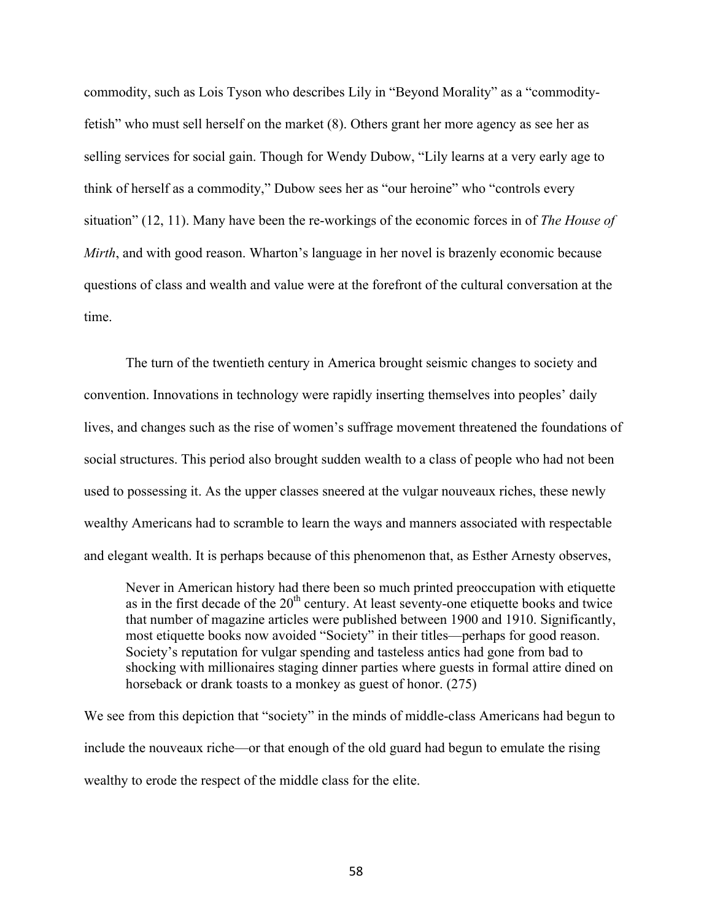commodity, such as Lois Tyson who describes Lily in "Beyond Morality" as a "commodity-fetish" who must sell herself on the market (8). Others grant her more agency as see her as selling services for social gain. Though for Wendy Dubow, "Lily learns at a very early age to think of herself as a commodity," Dubow sees her as "our heroine" who "controls every situation" (12, 11). Many have been the re-workings of the economic forces in of *The House of Mirth*, and with good reason. Wharton's language in her novel is brazenly economic because questions of class and wealth and value were at the forefront of the cultural conversation at the time.

The turn of the twentieth century in America brought seismic changes to society and convention. Innovations in technology were rapidly inserting themselves into peoples' daily lives, and changes such as the rise of women's suffrage movement threatened the foundations of social structures. This period also brought sudden wealth to a class of people who had not been used to possessing it. As the upper classes sneered at the vulgar nouveaux riches, these newly wealthy Americans had to scramble to learn the ways and manners associated with respectable and elegant wealth. It is perhaps because of this phenomenon that, as Esther Arnesty observes,

> Never in American history had there been so much printed preoccupation with etiquette as in the first decade of the 20th century. At least seventy-one etiquette books and twice that number of magazine articles were published between 1900 and 1910. Significantly, most etiquette books now avoided "Society" in their titles—perhaps for good reason. Society's reputation for vulgar spending and tasteless antics had gone from bad to shocking with millionaires staging dinner parties where guests in formal attire dined on horseback or drank toasts to a monkey as guest of honor. (275)

We see from this depiction that "society" in the minds of middle-class Americans had begun to include the nouveaux riche—or that enough of the old guard had begun to emulate the rising wealthy to erode the respect of the middle class for the elite.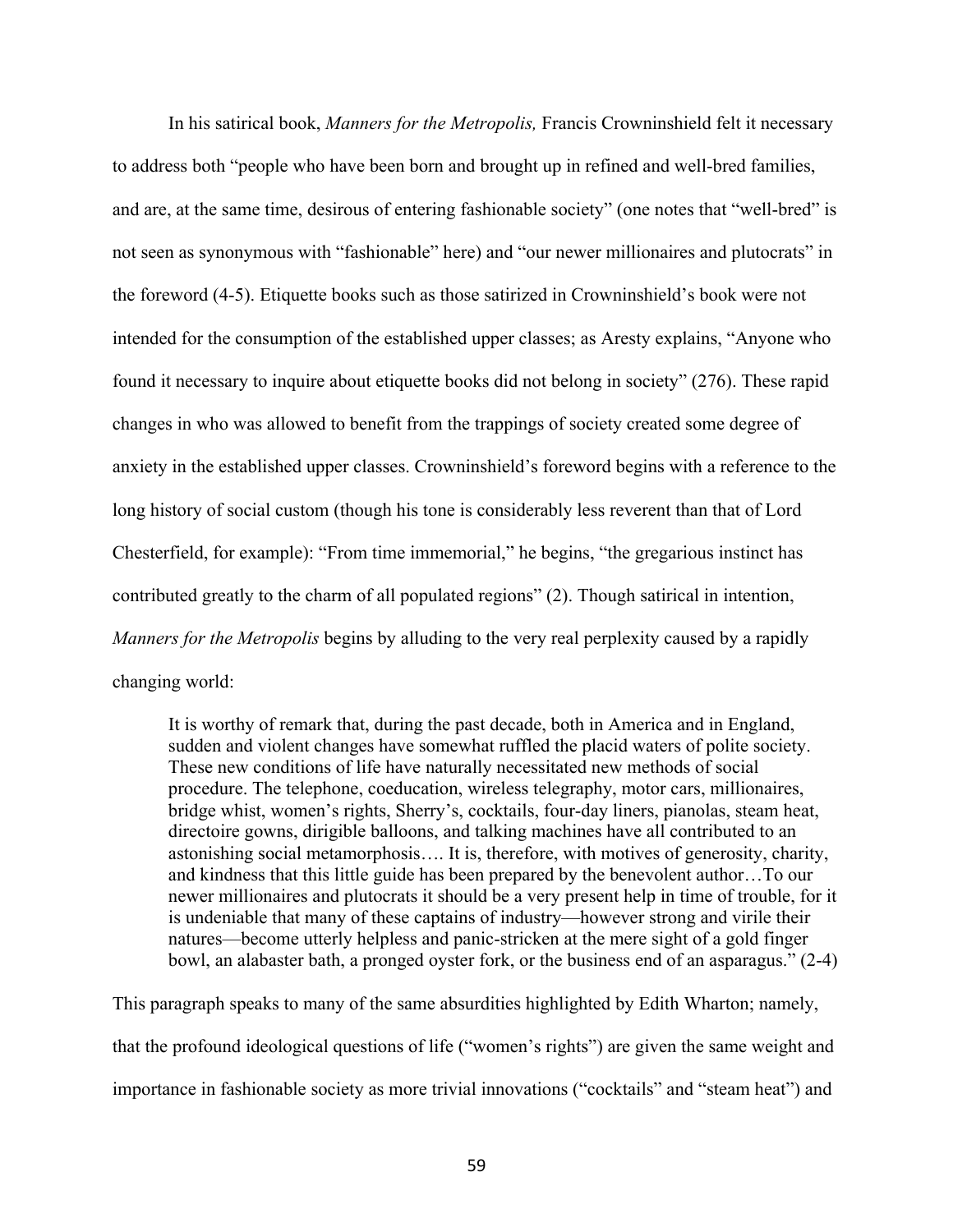In his satirical book, *Manners for the Metropolis,* Francis Crowninshield felt it necessary to address both "people who have been born and brought up in refined and well-bred families, and are, at the same time, desirous of entering fashionable society" (one notes that "well-bred" is not seen as synonymous with "fashionable" here) and "our newer millionaires and plutocrats" in the foreword (4-5). Etiquette books such as those satirized in Crowninshield's book were not intended for the consumption of the established upper classes; as Aresty explains, "Anyone who found it necessary to inquire about etiquette books did not belong in society" (276). These rapid changes in who was allowed to benefit from the trappings of society created some degree of anxiety in the established upper classes. Crowninshield's foreword begins with a reference to the long history of social custom (though his tone is considerably less reverent than that of Lord Chesterfield, for example): "From time immemorial," he begins, "the gregarious instinct has contributed greatly to the charm of all populated regions" (2). Though satirical in intention, *Manners for the Metropolis* begins by alluding to the very real perplexity caused by a rapidly changing world:

> It is worthy of remark that, during the past decade, both in America and in England, sudden and violent changes have somewhat ruffled the placid waters of polite society. These new conditions of life have naturally necessitated new methods of social procedure. The telephone, coeducation, wireless telegraphy, motor cars, millionaires, bridge whist, women's rights, Sherry's, cocktails, four-day liners, pianolas, steam heat, directoire gowns, dirigible balloons, and talking machines have all contributed to an astonishing social metamorphosis…. It is, therefore, with motives of generosity, charity, and kindness that this little guide has been prepared by the benevolent author…To our newer millionaires and plutocrats it should be a very present help in time of trouble, for it is undeniable that many of these captains of industry—however strong and virile their natures—become utterly helpless and panic-stricken at the mere sight of a gold finger bowl, an alabaster bath, a pronged oyster fork, or the business end of an asparagus." (2-4)

This paragraph speaks to many of the same absurdities highlighted by Edith Wharton; namely, that the profound ideological questions of life ("women's rights") are given the same weight and importance in fashionable society as more trivial innovations ("cocktails" and "steam heat") and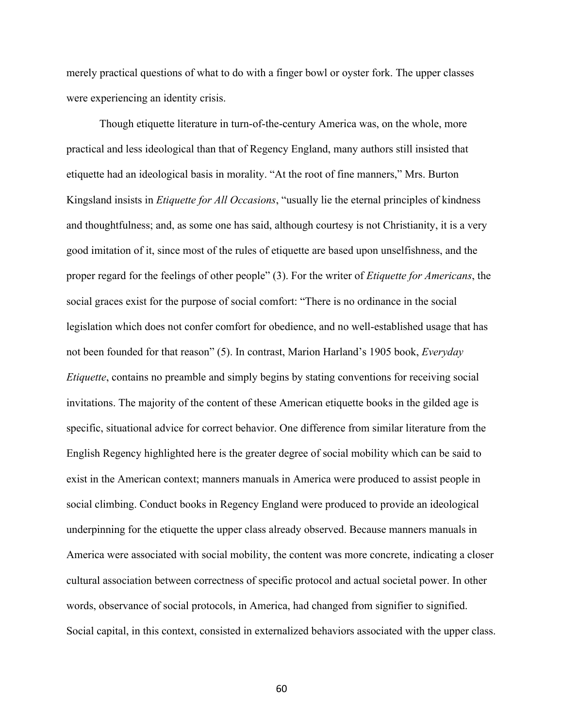merely practical questions of what to do with a finger bowl or oyster fork. The upper classes were experiencing an identity crisis.

Though etiquette literature in turn-of-the-century America was, on the whole, more practical and less ideological than that of Regency England, many authors still insisted that etiquette had an ideological basis in morality. "At the root of fine manners," Mrs. Burton Kingsland insists in *Etiquette for All Occasions*, "usually lie the eternal principles of kindness and thoughtfulness; and, as some one has said, although courtesy is not Christianity, it is a very good imitation of it, since most of the rules of etiquette are based upon unselfishness, and the proper regard for the feelings of other people" (3). For the writer of *Etiquette for Americans*, the social graces exist for the purpose of social comfort: "There is no ordinance in the social legislation which does not confer comfort for obedience, and no well-established usage that has not been founded for that reason" (5). In contrast, Marion Harland's 1905 book, *Everyday Etiquette*, contains no preamble and simply begins by stating conventions for receiving social invitations. The majority of the content of these American etiquette books in the gilded age is specific, situational advice for correct behavior. One difference from similar literature from the English Regency highlighted here is the greater degree of social mobility which can be said to exist in the American context; manners manuals in America were produced to assist people in social climbing. Conduct books in Regency England were produced to provide an ideological underpinning for the etiquette the upper class already observed. Because manners manuals in America were associated with social mobility, the content was more concrete, indicating a closer cultural association between correctness of specific protocol and actual societal power. In other words, observance of social protocols, in America, had changed from signifier to signified. Social capital, in this context, consisted in externalized behaviors associated with the upper class.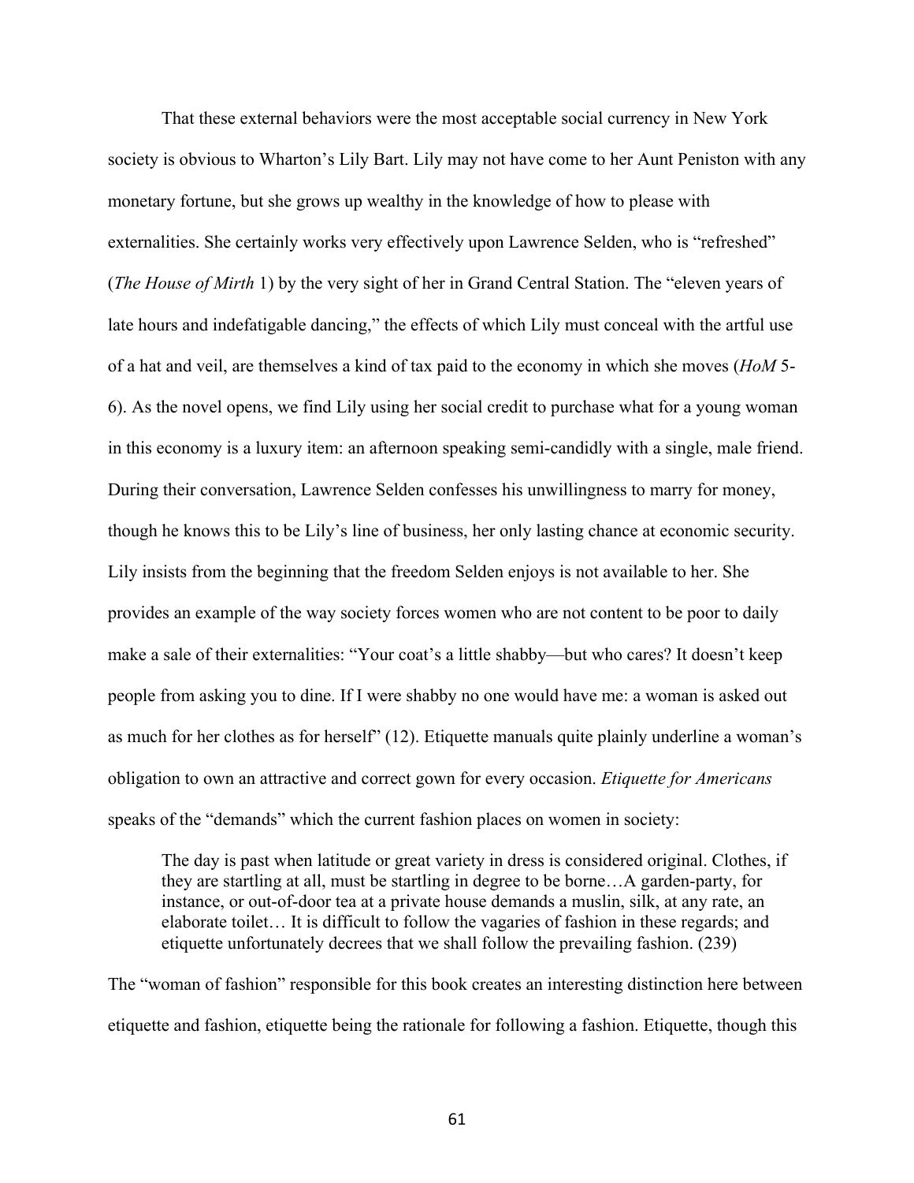That these external behaviors were the most acceptable social currency in New York society is obvious to Wharton's Lily Bart. Lily may not have come to her Aunt Peniston with any monetary fortune, but she grows up wealthy in the knowledge of how to please with externalities. She certainly works very effectively upon Lawrence Selden, who is "refreshed" (*The House of Mirth* 1) by the very sight of her in Grand Central Station. The "eleven years of late hours and indefatigable dancing," the effects of which Lily must conceal with the artful use of a hat and veil, are themselves a kind of tax paid to the economy in which she moves (*HoM* 5-6). As the novel opens, we find Lily using her social credit to purchase what for a young woman in this economy is a luxury item: an afternoon speaking semi-candidly with a single, male friend. During their conversation, Lawrence Selden confesses his unwillingness to marry for money, though he knows this to be Lily's line of business, her only lasting chance at economic security. Lily insists from the beginning that the freedom Selden enjoys is not available to her. She provides an example of the way society forces women who are not content to be poor to daily make a sale of their externalities: "Your coat's a little shabby—but who cares? It doesn't keep people from asking you to dine. If I were shabby no one would have me: a woman is asked out as much for her clothes as for herself" (12). Etiquette manuals quite plainly underline a woman's obligation to own an attractive and correct gown for every occasion. *Etiquette for Americans* speaks of the "demands" which the current fashion places on women in society:

> The day is past when latitude or great variety in dress is considered original. Clothes, if they are startling at all, must be startling in degree to be borne…A garden-party, for instance, or out-of-door tea at a private house demands a muslin, silk, at any rate, an elaborate toilet… It is difficult to follow the vagaries of fashion in these regards; and etiquette unfortunately decrees that we shall follow the prevailing fashion. (239)

The "woman of fashion" responsible for this book creates an interesting distinction here between etiquette and fashion, etiquette being the rationale for following a fashion. Etiquette, though this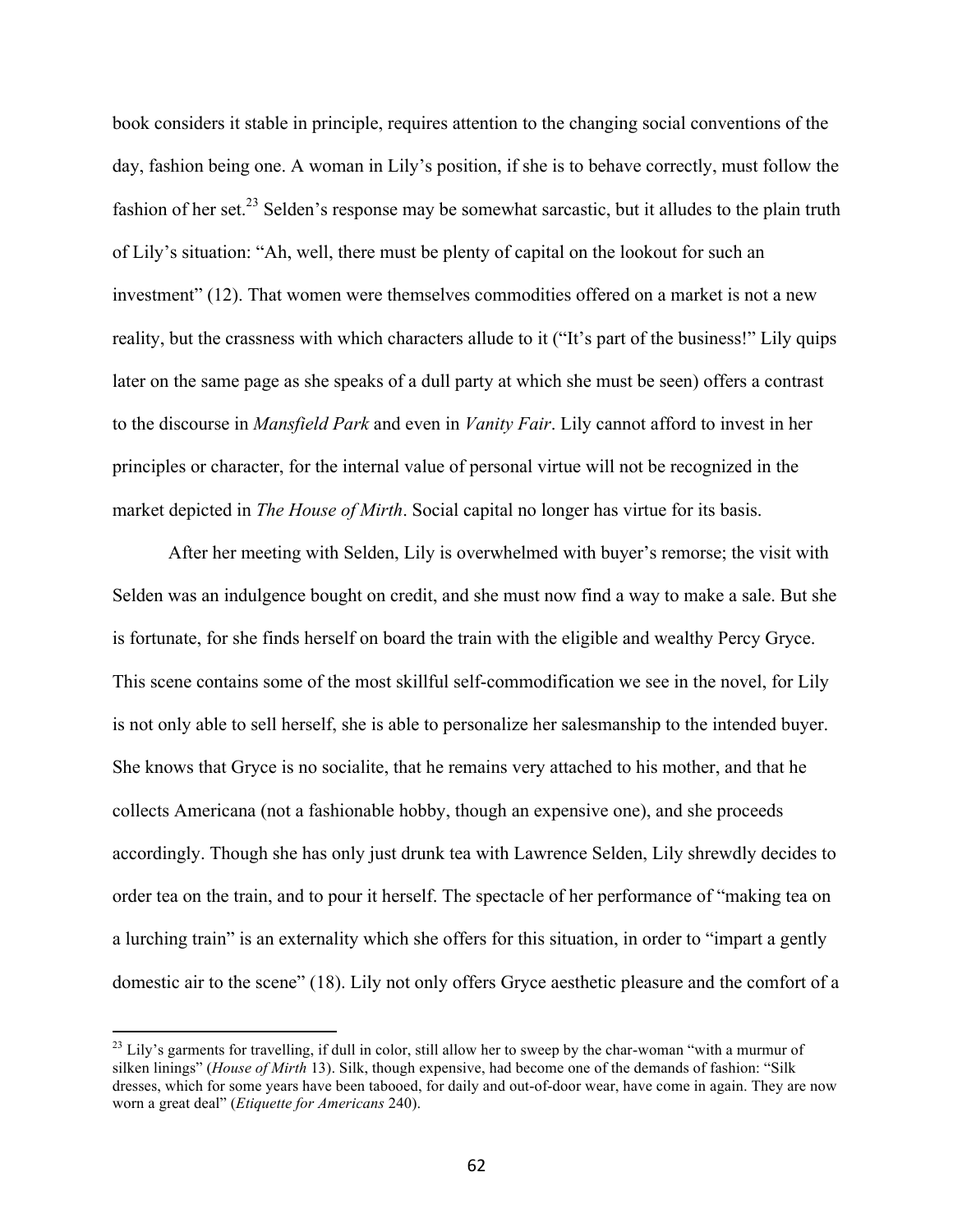book considers it stable in principle, requires attention to the changing social conventions of the day, fashion being one. A woman in Lily's position, if she is to behave correctly, must follow the fashion of her set.[23] Selden's response may be somewhat sarcastic, but it alludes to the plain truth of Lily's situation: "Ah, well, there must be plenty of capital on the lookout for such an investment" (12). That women were themselves commodities offered on a market is not a new reality, but the crassness with which characters allude to it ("It's part of the business!" Lily quips later on the same page as she speaks of a dull party at which she must be seen) offers a contrast to the discourse in *Mansfield Park* and even in *Vanity Fair*. Lily cannot afford to invest in her principles or character, for the internal value of personal virtue will not be recognized in the market depicted in *The House of Mirth*. Social capital no longer has virtue for its basis.

After her meeting with Selden, Lily is overwhelmed with buyer's remorse; the visit with Selden was an indulgence bought on credit, and she must now find a way to make a sale. But she is fortunate, for she finds herself on board the train with the eligible and wealthy Percy Gryce. This scene contains some of the most skillful self-commodification we see in the novel, for Lily is not only able to sell herself, she is able to personalize her salesmanship to the intended buyer. She knows that Gryce is no socialite, that he remains very attached to his mother, and that he collects Americana (not a fashionable hobby, though an expensive one), and she proceeds accordingly. Though she has only just drunk tea with Lawrence Selden, Lily shrewdly decides to order tea on the train, and to pour it herself. The spectacle of her performance of "making tea on a lurching train" is an externality which she offers for this situation, in order to "impart a gently domestic air to the scene" (18). Lily not only offers Gryce aesthetic pleasure and the comfort of a

---

[23] Lily's garments for travelling, if dull in color, still allow her to sweep by the char-woman "with a murmur of silken linings" (*House of Mirth* 13). Silk, though expensive, had become one of the demands of fashion: "Silk dresses, which for some years have been tabooed, for daily and out-of-door wear, have come in again. They are now worn a great deal" (*Etiquette for Americans* 240).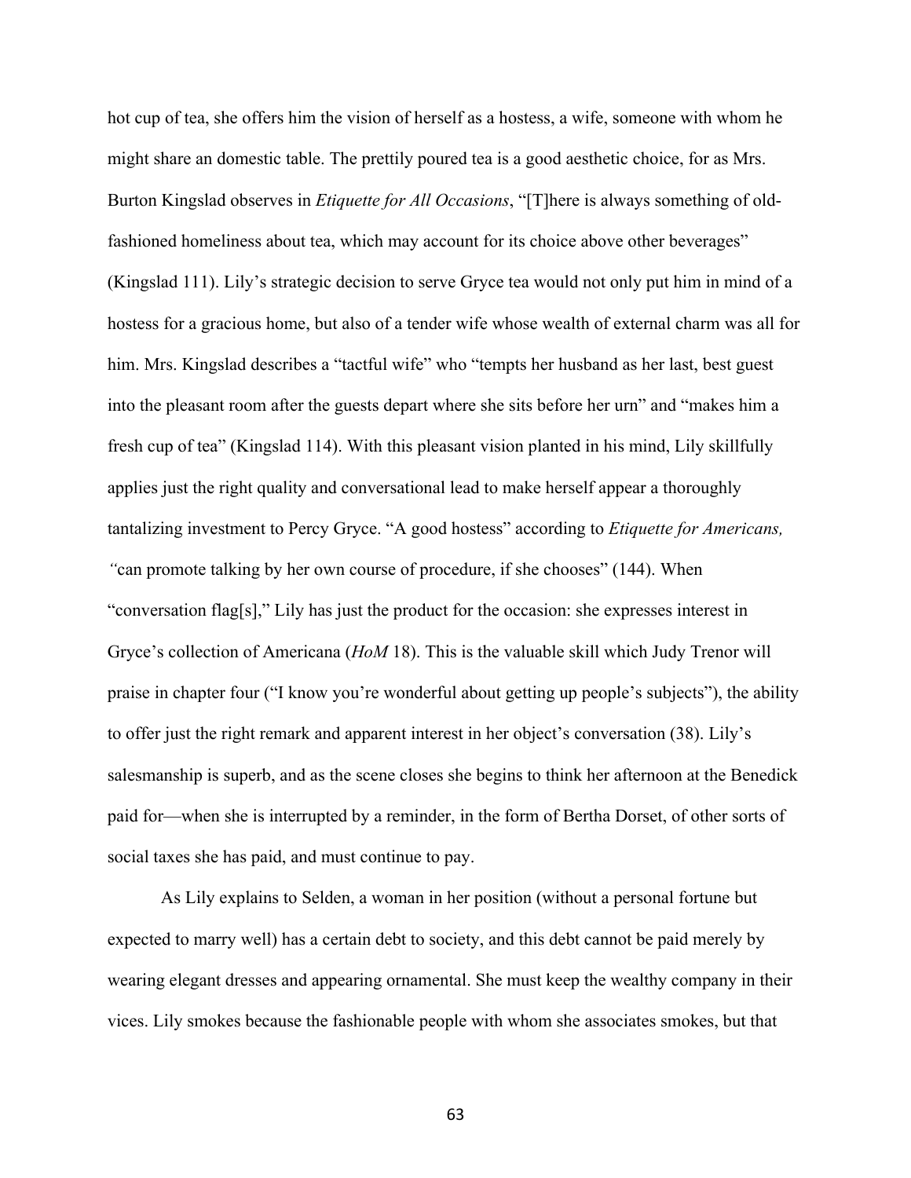hot cup of tea, she offers him the vision of herself as a hostess, a wife, someone with whom he might share an domestic table. The prettily poured tea is a good aesthetic choice, for as Mrs. Burton Kingslad observes in *Etiquette for All Occasions*, "[T]here is always something of old-fashioned homeliness about tea, which may account for its choice above other beverages" (Kingslad 111). Lily's strategic decision to serve Gryce tea would not only put him in mind of a hostess for a gracious home, but also of a tender wife whose wealth of external charm was all for him. Mrs. Kingslad describes a "tactful wife" who "tempts her husband as her last, best guest into the pleasant room after the guests depart where she sits before her urn" and "makes him a fresh cup of tea" (Kingslad 114). With this pleasant vision planted in his mind, Lily skillfully applies just the right quality and conversational lead to make herself appear a thoroughly tantalizing investment to Percy Gryce. "A good hostess" according to *Etiquette for Americans, "*can promote talking by her own course of procedure, if she chooses" (144). When "conversation flag[s]," Lily has just the product for the occasion: she expresses interest in Gryce's collection of Americana (*HoM* 18). This is the valuable skill which Judy Trenor will praise in chapter four ("I know you're wonderful about getting up people's subjects"), the ability to offer just the right remark and apparent interest in her object's conversation (38). Lily's salesmanship is superb, and as the scene closes she begins to think her afternoon at the Benedick paid for—when she is interrupted by a reminder, in the form of Bertha Dorset, of other sorts of social taxes she has paid, and must continue to pay.

As Lily explains to Selden, a woman in her position (without a personal fortune but expected to marry well) has a certain debt to society, and this debt cannot be paid merely by wearing elegant dresses and appearing ornamental. She must keep the wealthy company in their vices. Lily smokes because the fashionable people with whom she associates smokes, but that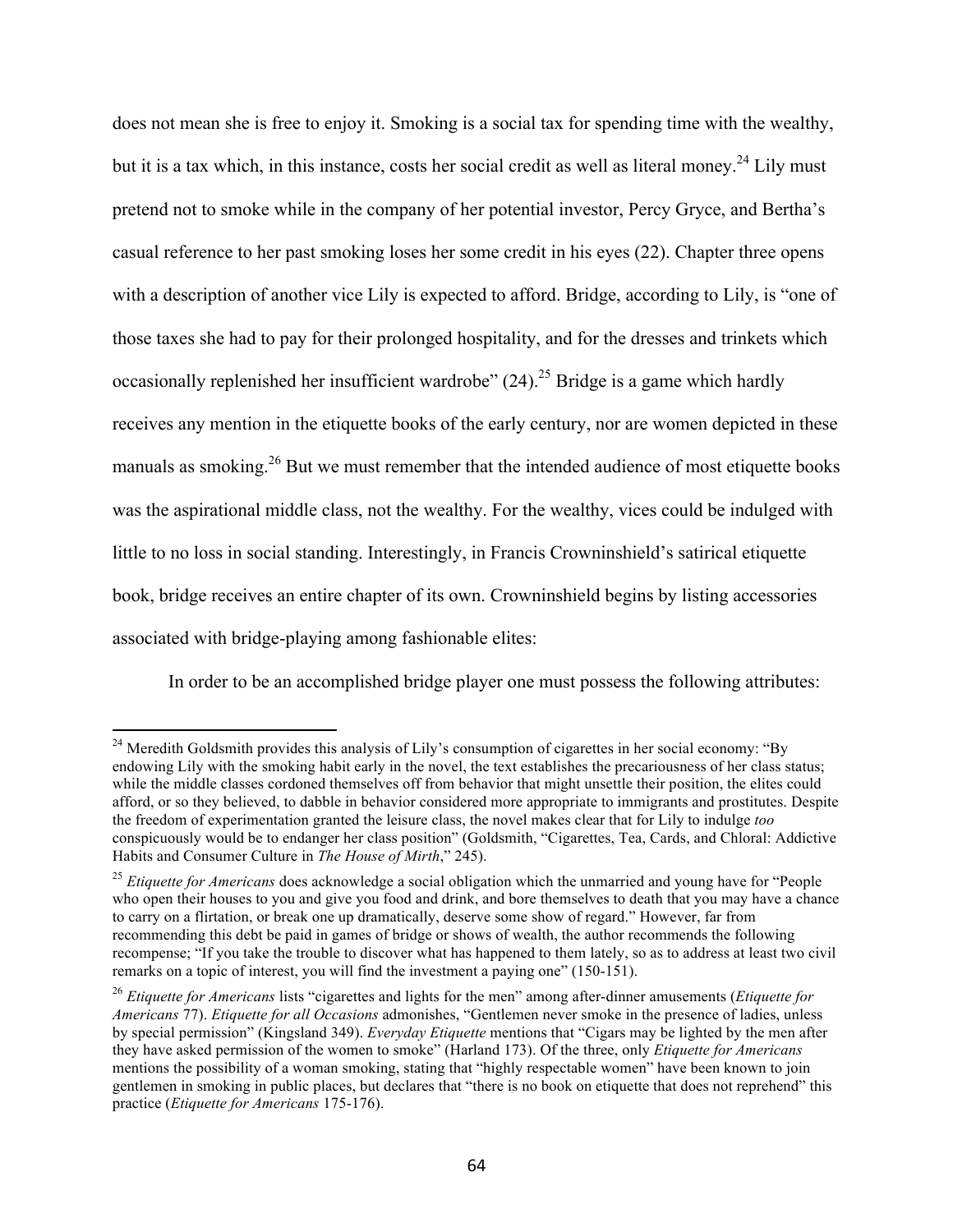does not mean she is free to enjoy it. Smoking is a social tax for spending time with the wealthy, but it is a tax which, in this instance, costs her social credit as well as literal money.[24] Lily must pretend not to smoke while in the company of her potential investor, Percy Gryce, and Bertha's casual reference to her past smoking loses her some credit in his eyes (22). Chapter three opens with a description of another vice Lily is expected to afford. Bridge, according to Lily, is "one of those taxes she had to pay for their prolonged hospitality, and for the dresses and trinkets which occasionally replenished her insufficient wardrobe" (24).[25] Bridge is a game which hardly receives any mention in the etiquette books of the early century, nor are women depicted in these manuals as smoking.[26] But we must remember that the intended audience of most etiquette books was the aspirational middle class, not the wealthy. For the wealthy, vices could be indulged with little to no loss in social standing. Interestingly, in Francis Crowninshield's satirical etiquette book, bridge receives an entire chapter of its own. Crowninshield begins by listing accessories associated with bridge-playing among fashionable elites:

In order to be an accomplished bridge player one must possess the following attributes:

---

[24] Meredith Goldsmith provides this analysis of Lily's consumption of cigarettes in her social economy: "By endowing Lily with the smoking habit early in the novel, the text establishes the precariousness of her class status; while the middle classes cordoned themselves off from behavior that might unsettle their position, the elites could afford, or so they believed, to dabble in behavior considered more appropriate to immigrants and prostitutes. Despite the freedom of experimentation granted the leisure class, the novel makes clear that for Lily to indulge *too* conspicuously would be to endanger her class position" (Goldsmith, "Cigarettes, Tea, Cards, and Chloral: Addictive Habits and Consumer Culture in *The House of Mirth*," 245).

[25] *Etiquette for Americans* does acknowledge a social obligation which the unmarried and young have for "People who open their houses to you and give you food and drink, and bore themselves to death that you may have a chance to carry on a flirtation, or break one up dramatically, deserve some show of regard." However, far from recommending this debt be paid in games of bridge or shows of wealth, the author recommends the following recompense; "If you take the trouble to discover what has happened to them lately, so as to address at least two civil remarks on a topic of interest, you will find the investment a paying one" (150-151).

[26] *Etiquette for Americans* lists "cigarettes and lights for the men" among after-dinner amusements (*Etiquette for Americans* 77). *Etiquette for all Occasions* admonishes, "Gentlemen never smoke in the presence of ladies, unless by special permission" (Kingsland 349). *Everyday Etiquette* mentions that "Cigars may be lighted by the men after they have asked permission of the women to smoke" (Harland 173). Of the three, only *Etiquette for Americans* mentions the possibility of a woman smoking, stating that "highly respectable women" have been known to join gentlemen in smoking in public places, but declares that "there is no book on etiquette that does not reprehend" this practice (*Etiquette for Americans* 175-176).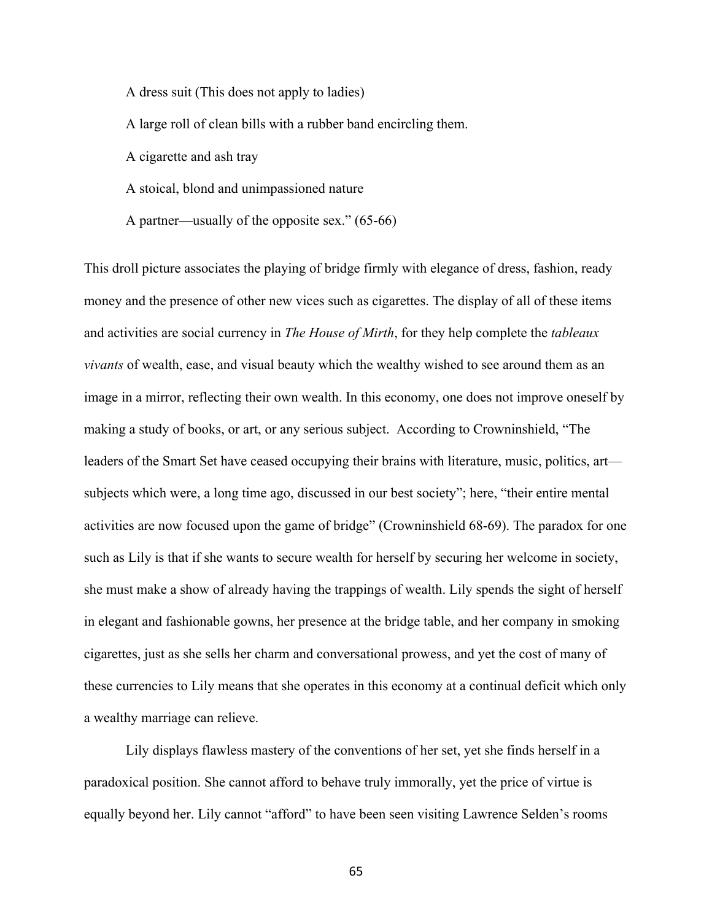A dress suit (This does not apply to ladies)

A large roll of clean bills with a rubber band encircling them.

A cigarette and ash tray

A stoical, blond and unimpassioned nature

A partner—usually of the opposite sex." (65-66)

This droll picture associates the playing of bridge firmly with elegance of dress, fashion, ready money and the presence of other new vices such as cigarettes. The display of all of these items and activities are social currency in *The House of Mirth*, for they help complete the *tableaux vivants* of wealth, ease, and visual beauty which the wealthy wished to see around them as an image in a mirror, reflecting their own wealth. In this economy, one does not improve oneself by making a study of books, or art, or any serious subject. According to Crowninshield, "The leaders of the Smart Set have ceased occupying their brains with literature, music, politics, art—subjects which were, a long time ago, discussed in our best society"; here, "their entire mental activities are now focused upon the game of bridge" (Crowninshield 68-69). The paradox for one such as Lily is that if she wants to secure wealth for herself by securing her welcome in society, she must make a show of already having the trappings of wealth. Lily spends the sight of herself in elegant and fashionable gowns, her presence at the bridge table, and her company in smoking cigarettes, just as she sells her charm and conversational prowess, and yet the cost of many of these currencies to Lily means that she operates in this economy at a continual deficit which only a wealthy marriage can relieve.

Lily displays flawless mastery of the conventions of her set, yet she finds herself in a paradoxical position. She cannot afford to behave truly immorally, yet the price of virtue is equally beyond her. Lily cannot "afford" to have been seen visiting Lawrence Selden's rooms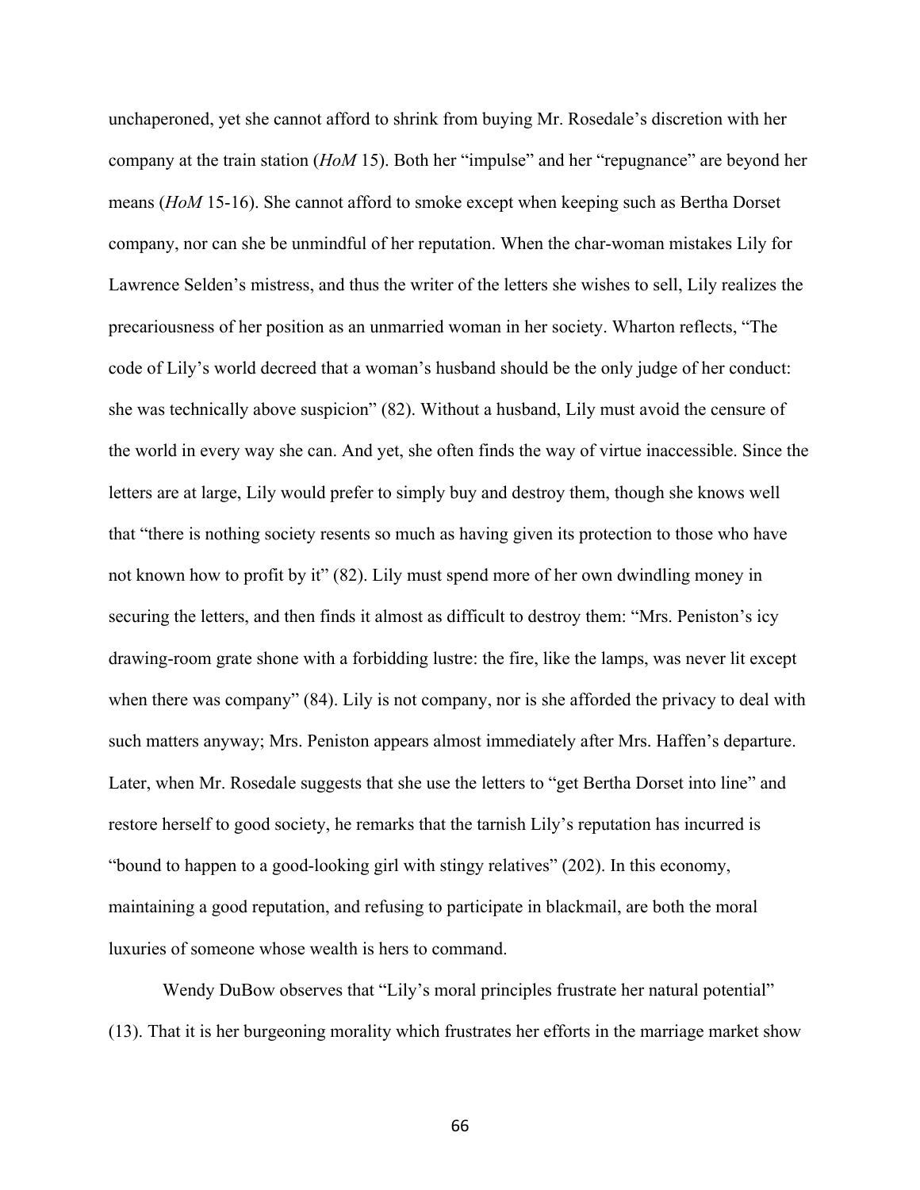unchaperoned, yet she cannot afford to shrink from buying Mr. Rosedale's discretion with her company at the train station (*HoM* 15). Both her "impulse" and her "repugnance" are beyond her means (*HoM* 15-16). She cannot afford to smoke except when keeping such as Bertha Dorset company, nor can she be unmindful of her reputation. When the char-woman mistakes Lily for Lawrence Selden's mistress, and thus the writer of the letters she wishes to sell, Lily realizes the precariousness of her position as an unmarried woman in her society. Wharton reflects, "The code of Lily's world decreed that a woman's husband should be the only judge of her conduct: she was technically above suspicion" (82). Without a husband, Lily must avoid the censure of the world in every way she can. And yet, she often finds the way of virtue inaccessible. Since the letters are at large, Lily would prefer to simply buy and destroy them, though she knows well that "there is nothing society resents so much as having given its protection to those who have not known how to profit by it" (82). Lily must spend more of her own dwindling money in securing the letters, and then finds it almost as difficult to destroy them: "Mrs. Peniston's icy drawing-room grate shone with a forbidding lustre: the fire, like the lamps, was never lit except when there was company" (84). Lily is not company, nor is she afforded the privacy to deal with such matters anyway; Mrs. Peniston appears almost immediately after Mrs. Haffen's departure. Later, when Mr. Rosedale suggests that she use the letters to "get Bertha Dorset into line" and restore herself to good society, he remarks that the tarnish Lily's reputation has incurred is "bound to happen to a good-looking girl with stingy relatives" (202). In this economy, maintaining a good reputation, and refusing to participate in blackmail, are both the moral luxuries of someone whose wealth is hers to command.

Wendy DuBow observes that "Lily's moral principles frustrate her natural potential" (13). That it is her burgeoning morality which frustrates her efforts in the marriage market show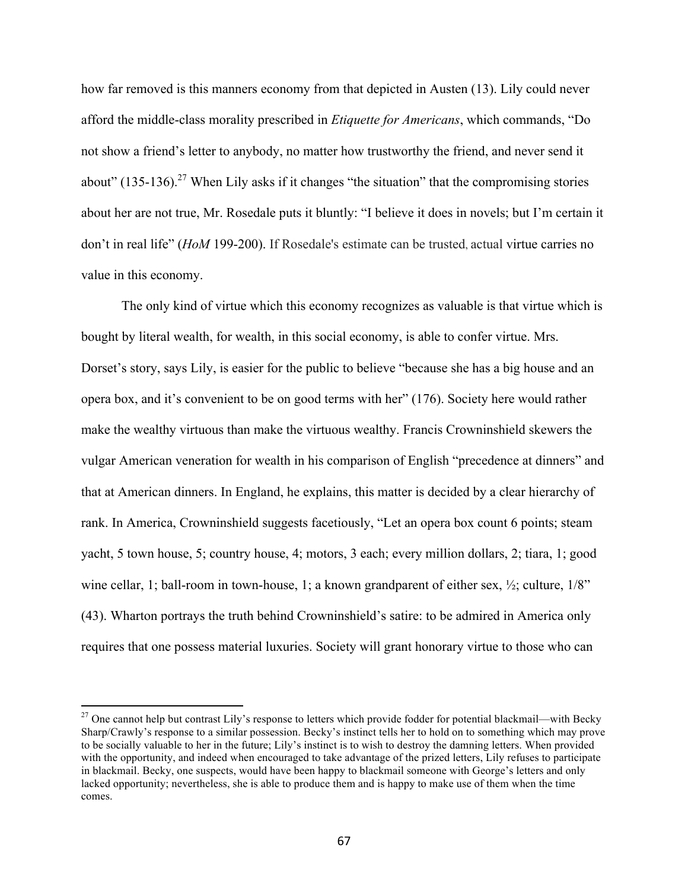how far removed is this manners economy from that depicted in Austen (13). Lily could never afford the middle-class morality prescribed in *Etiquette for Americans*, which commands, "Do not show a friend's letter to anybody, no matter how trustworthy the friend, and never send it about" (135-136).[27] When Lily asks if it changes "the situation" that the compromising stories about her are not true, Mr. Rosedale puts it bluntly: "I believe it does in novels; but I'm certain it don't in real life" (*HoM* 199-200). If Rosedale's estimate can be trusted, actual virtue carries no value in this economy.

The only kind of virtue which this economy recognizes as valuable is that virtue which is bought by literal wealth, for wealth, in this social economy, is able to confer virtue. Mrs. Dorset's story, says Lily, is easier for the public to believe "because she has a big house and an opera box, and it's convenient to be on good terms with her" (176). Society here would rather make the wealthy virtuous than make the virtuous wealthy. Francis Crowninshield skewers the vulgar American veneration for wealth in his comparison of English "precedence at dinners" and that at American dinners. In England, he explains, this matter is decided by a clear hierarchy of rank. In America, Crowninshield suggests facetiously, "Let an opera box count 6 points; steam yacht, 5 town house, 5; country house, 4; motors, 3 each; every million dollars, 2; tiara, 1; good wine cellar, 1; ball-room in town-house, 1; a known grandparent of either sex, ½; culture, 1/8" (43). Wharton portrays the truth behind Crowninshield's satire: to be admired in America only requires that one possess material luxuries. Society will grant honorary virtue to those who can

[27] One cannot help but contrast Lily's response to letters which provide fodder for potential blackmail—with Becky Sharp/Crawly's response to a similar possession. Becky's instinct tells her to hold on to something which may prove to be socially valuable to her in the future; Lily's instinct is to wish to destroy the damning letters. When provided with the opportunity, and indeed when encouraged to take advantage of the prized letters, Lily refuses to participate in blackmail. Becky, one suspects, would have been happy to blackmail someone with George's letters and only lacked opportunity; nevertheless, she is able to produce them and is happy to make use of them when the time comes.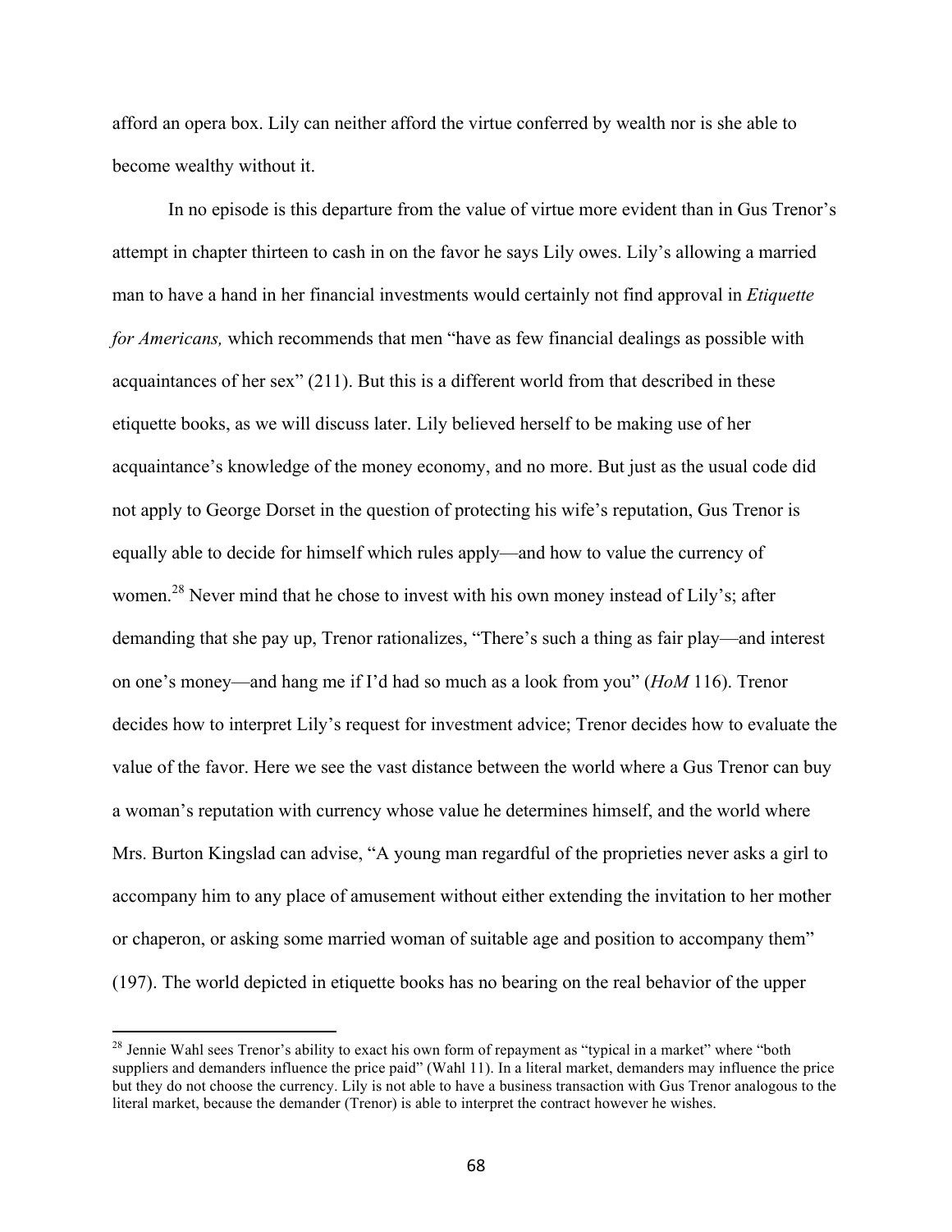afford an opera box. Lily can neither afford the virtue conferred by wealth nor is she able to become wealthy without it.

In no episode is this departure from the value of virtue more evident than in Gus Trenor's attempt in chapter thirteen to cash in on the favor he says Lily owes. Lily's allowing a married man to have a hand in her financial investments would certainly not find approval in *Etiquette for Americans,* which recommends that men "have as few financial dealings as possible with acquaintances of her sex" (211). But this is a different world from that described in these etiquette books, as we will discuss later. Lily believed herself to be making use of her acquaintance's knowledge of the money economy, and no more. But just as the usual code did not apply to George Dorset in the question of protecting his wife's reputation, Gus Trenor is equally able to decide for himself which rules apply—and how to value the currency of women.[28] Never mind that he chose to invest with his own money instead of Lily's; after demanding that she pay up, Trenor rationalizes, "There's such a thing as fair play—and interest on one's money—and hang me if I'd had so much as a look from you" (*HoM* 116). Trenor decides how to interpret Lily's request for investment advice; Trenor decides how to evaluate the value of the favor. Here we see the vast distance between the world where a Gus Trenor can buy a woman's reputation with currency whose value he determines himself, and the world where Mrs. Burton Kingslad can advise, "A young man regardful of the proprieties never asks a girl to accompany him to any place of amusement without either extending the invitation to her mother or chaperon, or asking some married woman of suitable age and position to accompany them" (197). The world depicted in etiquette books has no bearing on the real behavior of the upper

[28] Jennie Wahl sees Trenor's ability to exact his own form of repayment as "typical in a market" where "both suppliers and demanders influence the price paid" (Wahl 11). In a literal market, demanders may influence the price but they do not choose the currency. Lily is not able to have a business transaction with Gus Trenor analogous to the literal market, because the demander (Trenor) is able to interpret the contract however he wishes.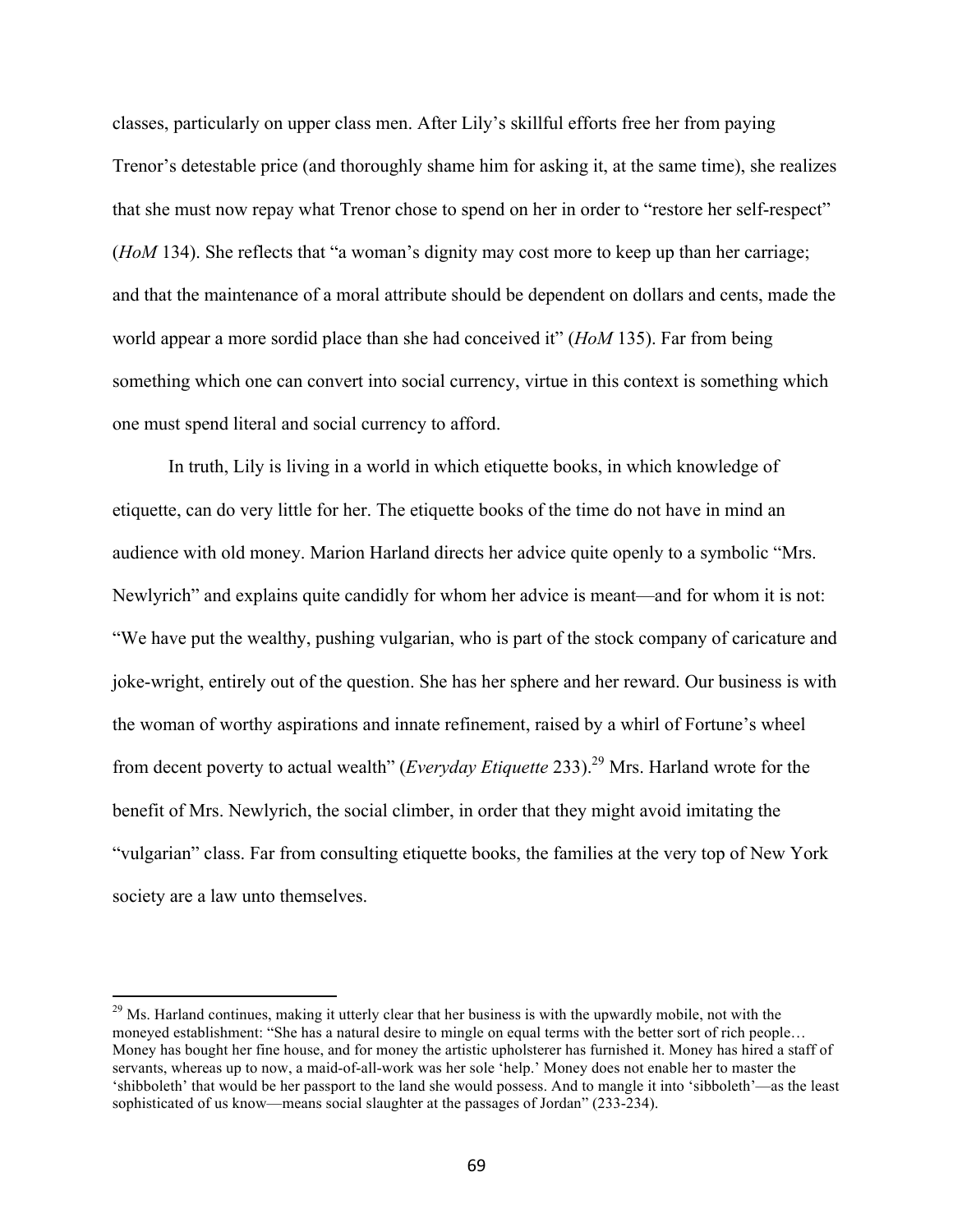classes, particularly on upper class men. After Lily's skillful efforts free her from paying Trenor's detestable price (and thoroughly shame him for asking it, at the same time), she realizes that she must now repay what Trenor chose to spend on her in order to "restore her self-respect" (*HoM* 134). She reflects that "a woman's dignity may cost more to keep up than her carriage; and that the maintenance of a moral attribute should be dependent on dollars and cents, made the world appear a more sordid place than she had conceived it" (*HoM* 135). Far from being something which one can convert into social currency, virtue in this context is something which one must spend literal and social currency to afford.

In truth, Lily is living in a world in which etiquette books, in which knowledge of etiquette, can do very little for her. The etiquette books of the time do not have in mind an audience with old money. Marion Harland directs her advice quite openly to a symbolic "Mrs. Newlyrich" and explains quite candidly for whom her advice is meant—and for whom it is not: "We have put the wealthy, pushing vulgarian, who is part of the stock company of caricature and joke-wright, entirely out of the question. She has her sphere and her reward. Our business is with the woman of worthy aspirations and innate refinement, raised by a whirl of Fortune's wheel from decent poverty to actual wealth" (*Everyday Etiquette* 233).[29] Mrs. Harland wrote for the benefit of Mrs. Newlyrich, the social climber, in order that they might avoid imitating the "vulgarian" class. Far from consulting etiquette books, the families at the very top of New York society are a law unto themselves.

---

[29] Ms. Harland continues, making it utterly clear that her business is with the upwardly mobile, not with the moneyed establishment: "She has a natural desire to mingle on equal terms with the better sort of rich people… Money has bought her fine house, and for money the artistic upholsterer has furnished it. Money has hired a staff of servants, whereas up to now, a maid-of-all-work was her sole 'help.' Money does not enable her to master the 'shibboleth' that would be her passport to the land she would possess. And to mangle it into 'sibboleth'—as the least sophisticated of us know—means social slaughter at the passages of Jordan" (233-234).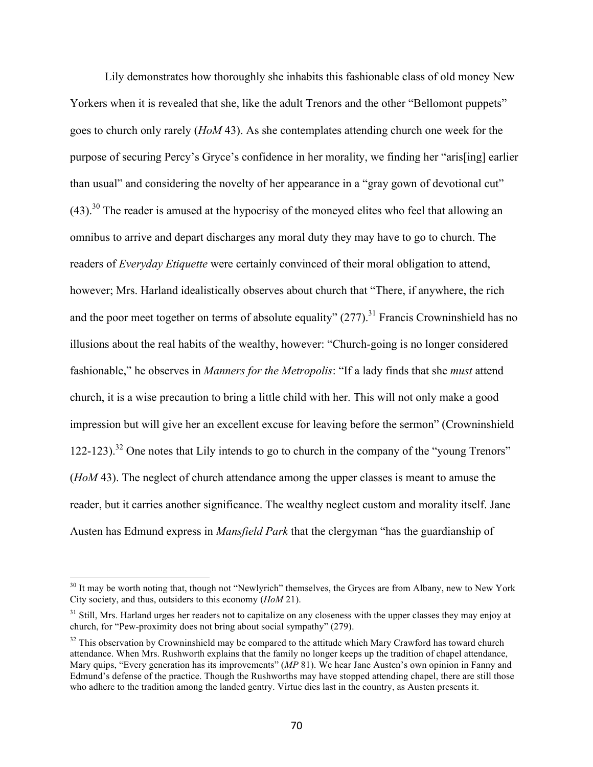Lily demonstrates how thoroughly she inhabits this fashionable class of old money New Yorkers when it is revealed that she, like the adult Trenors and the other "Bellomont puppets" goes to church only rarely (*HoM* 43). As she contemplates attending church one week for the purpose of securing Percy's Gryce's confidence in her morality, we finding her "aris[ing] earlier than usual" and considering the novelty of her appearance in a "gray gown of devotional cut" (43).[30] The reader is amused at the hypocrisy of the moneyed elites who feel that allowing an omnibus to arrive and depart discharges any moral duty they may have to go to church. The readers of *Everyday Etiquette* were certainly convinced of their moral obligation to attend, however; Mrs. Harland idealistically observes about church that "There, if anywhere, the rich and the poor meet together on terms of absolute equality" (277).[31] Francis Crowninshield has no illusions about the real habits of the wealthy, however: "Church-going is no longer considered fashionable," he observes in *Manners for the Metropolis*: "If a lady finds that she *must* attend church, it is a wise precaution to bring a little child with her. This will not only make a good impression but will give her an excellent excuse for leaving before the sermon" (Crowninshield 122-123).[32] One notes that Lily intends to go to church in the company of the "young Trenors" (*HoM* 43). The neglect of church attendance among the upper classes is meant to amuse the reader, but it carries another significance. The wealthy neglect custom and morality itself. Jane Austen has Edmund express in *Mansfield Park* that the clergyman "has the guardianship of

---

[30] It may be worth noting that, though not "Newlyrich" themselves, the Gryces are from Albany, new to New York City society, and thus, outsiders to this economy (*HoM* 21).

[31] Still, Mrs. Harland urges her readers not to capitalize on any closeness with the upper classes they may enjoy at church, for "Pew-proximity does not bring about social sympathy" (279).

[32] This observation by Crowninshield may be compared to the attitude which Mary Crawford has toward church attendance. When Mrs. Rushworth explains that the family no longer keeps up the tradition of chapel attendance, Mary quips, "Every generation has its improvements" (*MP* 81). We hear Jane Austen's own opinion in Fanny and Edmund's defense of the practice. Though the Rushworths may have stopped attending chapel, there are still those who adhere to the tradition among the landed gentry. Virtue dies last in the country, as Austen presents it.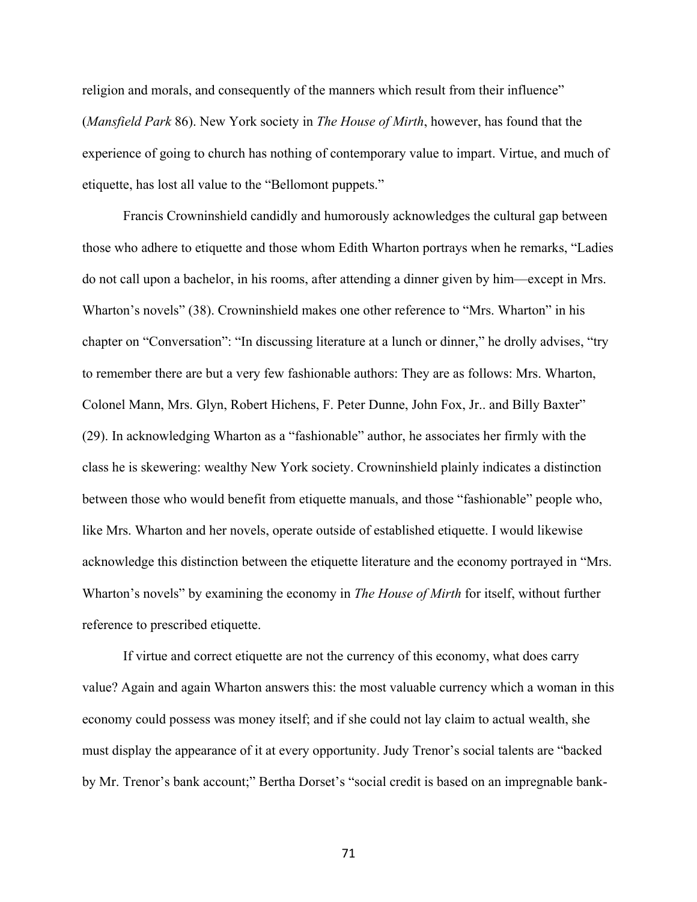religion and morals, and consequently of the manners which result from their influence" (*Mansfield Park* 86). New York society in *The House of Mirth*, however, has found that the experience of going to church has nothing of contemporary value to impart. Virtue, and much of etiquette, has lost all value to the "Bellomont puppets."

Francis Crowninshield candidly and humorously acknowledges the cultural gap between those who adhere to etiquette and those whom Edith Wharton portrays when he remarks, "Ladies do not call upon a bachelor, in his rooms, after attending a dinner given by him—except in Mrs. Wharton's novels" (38). Crowninshield makes one other reference to "Mrs. Wharton" in his chapter on "Conversation": "In discussing literature at a lunch or dinner," he drolly advises, "try to remember there are but a very few fashionable authors: They are as follows: Mrs. Wharton, Colonel Mann, Mrs. Glyn, Robert Hichens, F. Peter Dunne, John Fox, Jr.. and Billy Baxter" (29). In acknowledging Wharton as a "fashionable" author, he associates her firmly with the class he is skewering: wealthy New York society. Crowninshield plainly indicates a distinction between those who would benefit from etiquette manuals, and those "fashionable" people who, like Mrs. Wharton and her novels, operate outside of established etiquette. I would likewise acknowledge this distinction between the etiquette literature and the economy portrayed in "Mrs. Wharton's novels" by examining the economy in *The House of Mirth* for itself, without further reference to prescribed etiquette.

If virtue and correct etiquette are not the currency of this economy, what does carry value? Again and again Wharton answers this: the most valuable currency which a woman in this economy could possess was money itself; and if she could not lay claim to actual wealth, she must display the appearance of it at every opportunity. Judy Trenor's social talents are "backed by Mr. Trenor's bank account;" Bertha Dorset's "social credit is based on an impregnable bank-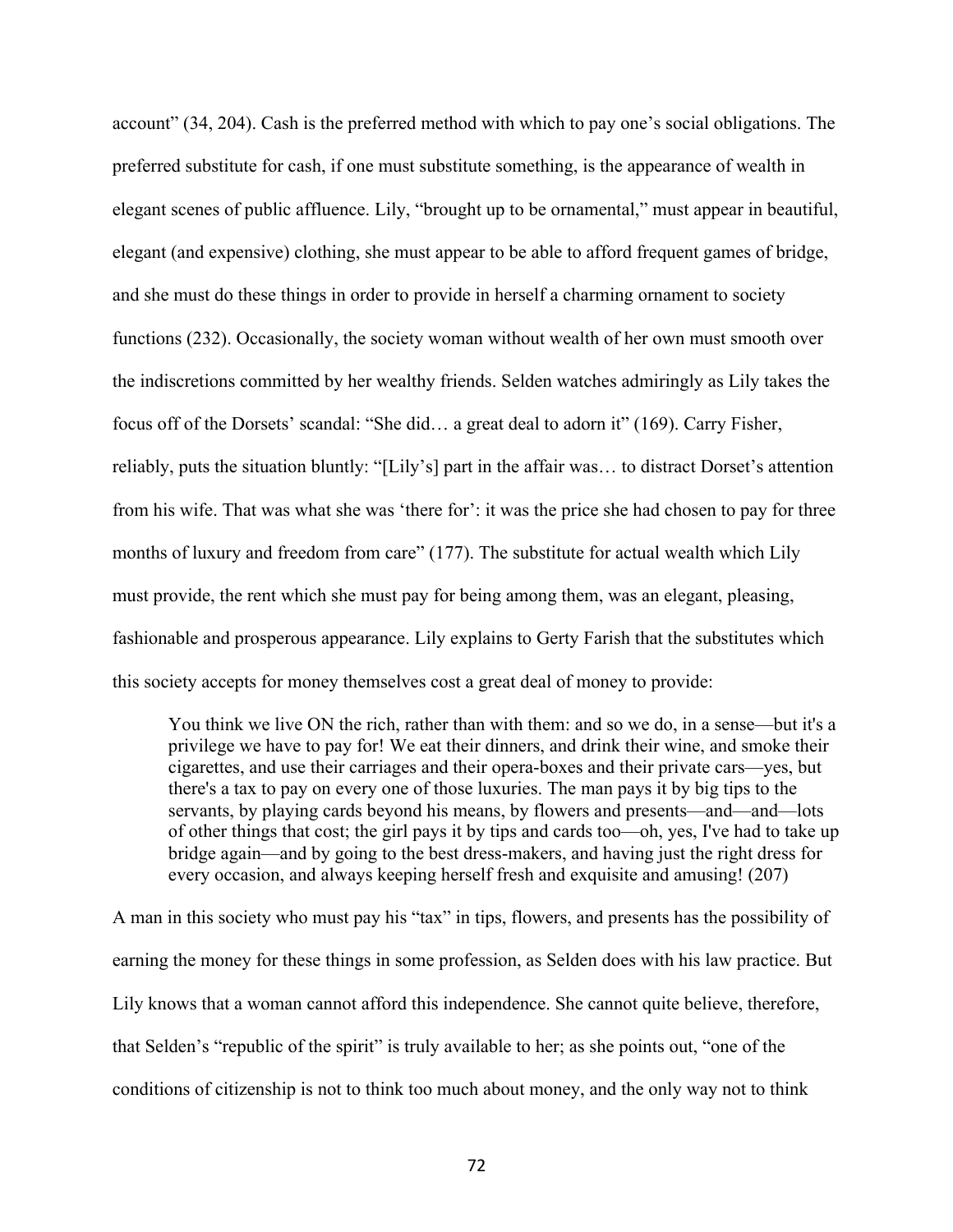account" (34, 204). Cash is the preferred method with which to pay one's social obligations. The preferred substitute for cash, if one must substitute something, is the appearance of wealth in elegant scenes of public affluence. Lily, "brought up to be ornamental," must appear in beautiful, elegant (and expensive) clothing, she must appear to be able to afford frequent games of bridge, and she must do these things in order to provide in herself a charming ornament to society functions (232). Occasionally, the society woman without wealth of her own must smooth over the indiscretions committed by her wealthy friends. Selden watches admiringly as Lily takes the focus off of the Dorsets' scandal: "She did… a great deal to adorn it" (169). Carry Fisher, reliably, puts the situation bluntly: "[Lily's] part in the affair was… to distract Dorset's attention from his wife. That was what she was 'there for': it was the price she had chosen to pay for three months of luxury and freedom from care" (177). The substitute for actual wealth which Lily must provide, the rent which she must pay for being among them, was an elegant, pleasing, fashionable and prosperous appearance. Lily explains to Gerty Farish that the substitutes which this society accepts for money themselves cost a great deal of money to provide:

> You think we live ON the rich, rather than with them: and so we do, in a sense—but it's a privilege we have to pay for! We eat their dinners, and drink their wine, and smoke their cigarettes, and use their carriages and their opera-boxes and their private cars—yes, but there's a tax to pay on every one of those luxuries. The man pays it by big tips to the servants, by playing cards beyond his means, by flowers and presents—and—and—lots of other things that cost; the girl pays it by tips and cards too—oh, yes, I've had to take up bridge again—and by going to the best dress-makers, and having just the right dress for every occasion, and always keeping herself fresh and exquisite and amusing! (207)

A man in this society who must pay his "tax" in tips, flowers, and presents has the possibility of earning the money for these things in some profession, as Selden does with his law practice. But Lily knows that a woman cannot afford this independence. She cannot quite believe, therefore, that Selden's "republic of the spirit" is truly available to her; as she points out, "one of the conditions of citizenship is not to think too much about money, and the only way not to think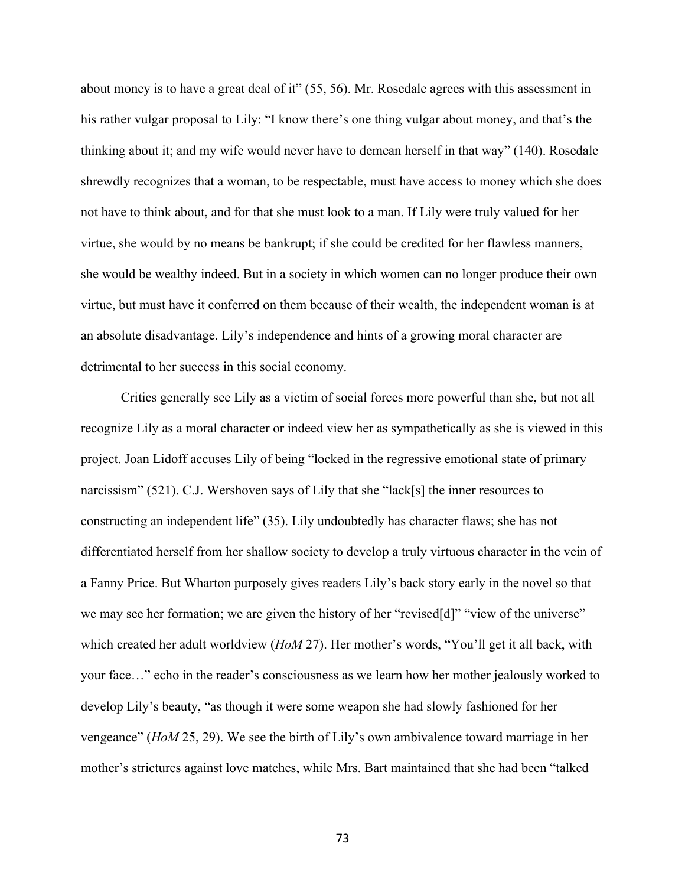about money is to have a great deal of it" (55, 56). Mr. Rosedale agrees with this assessment in his rather vulgar proposal to Lily: "I know there's one thing vulgar about money, and that's the thinking about it; and my wife would never have to demean herself in that way" (140). Rosedale shrewdly recognizes that a woman, to be respectable, must have access to money which she does not have to think about, and for that she must look to a man. If Lily were truly valued for her virtue, she would by no means be bankrupt; if she could be credited for her flawless manners, she would be wealthy indeed. But in a society in which women can no longer produce their own virtue, but must have it conferred on them because of their wealth, the independent woman is at an absolute disadvantage. Lily's independence and hints of a growing moral character are detrimental to her success in this social economy.

Critics generally see Lily as a victim of social forces more powerful than she, but not all recognize Lily as a moral character or indeed view her as sympathetically as she is viewed in this project. Joan Lidoff accuses Lily of being "locked in the regressive emotional state of primary narcissism" (521). C.J. Wershoven says of Lily that she "lack[s] the inner resources to constructing an independent life" (35). Lily undoubtedly has character flaws; she has not differentiated herself from her shallow society to develop a truly virtuous character in the vein of a Fanny Price. But Wharton purposely gives readers Lily's back story early in the novel so that we may see her formation; we are given the history of her "revised[d]" "view of the universe" which created her adult worldview (*HoM* 27). Her mother's words, "You'll get it all back, with your face…" echo in the reader's consciousness as we learn how her mother jealously worked to develop Lily's beauty, "as though it were some weapon she had slowly fashioned for her vengeance" (*HoM* 25, 29). We see the birth of Lily's own ambivalence toward marriage in her mother's strictures against love matches, while Mrs. Bart maintained that she had been "talked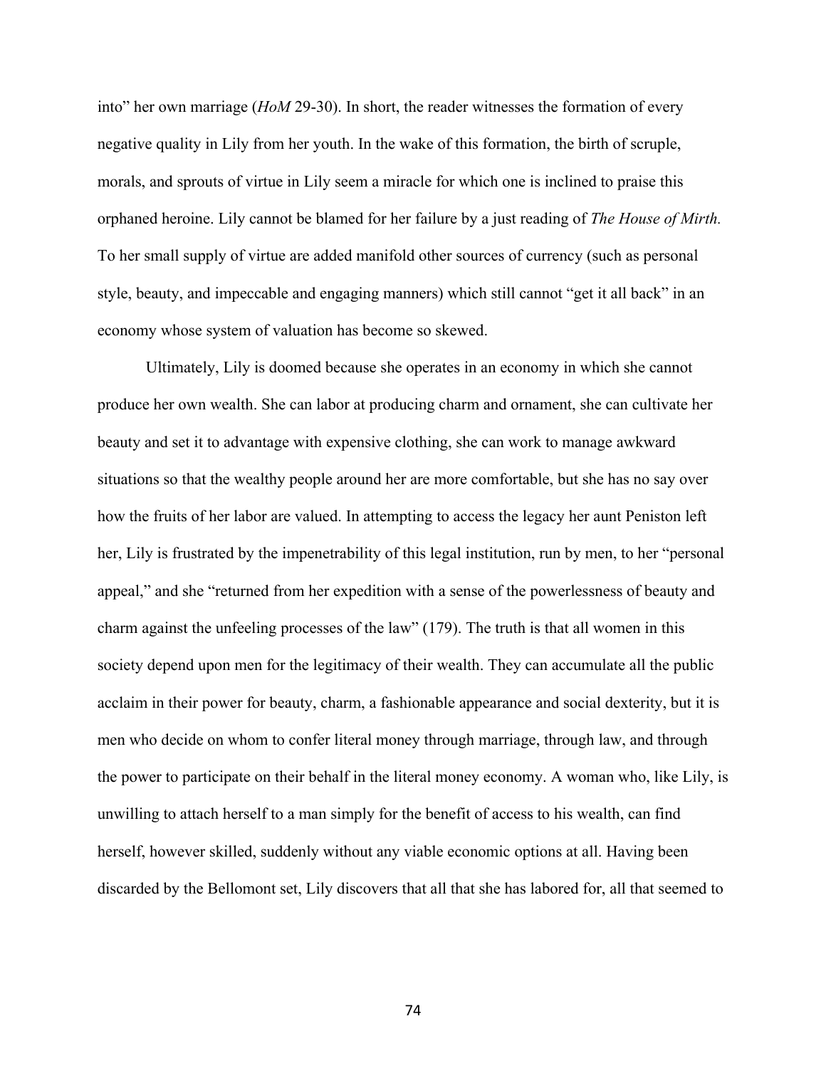into" her own marriage (*HoM* 29-30). In short, the reader witnesses the formation of every negative quality in Lily from her youth. In the wake of this formation, the birth of scruple, morals, and sprouts of virtue in Lily seem a miracle for which one is inclined to praise this orphaned heroine. Lily cannot be blamed for her failure by a just reading of *The House of Mirth.* To her small supply of virtue are added manifold other sources of currency (such as personal style, beauty, and impeccable and engaging manners) which still cannot "get it all back" in an economy whose system of valuation has become so skewed.

Ultimately, Lily is doomed because she operates in an economy in which she cannot produce her own wealth. She can labor at producing charm and ornament, she can cultivate her beauty and set it to advantage with expensive clothing, she can work to manage awkward situations so that the wealthy people around her are more comfortable, but she has no say over how the fruits of her labor are valued. In attempting to access the legacy her aunt Peniston left her, Lily is frustrated by the impenetrability of this legal institution, run by men, to her "personal appeal," and she "returned from her expedition with a sense of the powerlessness of beauty and charm against the unfeeling processes of the law" (179). The truth is that all women in this society depend upon men for the legitimacy of their wealth. They can accumulate all the public acclaim in their power for beauty, charm, a fashionable appearance and social dexterity, but it is men who decide on whom to confer literal money through marriage, through law, and through the power to participate on their behalf in the literal money economy. A woman who, like Lily, is unwilling to attach herself to a man simply for the benefit of access to his wealth, can find herself, however skilled, suddenly without any viable economic options at all. Having been discarded by the Bellomont set, Lily discovers that all that she has labored for, all that seemed to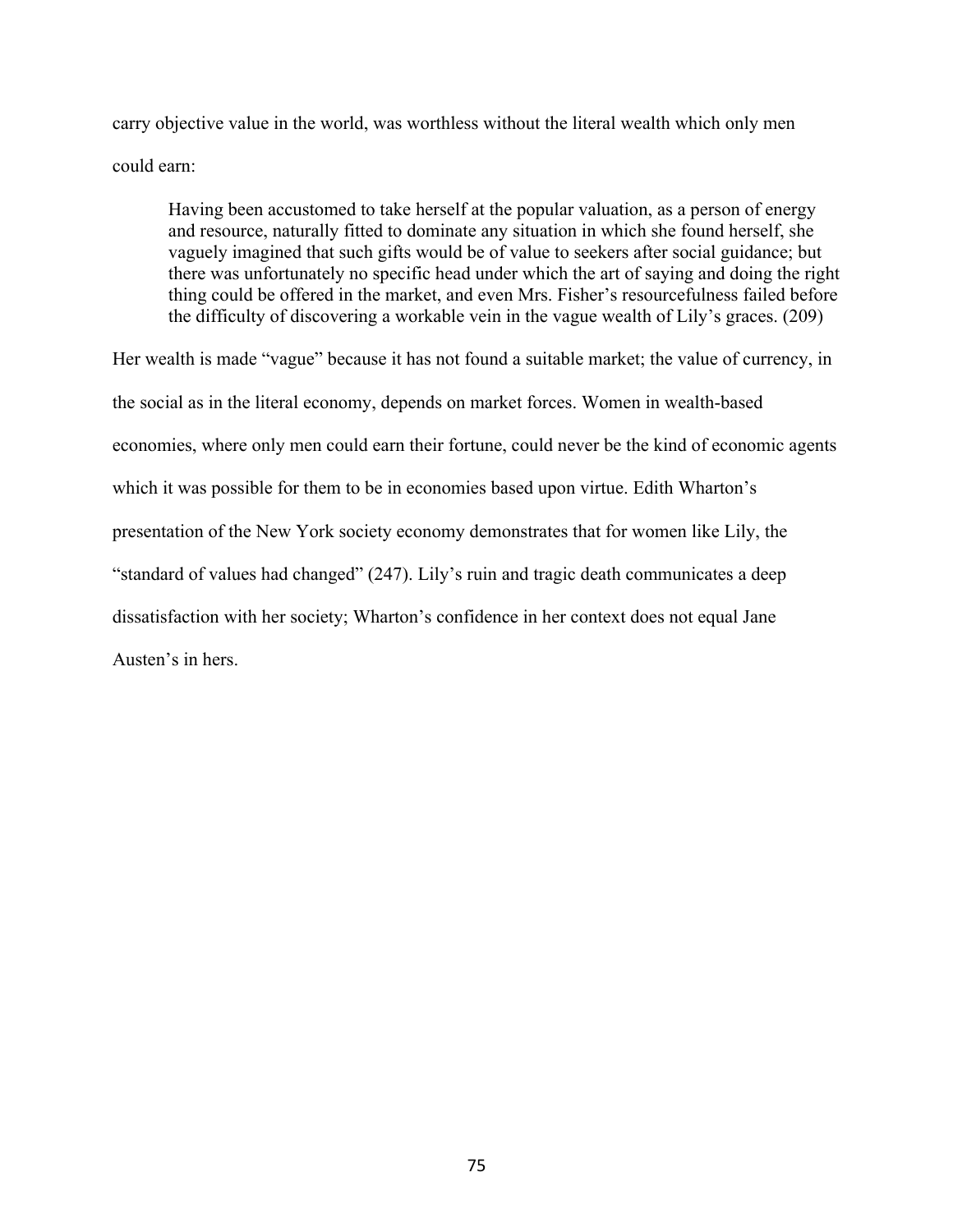carry objective value in the world, was worthless without the literal wealth which only men could earn:

> Having been accustomed to take herself at the popular valuation, as a person of energy and resource, naturally fitted to dominate any situation in which she found herself, she vaguely imagined that such gifts would be of value to seekers after social guidance; but there was unfortunately no specific head under which the art of saying and doing the right thing could be offered in the market, and even Mrs. Fisher's resourcefulness failed before the difficulty of discovering a workable vein in the vague wealth of Lily's graces. (209)

Her wealth is made "vague" because it has not found a suitable market; the value of currency, in the social as in the literal economy, depends on market forces. Women in wealth-based economies, where only men could earn their fortune, could never be the kind of economic agents which it was possible for them to be in economies based upon virtue. Edith Wharton's presentation of the New York society economy demonstrates that for women like Lily, the "standard of values had changed" (247). Lily's ruin and tragic death communicates a deep dissatisfaction with her society; Wharton's confidence in her context does not equal Jane Austen's in hers.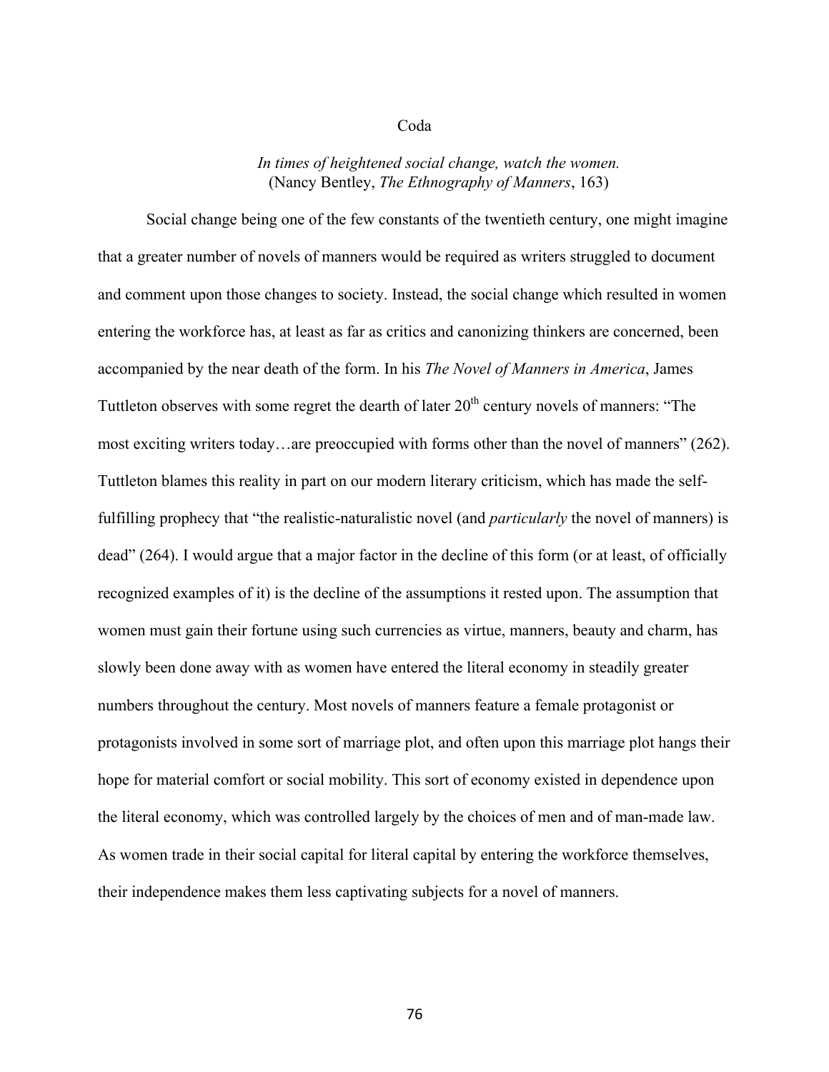# Coda

*In times of heightened social change, watch the women.*
(Nancy Bentley, *The Ethnography of Manners*, 163)

Social change being one of the few constants of the twentieth century, one might imagine that a greater number of novels of manners would be required as writers struggled to document and comment upon those changes to society. Instead, the social change which resulted in women entering the workforce has, at least as far as critics and canonizing thinkers are concerned, been accompanied by the near death of the form. In his *The Novel of Manners in America*, James Tuttleton observes with some regret the dearth of later 20$^{th}$ century novels of manners: "The most exciting writers today…are preoccupied with forms other than the novel of manners" (262). Tuttleton blames this reality in part on our modern literary criticism, which has made the self-fulfilling prophecy that "the realistic-naturalistic novel (and *particularly* the novel of manners) is dead" (264). I would argue that a major factor in the decline of this form (or at least, of officially recognized examples of it) is the decline of the assumptions it rested upon. The assumption that women must gain their fortune using such currencies as virtue, manners, beauty and charm, has slowly been done away with as women have entered the literal economy in steadily greater numbers throughout the century. Most novels of manners feature a female protagonist or protagonists involved in some sort of marriage plot, and often upon this marriage plot hangs their hope for material comfort or social mobility. This sort of economy existed in dependence upon the literal economy, which was controlled largely by the choices of men and of man-made law. As women trade in their social capital for literal capital by entering the workforce themselves, their independence makes them less captivating subjects for a novel of manners.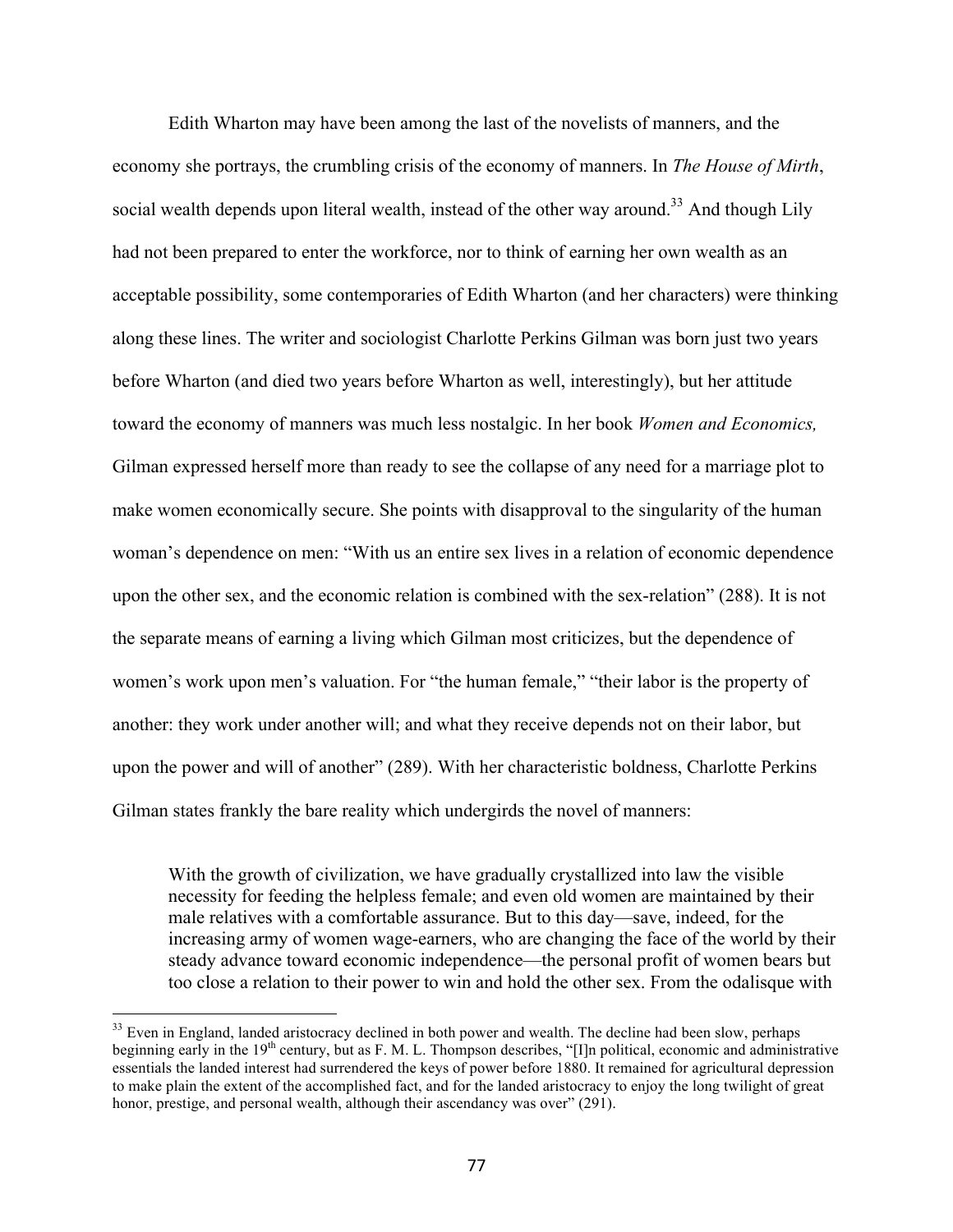Edith Wharton may have been among the last of the novelists of manners, and the economy she portrays, the crumbling crisis of the economy of manners. In *The House of Mirth*, social wealth depends upon literal wealth, instead of the other way around.[33] And though Lily had not been prepared to enter the workforce, nor to think of earning her own wealth as an acceptable possibility, some contemporaries of Edith Wharton (and her characters) were thinking along these lines. The writer and sociologist Charlotte Perkins Gilman was born just two years before Wharton (and died two years before Wharton as well, interestingly), but her attitude toward the economy of manners was much less nostalgic. In her book *Women and Economics,* Gilman expressed herself more than ready to see the collapse of any need for a marriage plot to make women economically secure. She points with disapproval to the singularity of the human woman's dependence on men: "With us an entire sex lives in a relation of economic dependence upon the other sex, and the economic relation is combined with the sex-relation" (288). It is not the separate means of earning a living which Gilman most criticizes, but the dependence of women's work upon men's valuation. For "the human female," "their labor is the property of another: they work under another will; and what they receive depends not on their labor, but upon the power and will of another" (289). With her characteristic boldness, Charlotte Perkins Gilman states frankly the bare reality which undergirds the novel of manners:

> With the growth of civilization, we have gradually crystallized into law the visible necessity for feeding the helpless female; and even old women are maintained by their male relatives with a comfortable assurance. But to this day—save, indeed, for the increasing army of women wage-earners, who are changing the face of the world by their steady advance toward economic independence—the personal profit of women bears but too close a relation to their power to win and hold the other sex. From the odalisque with

[33] Even in England, landed aristocracy declined in both power and wealth. The decline had been slow, perhaps beginning early in the 19th century, but as F. M. L. Thompson describes, "[I]n political, economic and administrative essentials the landed interest had surrendered the keys of power before 1880. It remained for agricultural depression to make plain the extent of the accomplished fact, and for the landed aristocracy to enjoy the long twilight of great honor, prestige, and personal wealth, although their ascendancy was over" (291).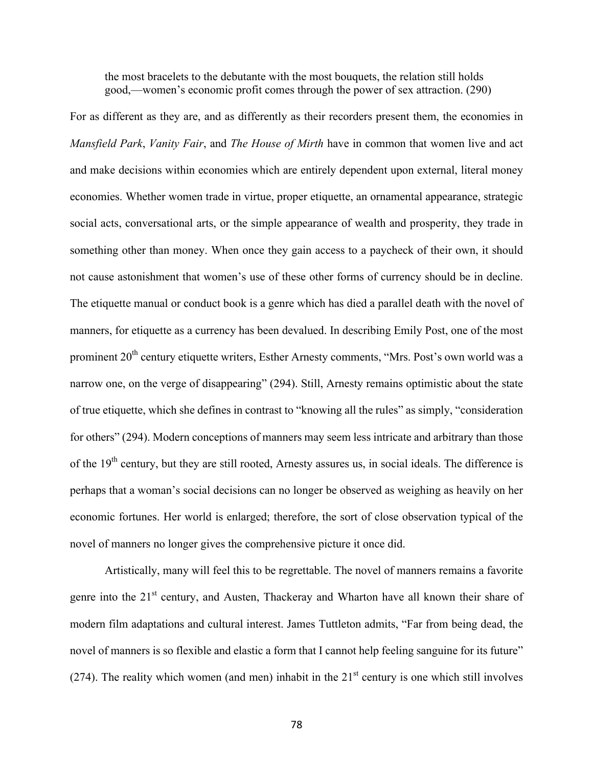> the most bracelets to the debutante with the most bouquets, the relation still holds good,—women's economic profit comes through the power of sex attraction. (290)

For as different as they are, and as differently as their recorders present them, the economies in *Mansfield Park*, *Vanity Fair*, and *The House of Mirth* have in common that women live and act and make decisions within economies which are entirely dependent upon external, literal money economies. Whether women trade in virtue, proper etiquette, an ornamental appearance, strategic social acts, conversational arts, or the simple appearance of wealth and prosperity, they trade in something other than money. When once they gain access to a paycheck of their own, it should not cause astonishment that women's use of these other forms of currency should be in decline. The etiquette manual or conduct book is a genre which has died a parallel death with the novel of manners, for etiquette as a currency has been devalued. In describing Emily Post, one of the most prominent 20th century etiquette writers, Esther Arnesty comments, "Mrs. Post's own world was a narrow one, on the verge of disappearing" (294). Still, Arnesty remains optimistic about the state of true etiquette, which she defines in contrast to "knowing all the rules" as simply, "consideration for others" (294). Modern conceptions of manners may seem less intricate and arbitrary than those of the 19th century, but they are still rooted, Arnesty assures us, in social ideals. The difference is perhaps that a woman's social decisions can no longer be observed as weighing as heavily on her economic fortunes. Her world is enlarged; therefore, the sort of close observation typical of the novel of manners no longer gives the comprehensive picture it once did.

Artistically, many will feel this to be regrettable. The novel of manners remains a favorite genre into the 21st century, and Austen, Thackeray and Wharton have all known their share of modern film adaptations and cultural interest. James Tuttleton admits, "Far from being dead, the novel of manners is so flexible and elastic a form that I cannot help feeling sanguine for its future" (274). The reality which women (and men) inhabit in the 21st century is one which still involves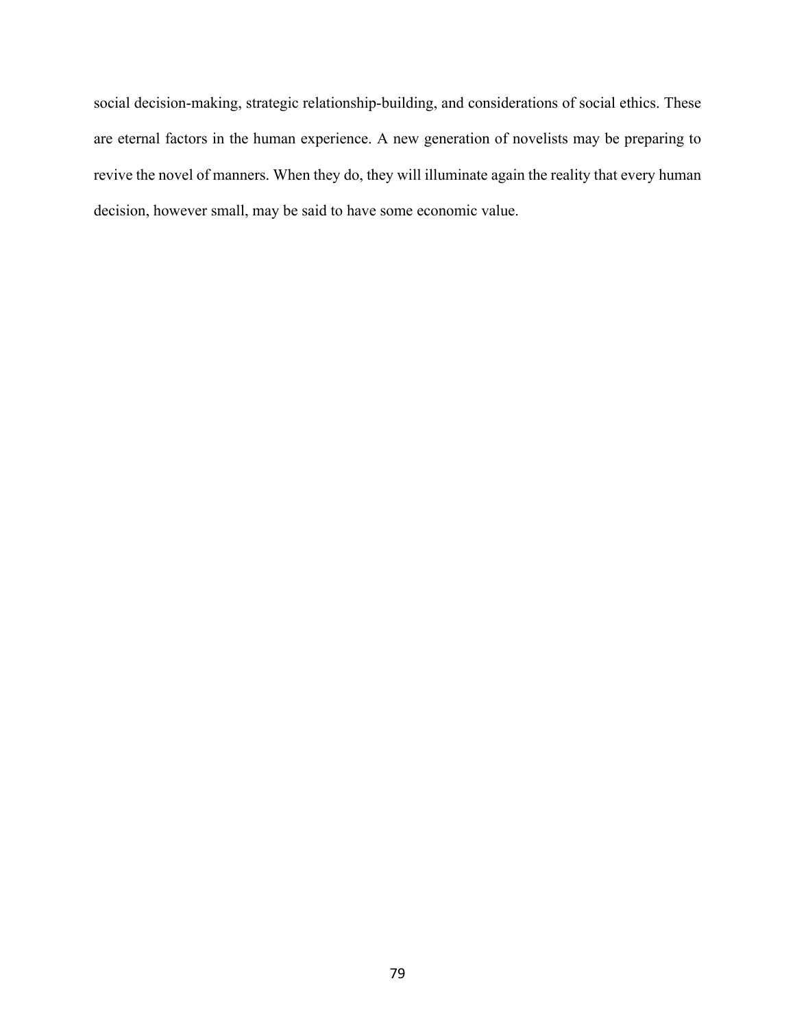social decision-making, strategic relationship-building, and considerations of social ethics. These are eternal factors in the human experience. A new generation of novelists may be preparing to revive the novel of manners. When they do, they will illuminate again the reality that every human decision, however small, may be said to have some economic value.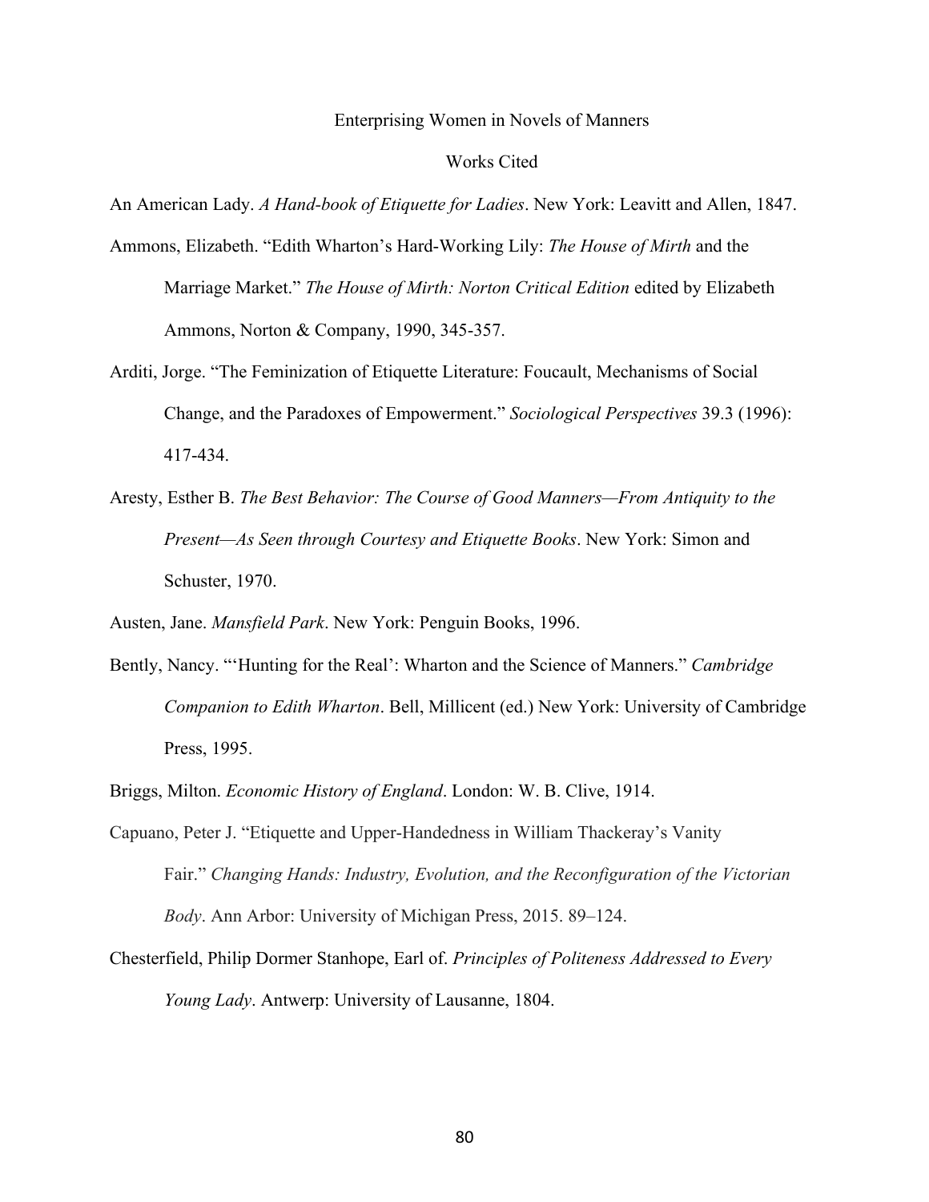Enterprising Women in Novels of Manners

## Works Cited

An American Lady. *A Hand-book of Etiquette for Ladies*. New York: Leavitt and Allen, 1847.

Ammons, Elizabeth. "Edith Wharton's Hard-Working Lily: *The House of Mirth* and the Marriage Market." *The House of Mirth: Norton Critical Edition* edited by Elizabeth Ammons, Norton & Company, 1990, 345-357.

Arditi, Jorge. "The Feminization of Etiquette Literature: Foucault, Mechanisms of Social Change, and the Paradoxes of Empowerment." *Sociological Perspectives* 39.3 (1996): 417-434.

Aresty, Esther B. *The Best Behavior: The Course of Good Manners—From Antiquity to the Present—As Seen through Courtesy and Etiquette Books*. New York: Simon and Schuster, 1970.

Austen, Jane. *Mansfield Park*. New York: Penguin Books, 1996.

Bently, Nancy. "'Hunting for the Real': Wharton and the Science of Manners." *Cambridge Companion to Edith Wharton*. Bell, Millicent (ed.) New York: University of Cambridge Press, 1995.

Briggs, Milton. *Economic History of England*. London: W. B. Clive, 1914.

Capuano, Peter J. "Etiquette and Upper-Handedness in William Thackeray's Vanity Fair." *Changing Hands: Industry, Evolution, and the Reconfiguration of the Victorian Body*. Ann Arbor: University of Michigan Press, 2015. 89–124.

Chesterfield, Philip Dormer Stanhope, Earl of. *Principles of Politeness Addressed to Every Young Lady*. Antwerp: University of Lausanne, 1804.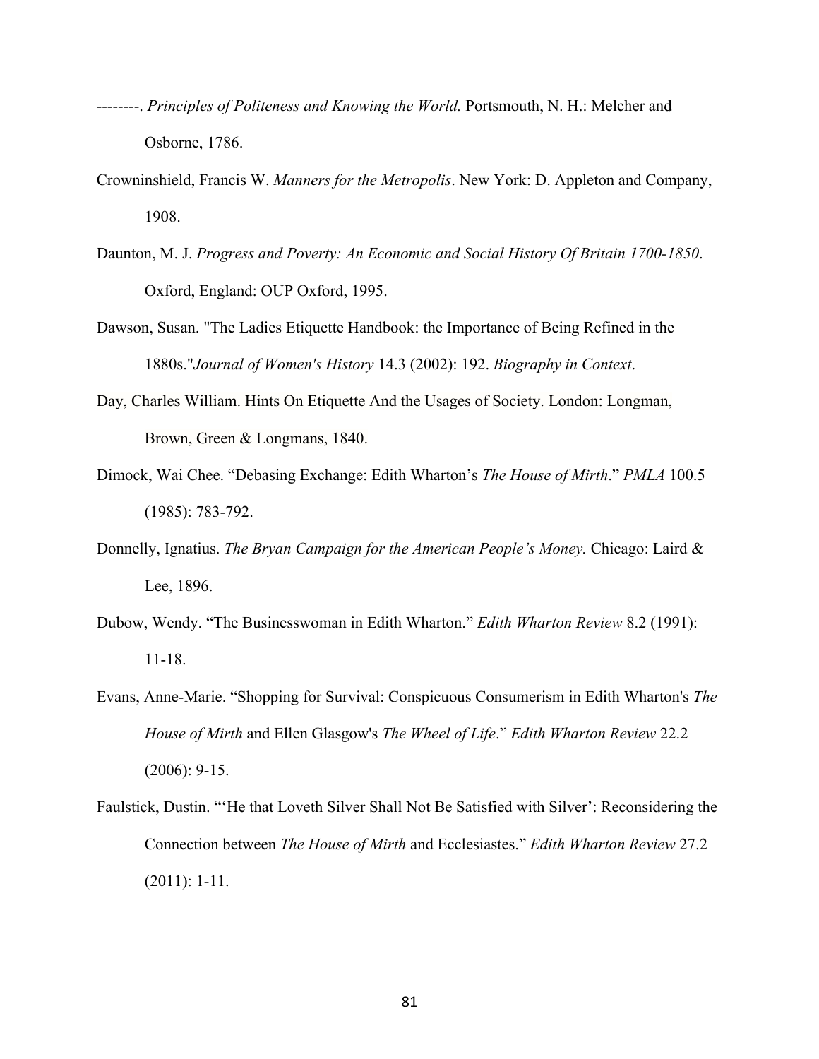--------. *Principles of Politeness and Knowing the World.* Portsmouth, N. H.: Melcher and Osborne, 1786.

Crowninshield, Francis W. *Manners for the Metropolis*. New York: D. Appleton and Company, 1908.

Daunton, M. J. *Progress and Poverty: An Economic and Social History Of Britain 1700-1850*. Oxford, England: OUP Oxford, 1995.

Dawson, Susan. "The Ladies Etiquette Handbook: the Importance of Being Refined in the 1880s."*Journal of Women's History* 14.3 (2002): 192. *Biography in Context*.

Day, Charles William. <u>Hints On Etiquette And the Usages of Society.</u> London: Longman, Brown, Green & Longmans, 1840.

Dimock, Wai Chee. "Debasing Exchange: Edith Wharton's *The House of Mirth*." *PMLA* 100.5 (1985): 783-792.

Donnelly, Ignatius. *The Bryan Campaign for the American People's Money.* Chicago: Laird & Lee, 1896.

Dubow, Wendy. "The Businesswoman in Edith Wharton." *Edith Wharton Review* 8.2 (1991): 11-18.

Evans, Anne-Marie. "Shopping for Survival: Conspicuous Consumerism in Edith Wharton's *The House of Mirth* and Ellen Glasgow's *The Wheel of Life*." *Edith Wharton Review* 22.2 (2006): 9-15.

Faulstick, Dustin. "'He that Loveth Silver Shall Not Be Satisfied with Silver': Reconsidering the Connection between *The House of Mirth* and Ecclesiastes." *Edith Wharton Review* 27.2 (2011): 1-11.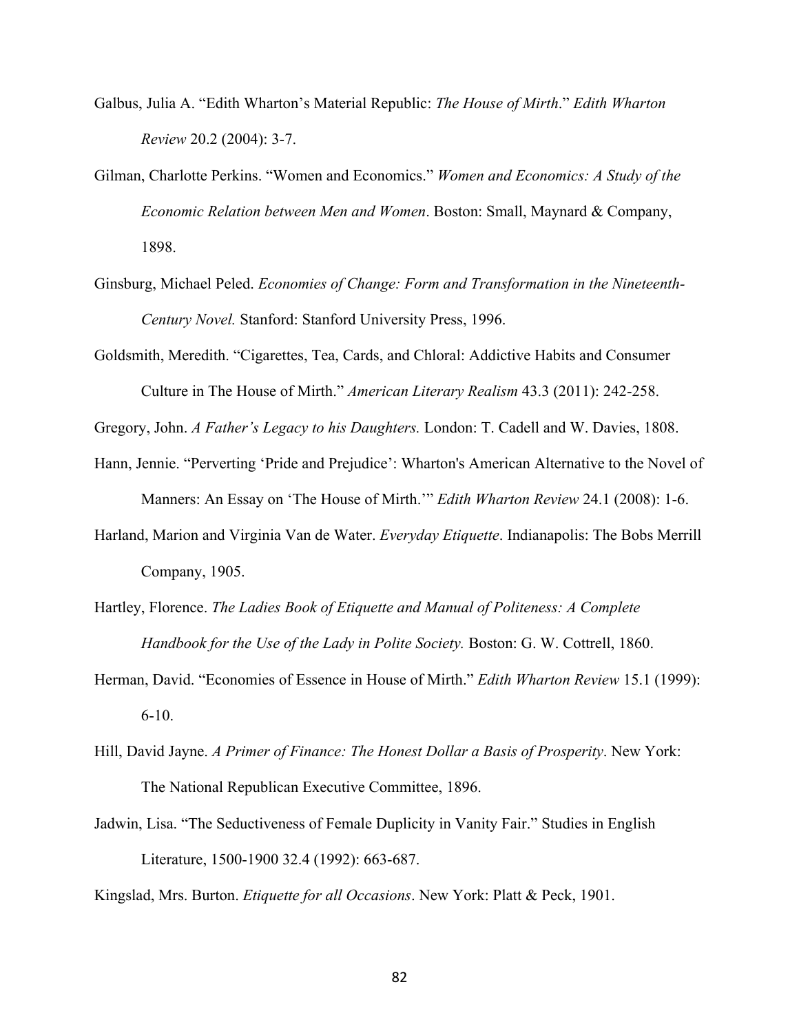Galbus, Julia A. "Edith Wharton's Material Republic: *The House of Mirth*." *Edith Wharton Review* 20.2 (2004): 3-7.

Gilman, Charlotte Perkins. "Women and Economics." *Women and Economics: A Study of the Economic Relation between Men and Women*. Boston: Small, Maynard & Company, 1898.

Ginsburg, Michael Peled. *Economies of Change: Form and Transformation in the Nineteenth-Century Novel.* Stanford: Stanford University Press, 1996.

Goldsmith, Meredith. "Cigarettes, Tea, Cards, and Chloral: Addictive Habits and Consumer Culture in The House of Mirth." *American Literary Realism* 43.3 (2011): 242-258.

Gregory, John. *A Father's Legacy to his Daughters.* London: T. Cadell and W. Davies, 1808.

Hann, Jennie. "Perverting 'Pride and Prejudice': Wharton's American Alternative to the Novel of Manners: An Essay on 'The House of Mirth.'" *Edith Wharton Review* 24.1 (2008): 1-6.

Harland, Marion and Virginia Van de Water. *Everyday Etiquette*. Indianapolis: The Bobs Merrill Company, 1905.

Hartley, Florence. *The Ladies Book of Etiquette and Manual of Politeness: A Complete Handbook for the Use of the Lady in Polite Society.* Boston: G. W. Cottrell, 1860.

Herman, David. "Economies of Essence in House of Mirth." *Edith Wharton Review* 15.1 (1999): 6-10.

Hill, David Jayne. *A Primer of Finance: The Honest Dollar a Basis of Prosperity*. New York: The National Republican Executive Committee, 1896.

Jadwin, Lisa. "The Seductiveness of Female Duplicity in Vanity Fair." Studies in English Literature, 1500-1900 32.4 (1992): 663-687.

Kingslad, Mrs. Burton. *Etiquette for all Occasions*. New York: Platt & Peck, 1901.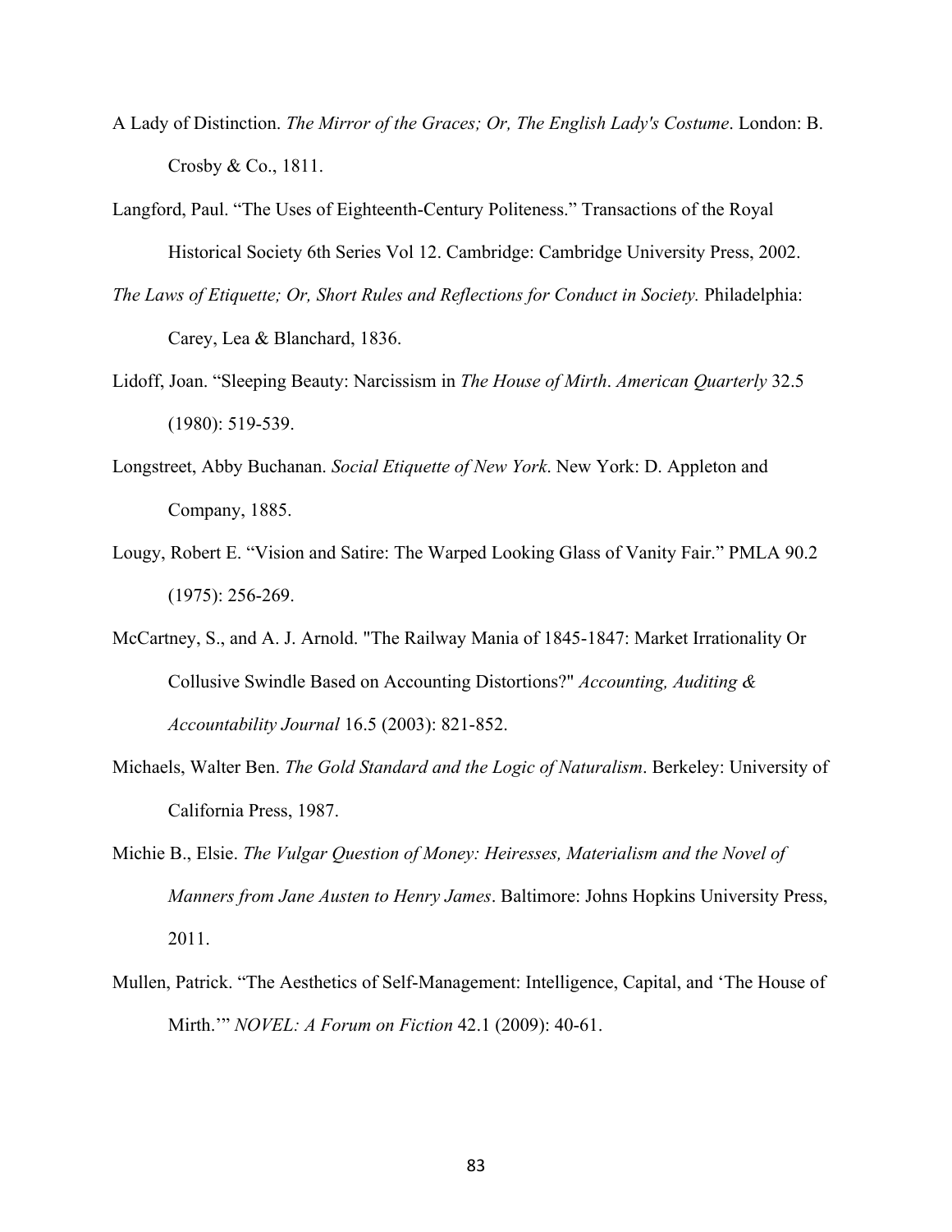A Lady of Distinction. *The Mirror of the Graces; Or, The English Lady's Costume*. London: B. Crosby & Co., 1811.

Langford, Paul. "The Uses of Eighteenth-Century Politeness." Transactions of the Royal Historical Society 6th Series Vol 12. Cambridge: Cambridge University Press, 2002.

*The Laws of Etiquette; Or, Short Rules and Reflections for Conduct in Society.* Philadelphia: Carey, Lea & Blanchard, 1836.

Lidoff, Joan. "Sleeping Beauty: Narcissism in *The House of Mirth*. *American Quarterly* 32.5 (1980): 519-539.

Longstreet, Abby Buchanan. *Social Etiquette of New York*. New York: D. Appleton and Company, 1885.

Lougy, Robert E. "Vision and Satire: The Warped Looking Glass of Vanity Fair." PMLA 90.2 (1975): 256-269.

McCartney, S., and A. J. Arnold. "The Railway Mania of 1845-1847: Market Irrationality Or Collusive Swindle Based on Accounting Distortions?" *Accounting, Auditing & Accountability Journal* 16.5 (2003): 821-852.

Michaels, Walter Ben. *The Gold Standard and the Logic of Naturalism*. Berkeley: University of California Press, 1987.

Michie B., Elsie. *The Vulgar Question of Money: Heiresses, Materialism and the Novel of Manners from Jane Austen to Henry James*. Baltimore: Johns Hopkins University Press, 2011.

Mullen, Patrick. "The Aesthetics of Self-Management: Intelligence, Capital, and 'The House of Mirth.'" *NOVEL: A Forum on Fiction* 42.1 (2009): 40-61.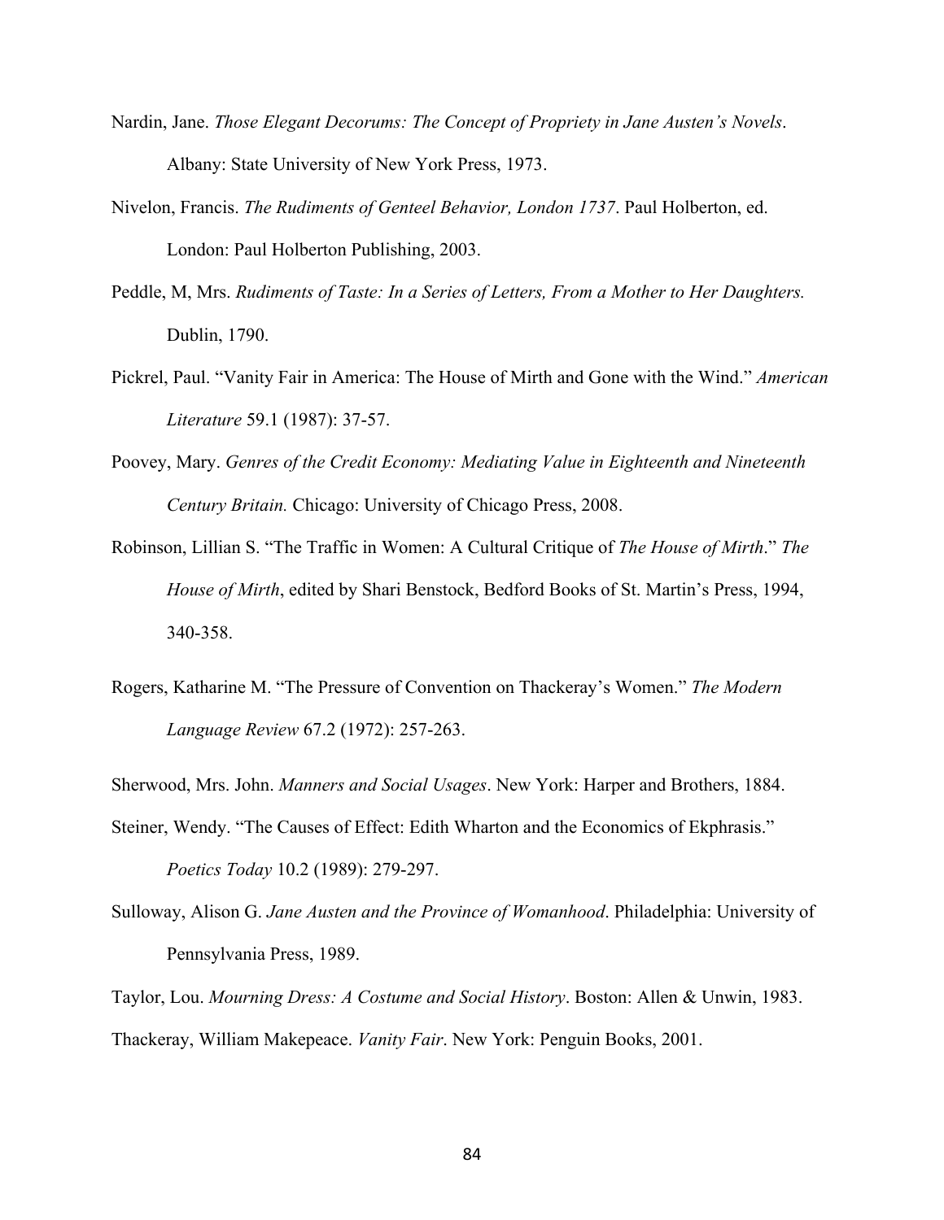Nardin, Jane. *Those Elegant Decorums: The Concept of Propriety in Jane Austen's Novels*. Albany: State University of New York Press, 1973.

Nivelon, Francis. *The Rudiments of Genteel Behavior, London 1737*. Paul Holberton, ed. London: Paul Holberton Publishing, 2003.

Peddle, M, Mrs. *Rudiments of Taste: In a Series of Letters, From a Mother to Her Daughters.* Dublin, 1790.

Pickrel, Paul. "Vanity Fair in America: The House of Mirth and Gone with the Wind." *American Literature* 59.1 (1987): 37-57.

Poovey, Mary. *Genres of the Credit Economy: Mediating Value in Eighteenth and Nineteenth Century Britain.* Chicago: University of Chicago Press, 2008.

Robinson, Lillian S. "The Traffic in Women: A Cultural Critique of *The House of Mirth*." *The House of Mirth*, edited by Shari Benstock, Bedford Books of St. Martin's Press, 1994, 340-358.

Rogers, Katharine M. "The Pressure of Convention on Thackeray's Women." *The Modern Language Review* 67.2 (1972): 257-263.

Sherwood, Mrs. John. *Manners and Social Usages*. New York: Harper and Brothers, 1884.

Steiner, Wendy. "The Causes of Effect: Edith Wharton and the Economics of Ekphrasis." *Poetics Today* 10.2 (1989): 279-297.

Sulloway, Alison G. *Jane Austen and the Province of Womanhood*. Philadelphia: University of Pennsylvania Press, 1989.

Taylor, Lou. *Mourning Dress: A Costume and Social History*. Boston: Allen & Unwin, 1983.

Thackeray, William Makepeace. *Vanity Fair*. New York: Penguin Books, 2001.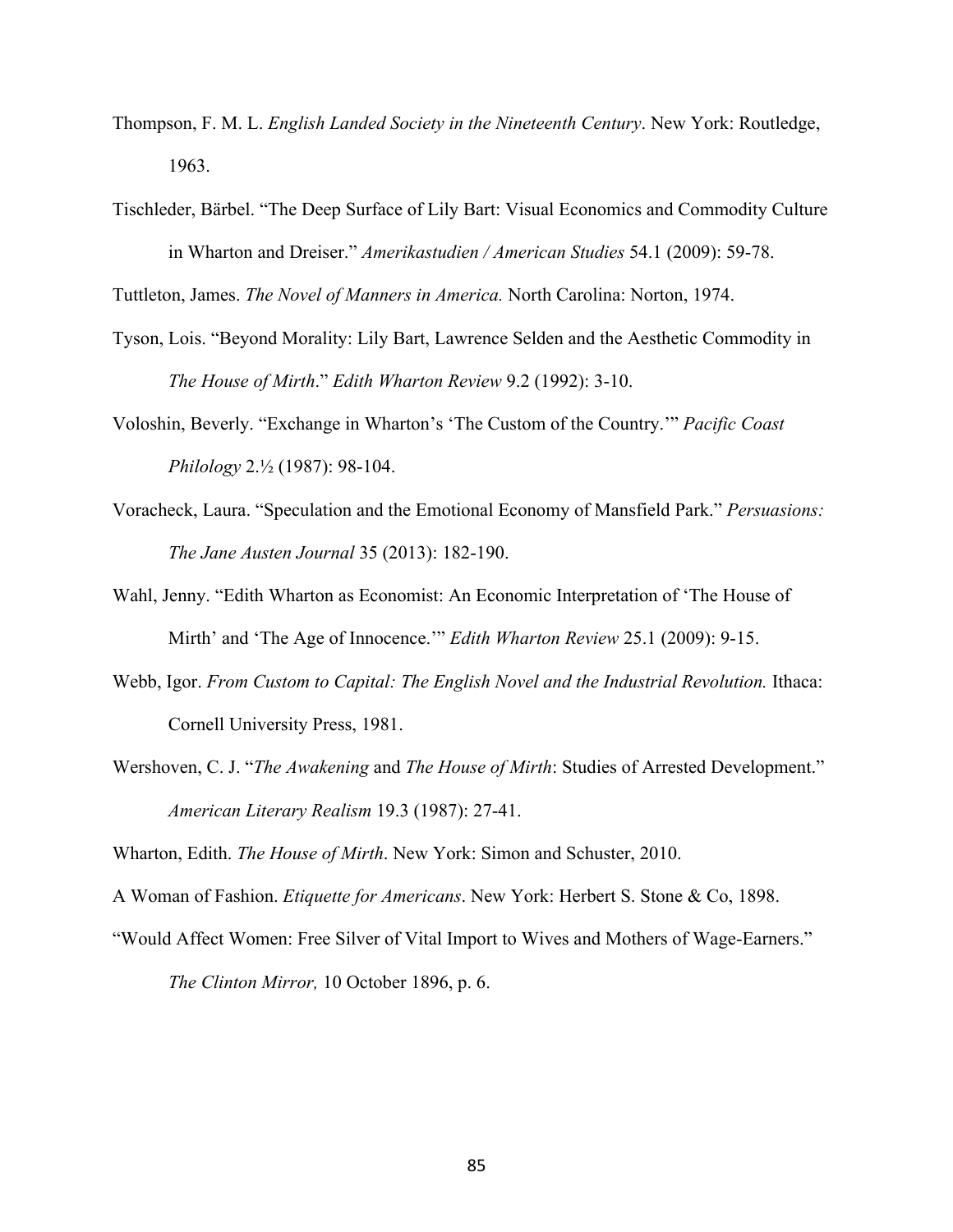Thompson, F. M. L. *English Landed Society in the Nineteenth Century*. New York: Routledge, 1963.

Tischleder, Bärbel. "The Deep Surface of Lily Bart: Visual Economics and Commodity Culture in Wharton and Dreiser." *Amerikastudien / American Studies* 54.1 (2009): 59-78.

Tuttleton, James. *The Novel of Manners in America.* North Carolina: Norton, 1974.

Tyson, Lois. "Beyond Morality: Lily Bart, Lawrence Selden and the Aesthetic Commodity in *The House of Mirth*." *Edith Wharton Review* 9.2 (1992): 3-10.

Voloshin, Beverly. "Exchange in Wharton's 'The Custom of the Country.'" *Pacific Coast Philology* 2.½ (1987): 98-104.

Voracheck, Laura. "Speculation and the Emotional Economy of Mansfield Park." *Persuasions: The Jane Austen Journal* 35 (2013): 182-190.

Wahl, Jenny. "Edith Wharton as Economist: An Economic Interpretation of 'The House of Mirth' and 'The Age of Innocence.'" *Edith Wharton Review* 25.1 (2009): 9-15.

Webb, Igor. *From Custom to Capital: The English Novel and the Industrial Revolution.* Ithaca: Cornell University Press, 1981.

Wershoven, C. J. "*The Awakening* and *The House of Mirth*: Studies of Arrested Development." *American Literary Realism* 19.3 (1987): 27-41.

Wharton, Edith. *The House of Mirth*. New York: Simon and Schuster, 2010.

A Woman of Fashion. *Etiquette for Americans*. New York: Herbert S. Stone & Co, 1898.

"Would Affect Women: Free Silver of Vital Import to Wives and Mothers of Wage-Earners." *The Clinton Mirror,* 10 October 1896, p. 6.